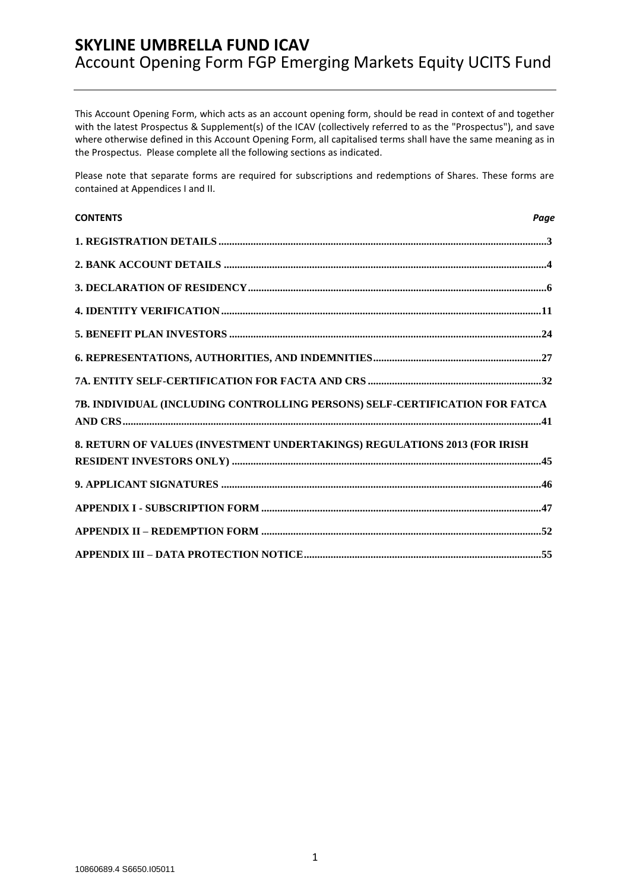# SKYLINE UMBRELLA FUND ICAV

## Account Opening Form FGP Emerging Markets Equity UCITS Fund

This Account Opening Form, which acts as an account opening form, should be read in context of and together with the latest Prospectus & Supplement(s) of the ICAV (collectively referred to as the "Prospectus"), and save where otherwise defined in this Account Opening Form, all capitalised terms shall have the same meaning as in the Prospectus. Please complete all the following sections as indicated.

Please note that separate forms are required for subscriptions and redemptions of Shares. These forms are contained at Appendices I and II.

| **CONTENTS** | ***Page*** |
| --- | --- |
| **1. REGISTRATION DETAILS** | **3** |
| **2. BANK ACCOUNT DETAILS** | **4** |
| **3. DECLARATION OF RESIDENCY** | **6** |
| **4. IDENTITY VERIFICATION** | **11** |
| **5. BENEFIT PLAN INVESTORS** | **24** |
| **6. REPRESENTATIONS, AUTHORITIES, AND INDEMNITIES** | **27** |
| **7A. ENTITY SELF-CERTIFICATION FOR FACTA AND CRS** | **32** |
| **7B. INDIVIDUAL (INCLUDING CONTROLLING PERSONS) SELF-CERTIFICATION FOR FATCA AND CRS** | **41** |
| **8. RETURN OF VALUES (INVESTMENT UNDERTAKINGS) REGULATIONS 2013 (FOR IRISH RESIDENT INVESTORS ONLY)** | **45** |
| **9. APPLICANT SIGNATURES** | **46** |
| **APPENDIX I - SUBSCRIPTION FORM** | **47** |
| **APPENDIX II – REDEMPTION FORM** | **52** |
| **APPENDIX III – DATA PROTECTION NOTICE** | **55** |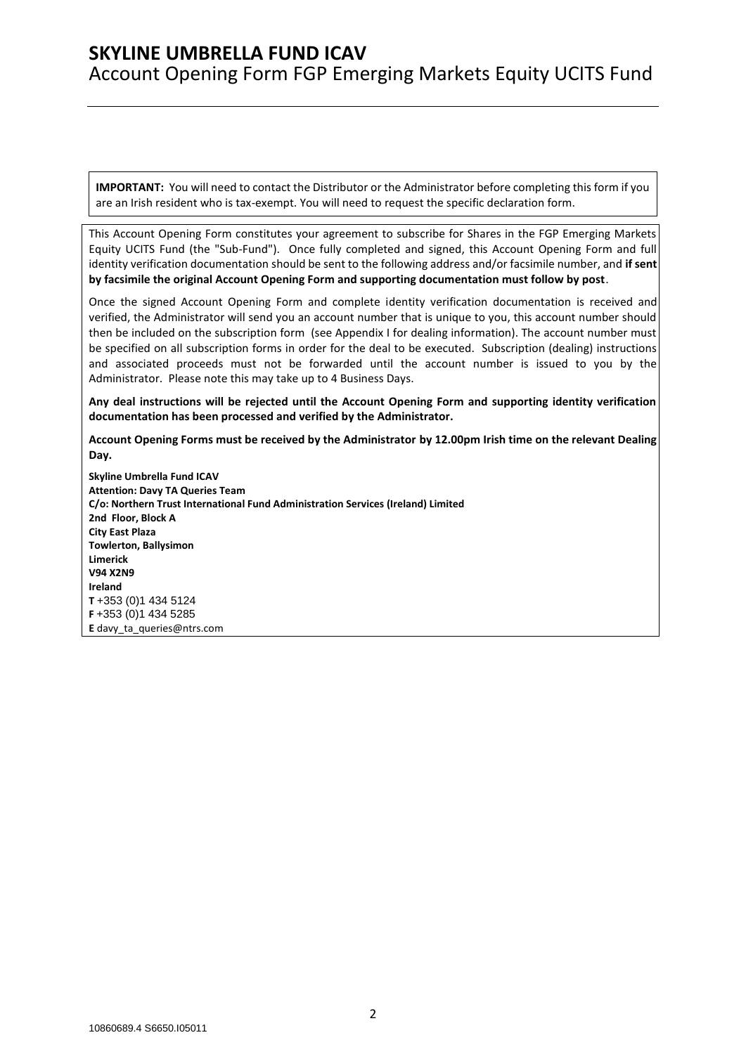# SKYLINE UMBRELLA FUND ICAV

## Account Opening Form FGP Emerging Markets Equity UCITS Fund

**IMPORTANT:** You will need to contact the Distributor or the Administrator before completing this form if you are an Irish resident who is tax-exempt. You will need to request the specific declaration form.

This Account Opening Form constitutes your agreement to subscribe for Shares in the FGP Emerging Markets Equity UCITS Fund (the "Sub-Fund"). Once fully completed and signed, this Account Opening Form and full identity verification documentation should be sent to the following address and/or facsimile number, and **if sent by facsimile the original Account Opening Form and supporting documentation must follow by post**.

Once the signed Account Opening Form and complete identity verification documentation is received and verified, the Administrator will send you an account number that is unique to you, this account number should then be included on the subscription form (see Appendix I for dealing information). The account number must be specified on all subscription forms in order for the deal to be executed. Subscription (dealing) instructions and associated proceeds must not be forwarded until the account number is issued to you by the Administrator. Please note this may take up to 4 Business Days.

**Any deal instructions will be rejected until the Account Opening Form and supporting identity verification documentation has been processed and verified by the Administrator.**

**Account Opening Forms must be received by the Administrator by 12.00pm Irish time on the relevant Dealing Day.**

**Skyline Umbrella Fund ICAV**
**Attention: Davy TA Queries Team**
**C/o: Northern Trust International Fund Administration Services (Ireland) Limited**
**2nd Floor, Block A**
**City East Plaza**
**Towlerton, Ballysimon**
**Limerick**
**V94 X2N9**
**Ireland**
**T** +353 (0)1 434 5124
**F** +353 (0)1 434 5285
**E** davy_ta_queries@ntrs.com

10860689.4 S6650.I05011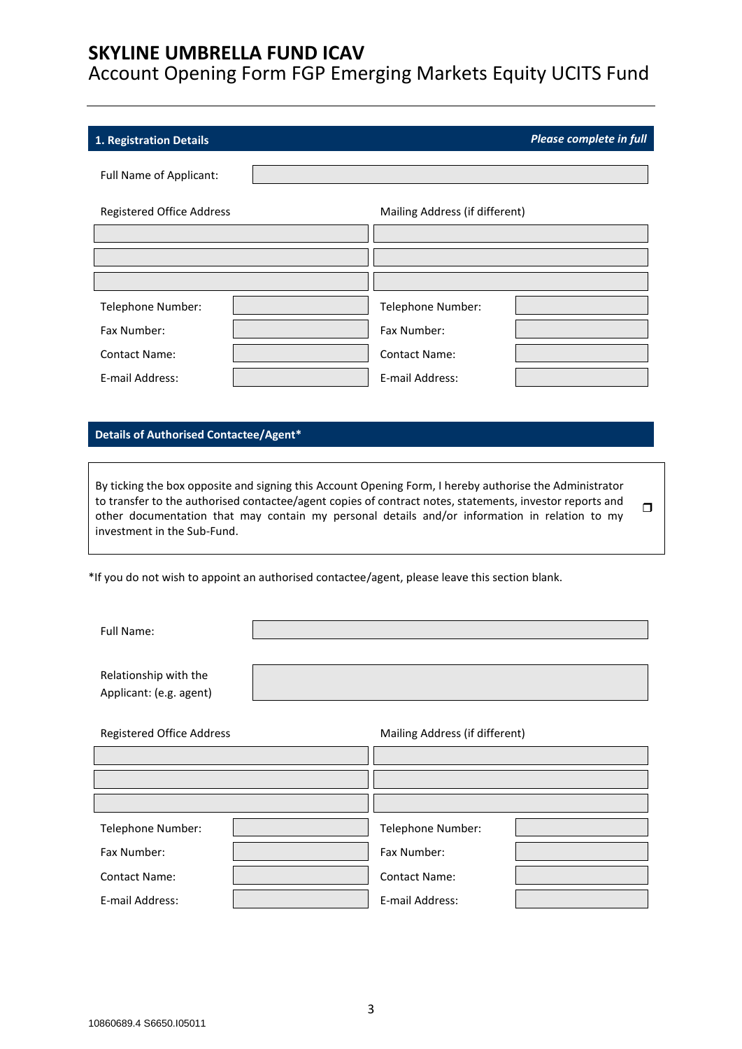# SKYLINE UMBRELLA FUND ICAV

Account Opening Form FGP Emerging Markets Equity UCITS Fund

## 1. Registration Details

***Please complete in full***

Full Name of Applicant:

| Registered Office Address | | Mailing Address (if different) | |
|---|---|---|---|
| | | | |
| | | | |
| | | | |
| Telephone Number: | | Telephone Number: | |
| Fax Number: | | Fax Number: | |
| Contact Name: | | Contact Name: | |
| E-mail Address: | | E-mail Address: | |

## Details of Authorised Contactee/Agent*

By ticking the box opposite and signing this Account Opening Form, I hereby authorise the Administrator to transfer to the authorised contactee/agent copies of contract notes, statements, investor reports and other documentation that may contain my personal details and/or information in relation to my investment in the Sub-Fund. ☐

*If you do not wish to appoint an authorised contactee/agent, please leave this section blank.

Full Name:

Relationship with the Applicant: (e.g. agent)

| Registered Office Address | | Mailing Address (if different) | |
|---|---|---|---|
| | | | |
| | | | |
| | | | |
| Telephone Number: | | Telephone Number: | |
| Fax Number: | | Fax Number: | |
| Contact Name: | | Contact Name: | |
| E-mail Address: | | E-mail Address: | |

10860689.4 S6650.I05011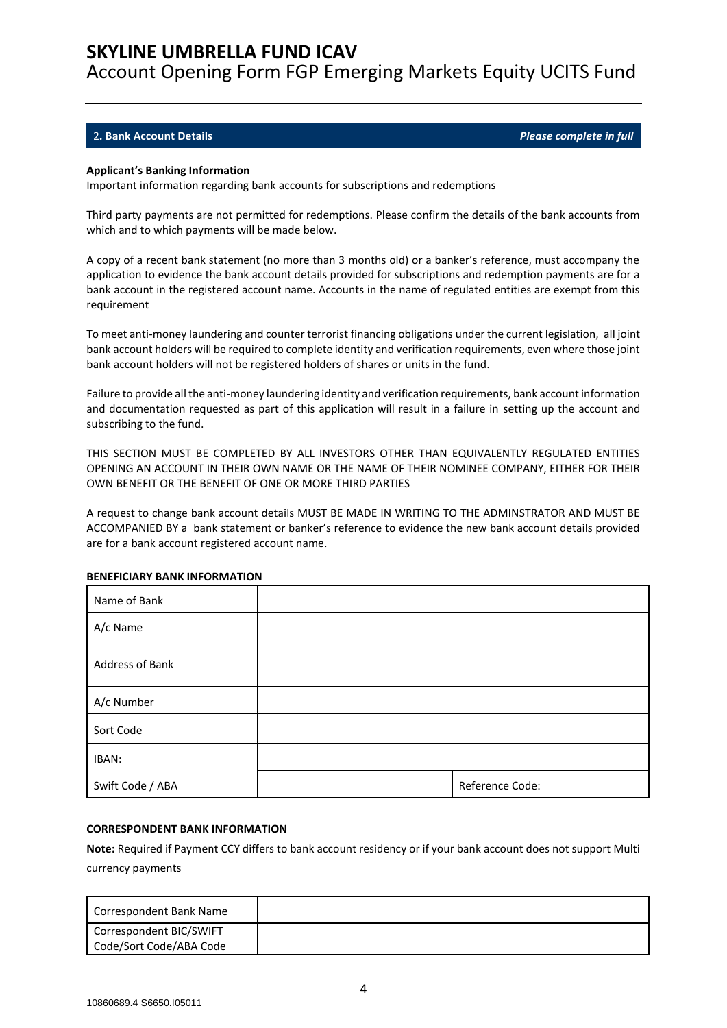## 2. Bank Account Details

***Please complete in full***

**Applicant's Banking Information**

Important information regarding bank accounts for subscriptions and redemptions

Third party payments are not permitted for redemptions. Please confirm the details of the bank accounts from which and to which payments will be made below.

A copy of a recent bank statement (no more than 3 months old) or a banker's reference, must accompany the application to evidence the bank account details provided for subscriptions and redemption payments are for a bank account in the registered account name. Accounts in the name of regulated entities are exempt from this requirement

To meet anti-money laundering and counter terrorist financing obligations under the current legislation, all joint bank account holders will be required to complete identity and verification requirements, even where those joint bank account holders will not be registered holders of shares or units in the fund.

Failure to provide all the anti-money laundering identity and verification requirements, bank account information and documentation requested as part of this application will result in a failure in setting up the account and subscribing to the fund.

THIS SECTION MUST BE COMPLETED BY ALL INVESTORS OTHER THAN EQUIVALENTLY REGULATED ENTITIES OPENING AN ACCOUNT IN THEIR OWN NAME OR THE NAME OF THEIR NOMINEE COMPANY, EITHER FOR THEIR OWN BENEFIT OR THE BENEFIT OF ONE OR MORE THIRD PARTIES

A request to change bank account details MUST BE MADE IN WRITING TO THE ADMINSTRATOR AND MUST BE ACCOMPANIED BY a bank statement or banker's reference to evidence the new bank account details provided are for a bank account registered account name.

**BENEFICIARY BANK INFORMATION**

| Name of Bank | | |
|---|---|---|
| A/c Name | | |
| Address of Bank | | |
| A/c Number | | |
| Sort Code | | |
| IBAN: | | |
| Swift Code / ABA | | Reference Code: |

**CORRESPONDENT BANK INFORMATION**

**Note:** Required if Payment CCY differs to bank account residency or if your bank account does not support Multi currency payments

| Correspondent Bank Name | |
|---|---|
| Correspondent BIC/SWIFT Code/Sort Code/ABA Code | |

10860689.4 S6650.I05011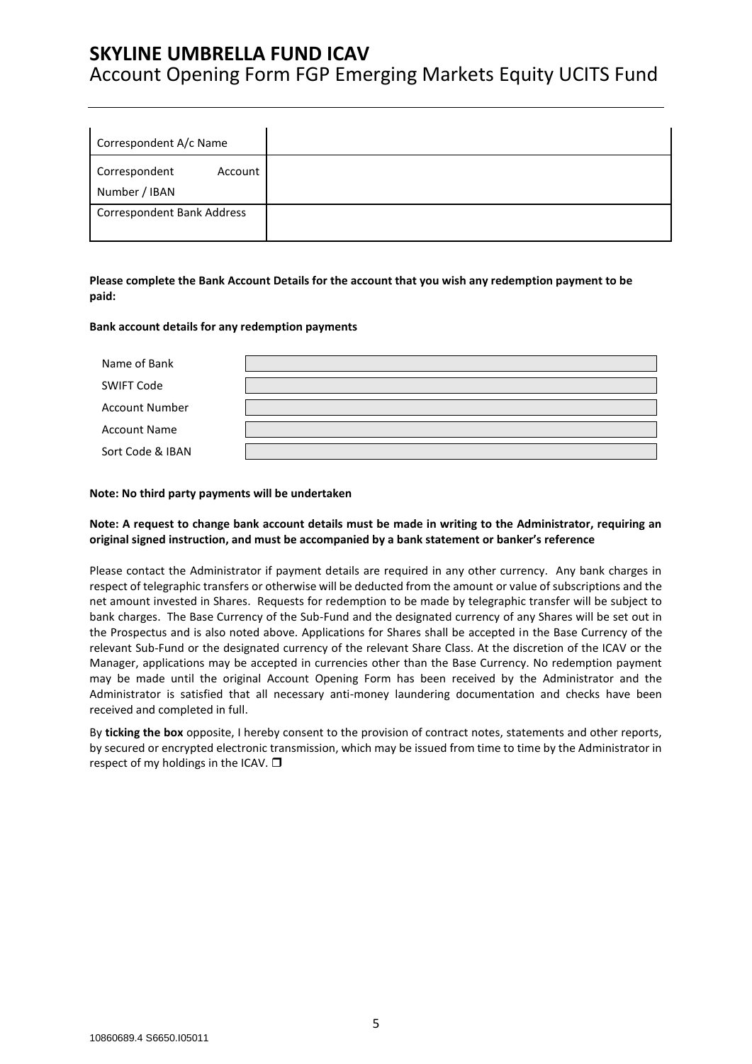| Correspondent A/c Name | |
|---|---|
| Correspondent Account Number / IBAN | |
| Correspondent Bank Address | |

**Please complete the Bank Account Details for the account that you wish any redemption payment to be paid:**

**Bank account details for any redemption payments**

| Name of Bank | |
|---|---|
| SWIFT Code | |
| Account Number | |
| Account Name | |
| Sort Code & IBAN | |

**Note: No third party payments will be undertaken**

**Note: A request to change bank account details must be made in writing to the Administrator, requiring an original signed instruction, and must be accompanied by a bank statement or banker's reference**

Please contact the Administrator if payment details are required in any other currency. Any bank charges in respect of telegraphic transfers or otherwise will be deducted from the amount or value of subscriptions and the net amount invested in Shares. Requests for redemption to be made by telegraphic transfer will be subject to bank charges. The Base Currency of the Sub-Fund and the designated currency of any Shares will be set out in the Prospectus and is also noted above. Applications for Shares shall be accepted in the Base Currency of the relevant Sub-Fund or the designated currency of the relevant Share Class. At the discretion of the ICAV or the Manager, applications may be accepted in currencies other than the Base Currency. No redemption payment may be made until the original Account Opening Form has been received by the Administrator and the Administrator is satisfied that all necessary anti-money laundering documentation and checks have been received and completed in full.

By **ticking the box** opposite, I hereby consent to the provision of contract notes, statements and other reports, by secured or encrypted electronic transmission, which may be issued from time to time by the Administrator in respect of my holdings in the ICAV. ❒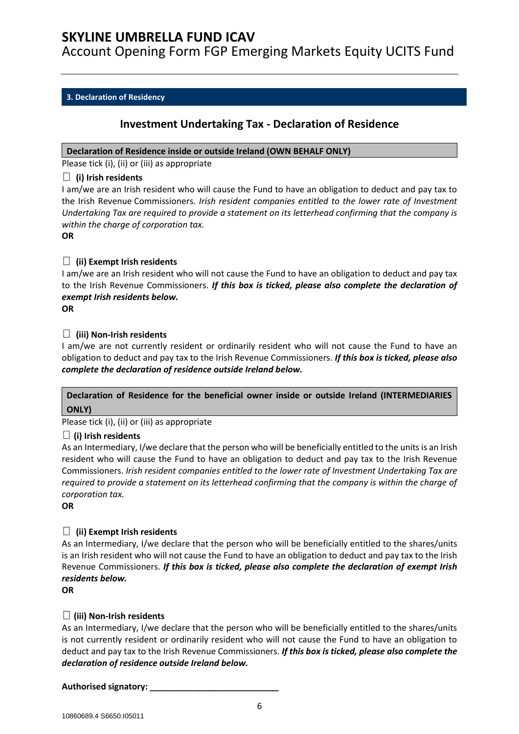### 3. Declaration of Residency

## Investment Undertaking Tax - Declaration of Residence

**Declaration of Residence inside or outside Ireland (OWN BEHALF ONLY)**

Please tick (i), (ii) or (iii) as appropriate

☐ **(i) Irish residents**

I am/we are an Irish resident who will cause the Fund to have an obligation to deduct and pay tax to the Irish Revenue Commissioners. *Irish resident companies entitled to the lower rate of Investment Undertaking Tax are required to provide a statement on its letterhead confirming that the company is within the charge of corporation tax.*

**OR**

☐ **(ii) Exempt Irish residents**

I am/we are an Irish resident who will not cause the Fund to have an obligation to deduct and pay tax to the Irish Revenue Commissioners. ***If this box is ticked, please also complete the declaration of exempt Irish residents below.***

**OR**

☐ **(iii) Non-Irish residents**

I am/we are not currently resident or ordinarily resident who will not cause the Fund to have an obligation to deduct and pay tax to the Irish Revenue Commissioners. ***If this box is ticked, please also complete the declaration of residence outside Ireland below.***

**Declaration of Residence for the beneficial owner inside or outside Ireland (INTERMEDIARIES ONLY)**

Please tick (i), (ii) or (iii) as appropriate

☐ **(i) Irish residents**

As an Intermediary, I/we declare that the person who will be beneficially entitled to the units is an Irish resident who will cause the Fund to have an obligation to deduct and pay tax to the Irish Revenue Commissioners. *Irish resident companies entitled to the lower rate of Investment Undertaking Tax are required to provide a statement on its letterhead confirming that the company is within the charge of corporation tax.*

**OR**

☐ **(ii) Exempt Irish residents**

As an Intermediary, I/we declare that the person who will be beneficially entitled to the shares/units is an Irish resident who will not cause the Fund to have an obligation to deduct and pay tax to the Irish Revenue Commissioners. ***If this box is ticked, please also complete the declaration of exempt Irish residents below.***

**OR**

☐ **(iii) Non-Irish residents**

As an Intermediary, I/we declare that the person who will be beneficially entitled to the shares/units is not currently resident or ordinarily resident who will not cause the Fund to have an obligation to deduct and pay tax to the Irish Revenue Commissioners. ***If this box is ticked, please also complete the declaration of residence outside Ireland below.***

**Authorised signatory: ___________________________**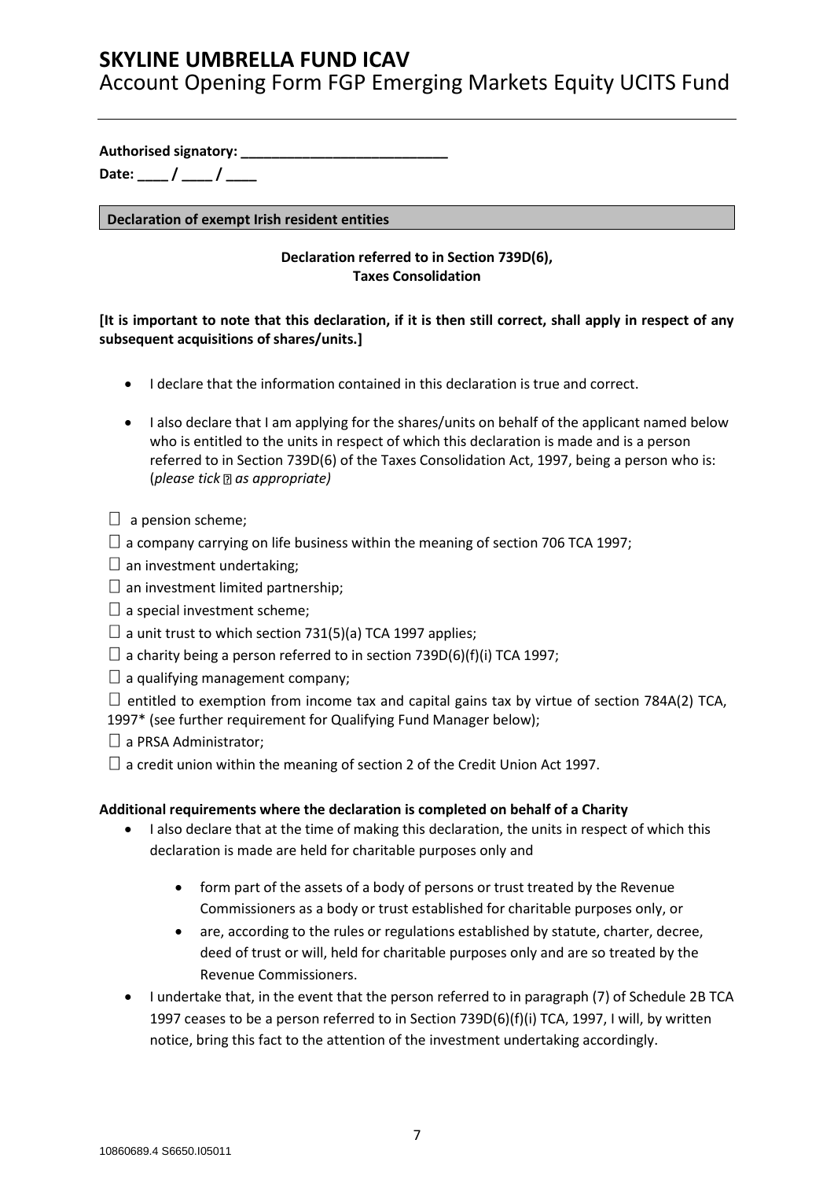Authorised signatory: ___________________________

Date: ____ / ____ / ____

**Declaration of exempt Irish resident entities**

**Declaration referred to in Section 739D(6), Taxes Consolidation**

**[It is important to note that this declaration, if it is then still correct, shall apply in respect of any subsequent acquisitions of shares/units.]**

- I declare that the information contained in this declaration is true and correct.
- I also declare that I am applying for the shares/units on behalf of the applicant named below who is entitled to the units in respect of which this declaration is made and is a person referred to in Section 739D(6) of the Taxes Consolidation Act, 1997, being a person who is: (*please tick ☐ as appropriate)*

☐ a pension scheme;

☐ a company carrying on life business within the meaning of section 706 TCA 1997;

☐ an investment undertaking;

☐ an investment limited partnership;

☐ a special investment scheme;

☐ a unit trust to which section 731(5)(a) TCA 1997 applies;

☐ a charity being a person referred to in section 739D(6)(f)(i) TCA 1997;

☐ a qualifying management company;

☐ entitled to exemption from income tax and capital gains tax by virtue of section 784A(2) TCA, 1997* (see further requirement for Qualifying Fund Manager below);

☐ a PRSA Administrator;

☐ a credit union within the meaning of section 2 of the Credit Union Act 1997.

**Additional requirements where the declaration is completed on behalf of a Charity**

- I also declare that at the time of making this declaration, the units in respect of which this declaration is made are held for charitable purposes only and
  - form part of the assets of a body of persons or trust treated by the Revenue Commissioners as a body or trust established for charitable purposes only, or
  - are, according to the rules or regulations established by statute, charter, decree, deed of trust or will, held for charitable purposes only and are so treated by the Revenue Commissioners.
- I undertake that, in the event that the person referred to in paragraph (7) of Schedule 2B TCA 1997 ceases to be a person referred to in Section 739D(6)(f)(i) TCA, 1997, I will, by written notice, bring this fact to the attention of the investment undertaking accordingly.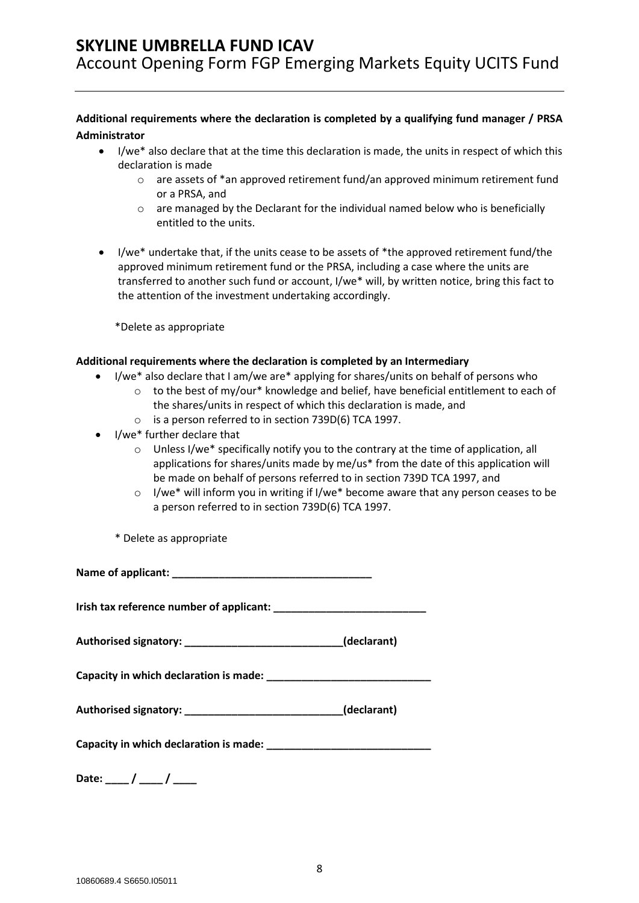**Additional requirements where the declaration is completed by a qualifying fund manager / PRSA Administrator**

- I/we* also declare that at the time this declaration is made, the units in respect of which this declaration is made
  - are assets of *an approved retirement fund/an approved minimum retirement fund or a PRSA, and
  - are managed by the Declarant for the individual named below who is beneficially entitled to the units.

- I/we* undertake that, if the units cease to be assets of *the approved retirement fund/the approved minimum retirement fund or the PRSA, including a case where the units are transferred to another such fund or account, I/we* will, by written notice, bring this fact to the attention of the investment undertaking accordingly.

*Delete as appropriate

**Additional requirements where the declaration is completed by an Intermediary**

- I/we* also declare that I am/we are* applying for shares/units on behalf of persons who
  - to the best of my/our* knowledge and belief, have beneficial entitlement to each of the shares/units in respect of which this declaration is made, and
  - is a person referred to in section 739D(6) TCA 1997.
- I/we* further declare that
  - Unless I/we* specifically notify you to the contrary at the time of application, all applications for shares/units made by me/us* from the date of this application will be made on behalf of persons referred to in section 739D TCA 1997, and
  - I/we* will inform you in writing if I/we* become aware that any person ceases to be a person referred to in section 739D(6) TCA 1997.

\* Delete as appropriate

**Name of applicant: __________________________________**

**Irish tax reference number of applicant: __________________________**

**Authorised signatory: ___________________________(declarant)**

**Capacity in which declaration is made: ____________________________**

**Authorised signatory: ___________________________(declarant)**

**Capacity in which declaration is made: ____________________________**

**Date: ____ / ____ / ____**

10860689.4 S6650.I05011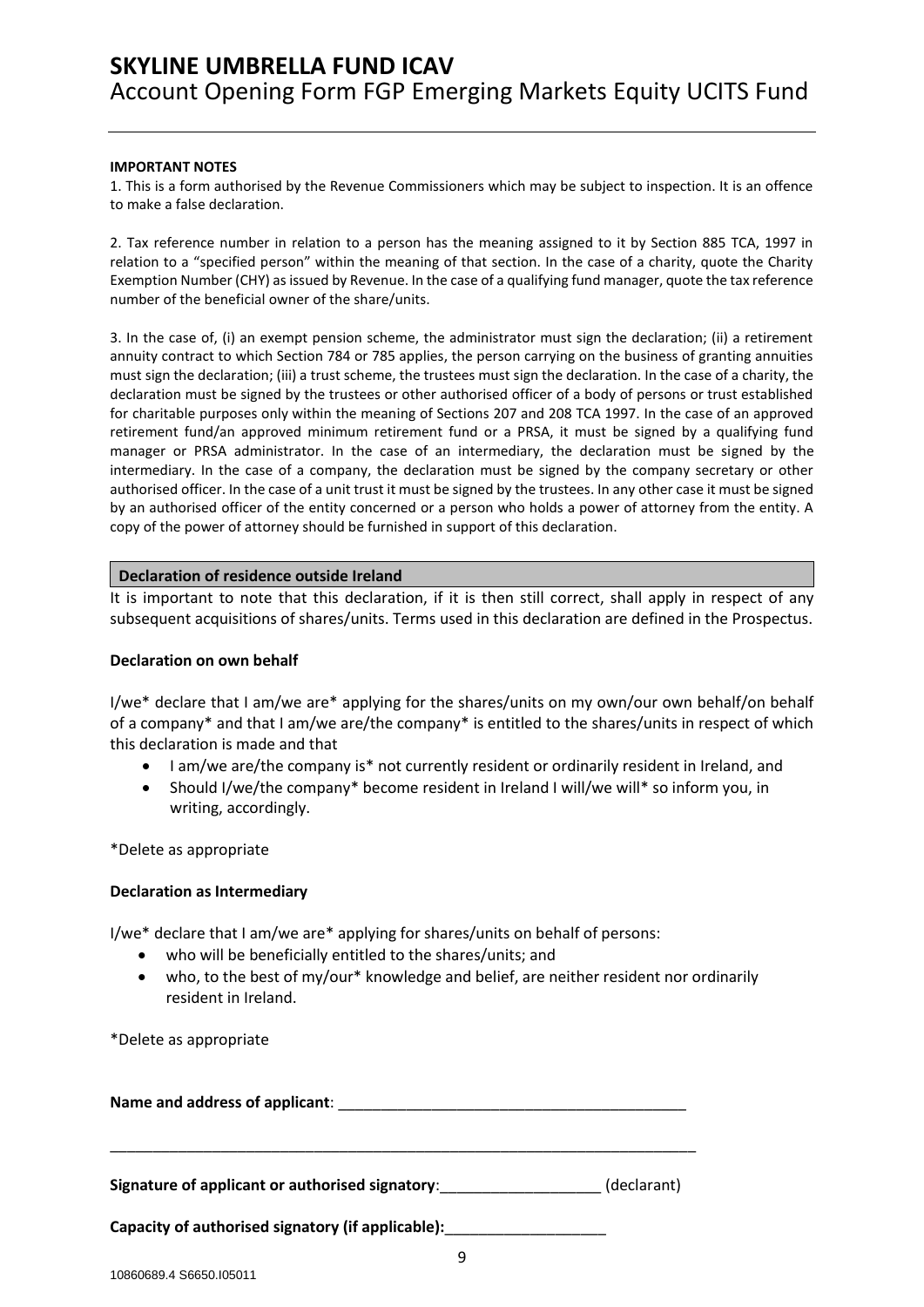**IMPORTANT NOTES**

1. This is a form authorised by the Revenue Commissioners which may be subject to inspection. It is an offence to make a false declaration.

2. Tax reference number in relation to a person has the meaning assigned to it by Section 885 TCA, 1997 in relation to a "specified person" within the meaning of that section. In the case of a charity, quote the Charity Exemption Number (CHY) as issued by Revenue. In the case of a qualifying fund manager, quote the tax reference number of the beneficial owner of the share/units.

3. In the case of, (i) an exempt pension scheme, the administrator must sign the declaration; (ii) a retirement annuity contract to which Section 784 or 785 applies, the person carrying on the business of granting annuities must sign the declaration; (iii) a trust scheme, the trustees must sign the declaration. In the case of a charity, the declaration must be signed by the trustees or other authorised officer of a body of persons or trust established for charitable purposes only within the meaning of Sections 207 and 208 TCA 1997. In the case of an approved retirement fund/an approved minimum retirement fund or a PRSA, it must be signed by a qualifying fund manager or PRSA administrator. In the case of an intermediary, the declaration must be signed by the intermediary. In the case of a company, the declaration must be signed by the company secretary or other authorised officer. In the case of a unit trust it must be signed by the trustees. In any other case it must be signed by an authorised officer of the entity concerned or a person who holds a power of attorney from the entity. A copy of the power of attorney should be furnished in support of this declaration.

## Declaration of residence outside Ireland

It is important to note that this declaration, if it is then still correct, shall apply in respect of any subsequent acquisitions of shares/units. Terms used in this declaration are defined in the Prospectus.

**Declaration on own behalf**

I/we* declare that I am/we are* applying for the shares/units on my own/our own behalf/on behalf of a company* and that I am/we are/the company* is entitled to the shares/units in respect of which this declaration is made and that

- I am/we are/the company is* not currently resident or ordinarily resident in Ireland, and
- Should I/we/the company* become resident in Ireland I will/we will* so inform you, in writing, accordingly.

*Delete as appropriate

**Declaration as Intermediary**

I/we* declare that I am/we are* applying for shares/units on behalf of persons:

- who will be beneficially entitled to the shares/units; and
- who, to the best of my/our* knowledge and belief, are neither resident nor ordinarily resident in Ireland.

*Delete as appropriate

**Name and address of applicant**: ________________________________________

________________________________________________________________________

**Signature of applicant or authorised signatory**:___________________ (declarant)

**Capacity of authorised signatory (if applicable):**___________________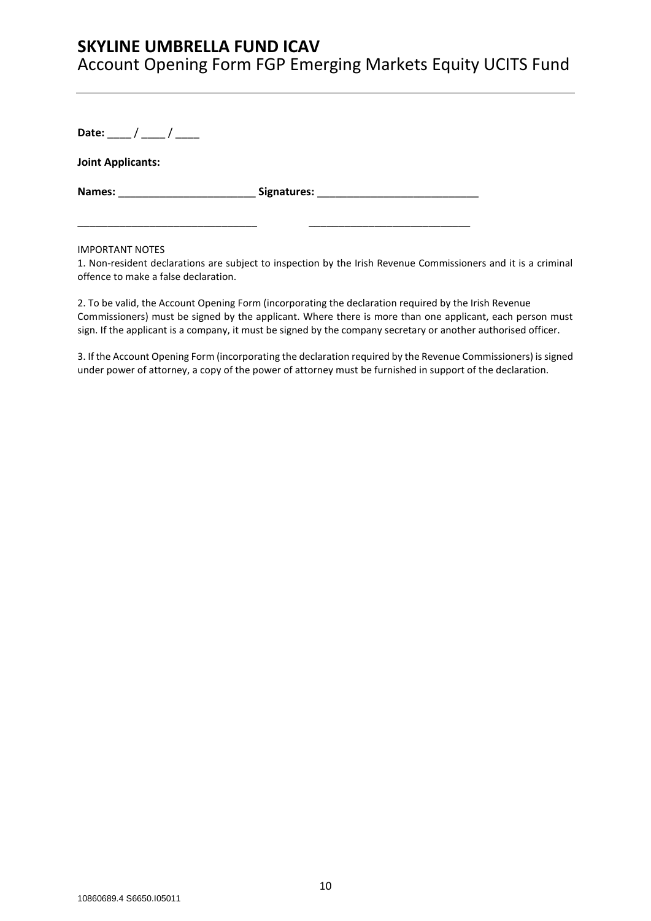**Date:** ____ / ____ / ____

**Joint Applicants:**

**Names:** _______________________ **Signatures:** ___________________________

_______________________________ ___________________________

IMPORTANT NOTES

1. Non-resident declarations are subject to inspection by the Irish Revenue Commissioners and it is a criminal offence to make a false declaration.

2. To be valid, the Account Opening Form (incorporating the declaration required by the Irish Revenue Commissioners) must be signed by the applicant. Where there is more than one applicant, each person must sign. If the applicant is a company, it must be signed by the company secretary or another authorised officer.

3. If the Account Opening Form (incorporating the declaration required by the Revenue Commissioners) is signed under power of attorney, a copy of the power of attorney must be furnished in support of the declaration.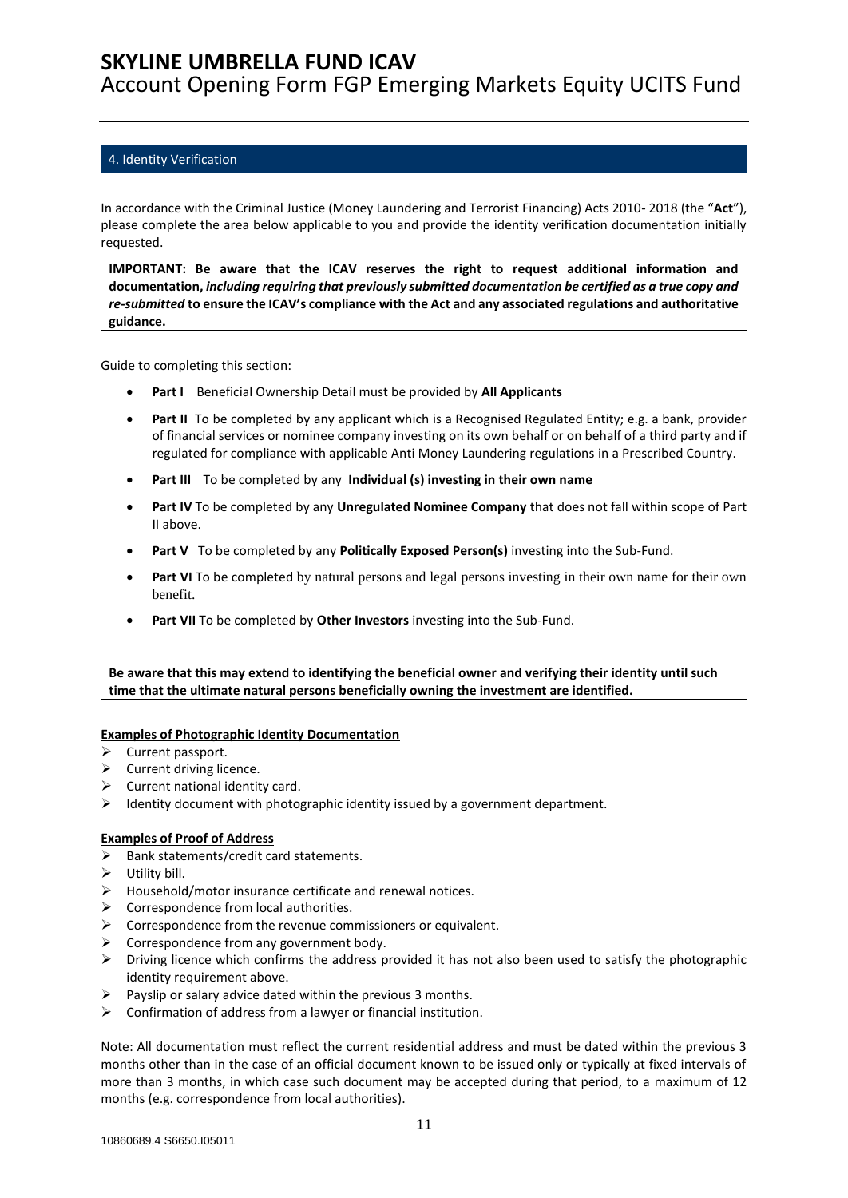## 4. Identity Verification

In accordance with the Criminal Justice (Money Laundering and Terrorist Financing) Acts 2010- 2018 (the "**Act**"), please complete the area below applicable to you and provide the identity verification documentation initially requested.

**IMPORTANT: Be aware that the ICAV reserves the right to request additional information and documentation,** ***including requiring that previously submitted documentation be certified as a true copy and re-submitted*** **to ensure the ICAV's compliance with the Act and any associated regulations and authoritative guidance.**

Guide to completing this section:

- **Part I** Beneficial Ownership Detail must be provided by **All Applicants**
- **Part II** To be completed by any applicant which is a Recognised Regulated Entity; e.g. a bank, provider of financial services or nominee company investing on its own behalf or on behalf of a third party and if regulated for compliance with applicable Anti Money Laundering regulations in a Prescribed Country.
- **Part III** To be completed by any **Individual (s) investing in their own name**
- **Part IV** To be completed by any **Unregulated Nominee Company** that does not fall within scope of Part II above.
- **Part V** To be completed by any **Politically Exposed Person(s)** investing into the Sub-Fund.
- **Part VI** To be completed by natural persons and legal persons investing in their own name for their own benefit.
- **Part VII** To be completed by **Other Investors** investing into the Sub-Fund.

**Be aware that this may extend to identifying the beneficial owner and verifying their identity until such time that the ultimate natural persons beneficially owning the investment are identified.**

**Examples of Photographic Identity Documentation**

- Current passport.
- Current driving licence.
- Current national identity card.
- Identity document with photographic identity issued by a government department.

**Examples of Proof of Address**

- Bank statements/credit card statements.
- Utility bill.
- Household/motor insurance certificate and renewal notices.
- Correspondence from local authorities.
- Correspondence from the revenue commissioners or equivalent.
- Correspondence from any government body.
- Driving licence which confirms the address provided it has not also been used to satisfy the photographic identity requirement above.
- Payslip or salary advice dated within the previous 3 months.
- Confirmation of address from a lawyer or financial institution.

Note: All documentation must reflect the current residential address and must be dated within the previous 3 months other than in the case of an official document known to be issued only or typically at fixed intervals of more than 3 months, in which case such document may be accepted during that period, to a maximum of 12 months (e.g. correspondence from local authorities).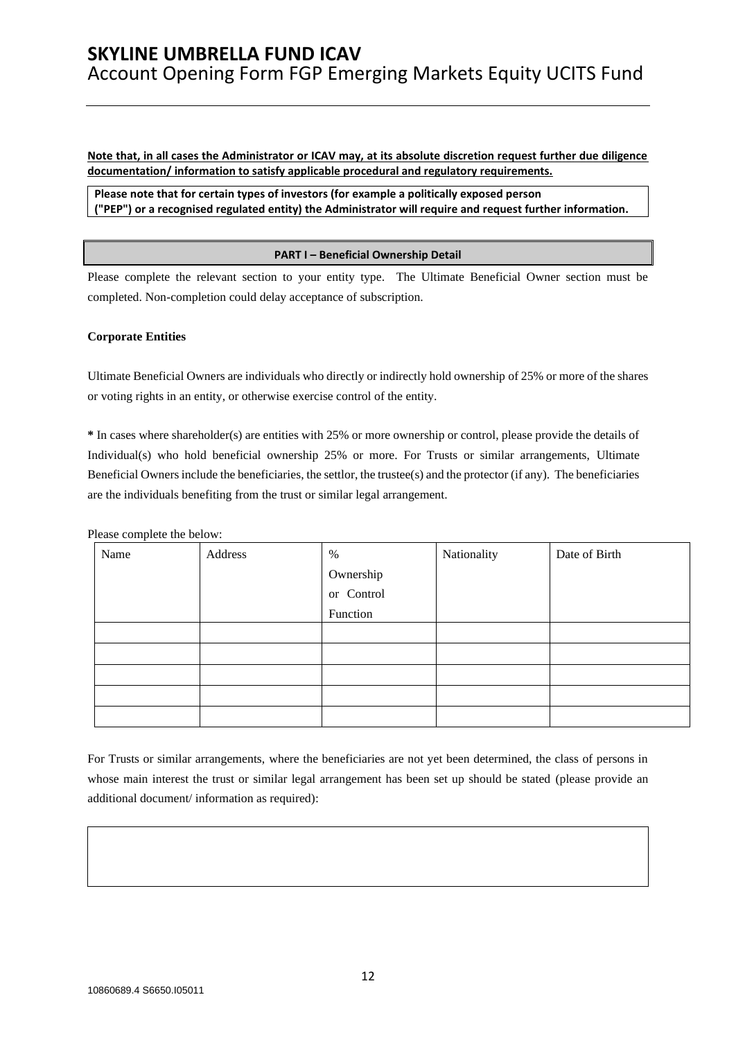**Note that, in all cases the Administrator or ICAV may, at its absolute discretion request further due diligence documentation/ information to satisfy applicable procedural and regulatory requirements.**

**Please note that for certain types of investors (for example a politically exposed person ("PEP") or a recognised regulated entity) the Administrator will require and request further information.**

## PART I – Beneficial Ownership Detail

Please complete the relevant section to your entity type. The Ultimate Beneficial Owner section must be completed. Non-completion could delay acceptance of subscription.

### Corporate Entities

Ultimate Beneficial Owners are individuals who directly or indirectly hold ownership of 25% or more of the shares or voting rights in an entity, or otherwise exercise control of the entity.

**\*** In cases where shareholder(s) are entities with 25% or more ownership or control, please provide the details of Individual(s) who hold beneficial ownership 25% or more. For Trusts or similar arrangements, Ultimate Beneficial Owners include the beneficiaries, the settlor, the trustee(s) and the protector (if any). The beneficiaries are the individuals benefiting from the trust or similar legal arrangement.

Please complete the below:

| Name | Address | % Ownership or Control Function | Nationality | Date of Birth |
|---|---|---|---|---|
| | | | | |
| | | | | |
| | | | | |
| | | | | |
| | | | | |

For Trusts or similar arrangements, where the beneficiaries are not yet been determined, the class of persons in whose main interest the trust or similar legal arrangement has been set up should be stated (please provide an additional document/ information as required):

| |
|---|
| |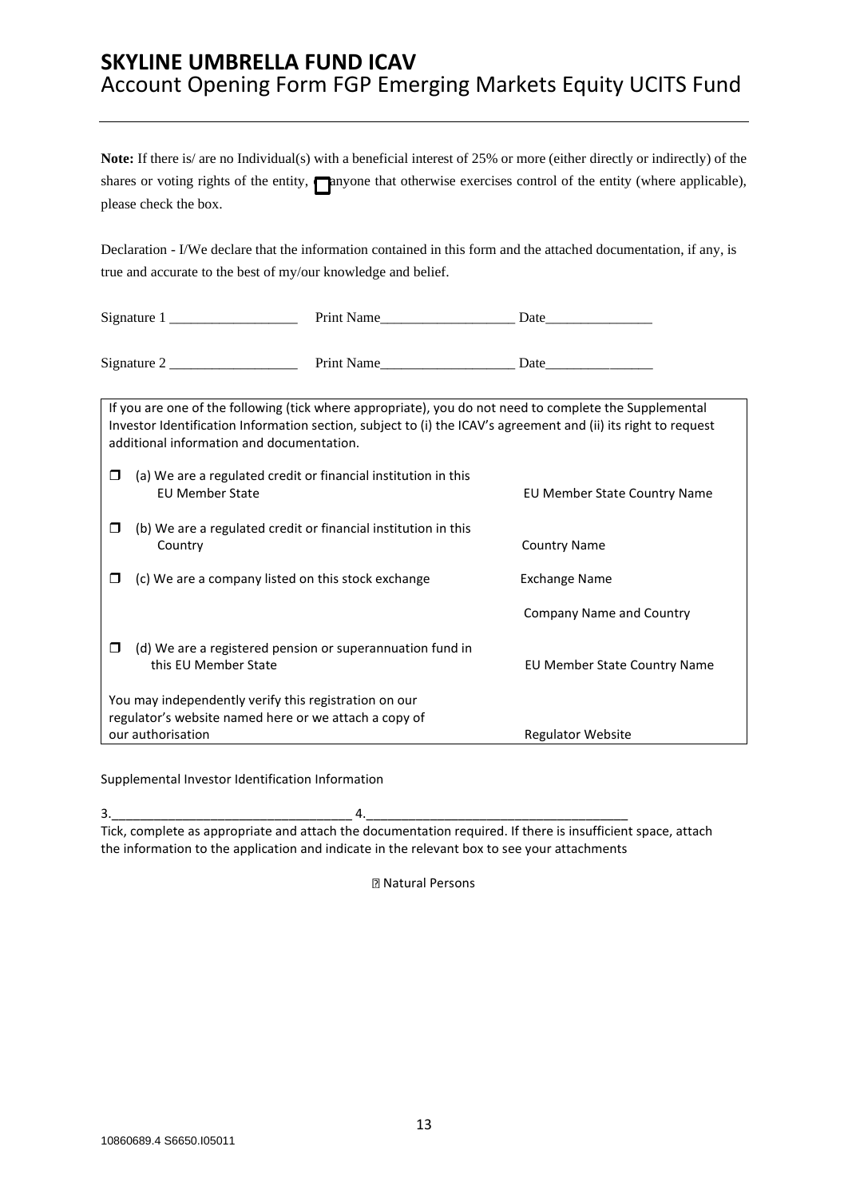**Note:** If there is/ are no Individual(s) with a beneficial interest of 25% or more (either directly or indirectly) of the shares or voting rights of the entity, ☐ anyone that otherwise exercises control of the entity (where applicable), please check the box.

Declaration - I/We declare that the information contained in this form and the attached documentation, if any, is true and accurate to the best of my/our knowledge and belief.

Signature 1 __________________ Print Name___________________ Date_______________

Signature 2 __________________ Print Name___________________ Date_______________

If you are one of the following (tick where appropriate), you do not need to complete the Supplemental Investor Identification Information section, subject to (i) the ICAV's agreement and (ii) its right to request additional information and documentation.

| | | |
|---|---|---|
| ☐ | (a) We are a regulated credit or financial institution in this EU Member State | EU Member State Country Name |
| ☐ | (b) We are a regulated credit or financial institution in this Country | Country Name |
| ☐ | (c) We are a company listed on this stock exchange | Exchange Name |
| | | Company Name and Country |
| ☐ | (d) We are a registered pension or superannuation fund in this EU Member State | EU Member State Country Name |
| | You may independently verify this registration on our regulator's website named here or we attach a copy of our authorisation | Regulator Website |

Supplemental Investor Identification Information

3.__________________________________ 4._____________________________________

Tick, complete as appropriate and attach the documentation required. If there is insufficient space, attach the information to the application and indicate in the relevant box to see your attachments

☐ Natural Persons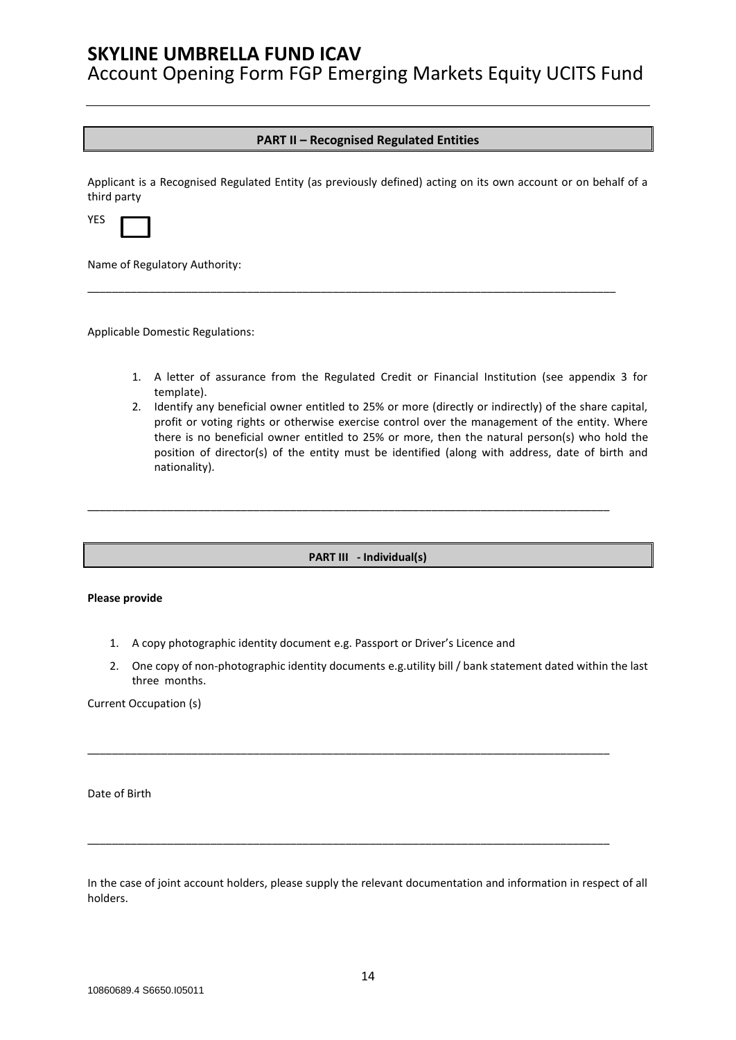## PART II – Recognised Regulated Entities

Applicant is a Recognised Regulated Entity (as previously defined) acting on its own account or on behalf of a third party

YES ☐

Name of Regulatory Authority:

\_\_\_\_\_\_\_\_\_\_\_\_\_\_\_\_\_\_\_\_\_\_\_\_\_\_\_\_\_\_\_\_\_\_\_\_\_\_\_\_\_\_\_\_\_\_\_\_\_\_\_\_\_\_\_\_\_\_\_\_\_\_\_\_\_\_\_\_\_\_\_\_\_\_\_\_

Applicable Domestic Regulations:

1. A letter of assurance from the Regulated Credit or Financial Institution (see appendix 3 for template).
2. Identify any beneficial owner entitled to 25% or more (directly or indirectly) of the share capital, profit or voting rights or otherwise exercise control over the management of the entity. Where there is no beneficial owner entitled to 25% or more, then the natural person(s) who hold the position of director(s) of the entity must be identified (along with address, date of birth and nationality).

\_\_\_\_\_\_\_\_\_\_\_\_\_\_\_\_\_\_\_\_\_\_\_\_\_\_\_\_\_\_\_\_\_\_\_\_\_\_\_\_\_\_\_\_\_\_\_\_\_\_\_\_\_\_\_\_\_\_\_\_\_\_\_\_\_\_\_\_\_\_\_\_\_\_\_\_

## PART III - Individual(s)

**Please provide**

1. A copy photographic identity document e.g. Passport or Driver's Licence and
2. One copy of non-photographic identity documents e.g.utility bill / bank statement dated within the last three months.

Current Occupation (s)

\_\_\_\_\_\_\_\_\_\_\_\_\_\_\_\_\_\_\_\_\_\_\_\_\_\_\_\_\_\_\_\_\_\_\_\_\_\_\_\_\_\_\_\_\_\_\_\_\_\_\_\_\_\_\_\_\_\_\_\_\_\_\_\_\_\_\_\_\_\_\_\_\_\_\_\_

Date of Birth

\_\_\_\_\_\_\_\_\_\_\_\_\_\_\_\_\_\_\_\_\_\_\_\_\_\_\_\_\_\_\_\_\_\_\_\_\_\_\_\_\_\_\_\_\_\_\_\_\_\_\_\_\_\_\_\_\_\_\_\_\_\_\_\_\_\_\_\_\_\_\_\_\_\_\_\_

In the case of joint account holders, please supply the relevant documentation and information in respect of all holders.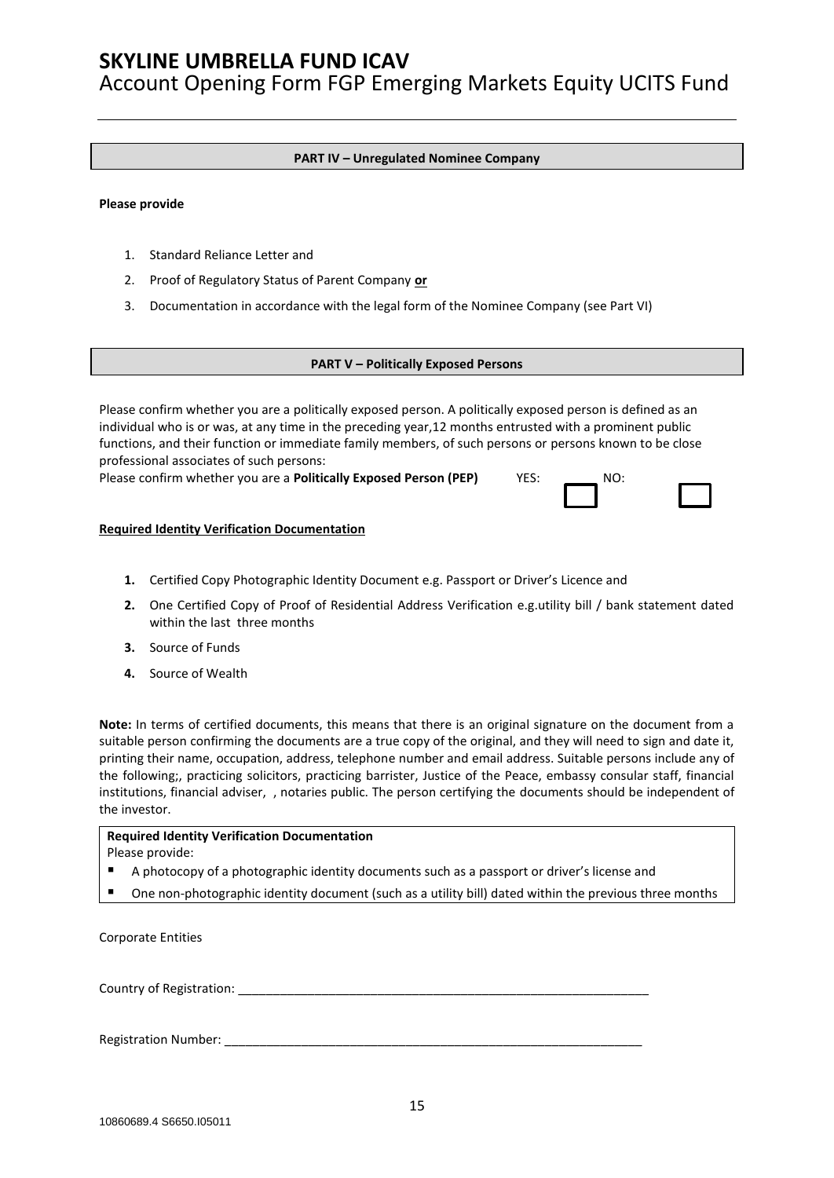## PART IV – Unregulated Nominee Company

**Please provide**

1. Standard Reliance Letter and
2. Proof of Regulatory Status of Parent Company **or**
3. Documentation in accordance with the legal form of the Nominee Company (see Part VI)

## PART V – Politically Exposed Persons

Please confirm whether you are a politically exposed person. A politically exposed person is defined as an individual who is or was, at any time in the preceding year,12 months entrusted with a prominent public functions, and their function or immediate family members, of such persons or persons known to be close professional associates of such persons:

Please confirm whether you are a **Politically Exposed Person (PEP)** YES: ☐ NO: ☐

**Required Identity Verification Documentation**

1. Certified Copy Photographic Identity Document e.g. Passport or Driver's Licence and
2. One Certified Copy of Proof of Residential Address Verification e.g.utility bill / bank statement dated within the last three months
3. Source of Funds
4. Source of Wealth

**Note:** In terms of certified documents, this means that there is an original signature on the document from a suitable person confirming the documents are a true copy of the original, and they will need to sign and date it, printing their name, occupation, address, telephone number and email address. Suitable persons include any of the following;, practicing solicitors, practicing barrister, Justice of the Peace, embassy consular staff, financial institutions, financial adviser, , notaries public. The person certifying the documents should be independent of the investor.

**Required Identity Verification Documentation**

Please provide:

- A photocopy of a photographic identity documents such as a passport or driver's license and
- One non-photographic identity document (such as a utility bill) dated within the previous three months

Corporate Entities

Country of Registration: ____________________________________________________________

Registration Number: ______________________________________________________________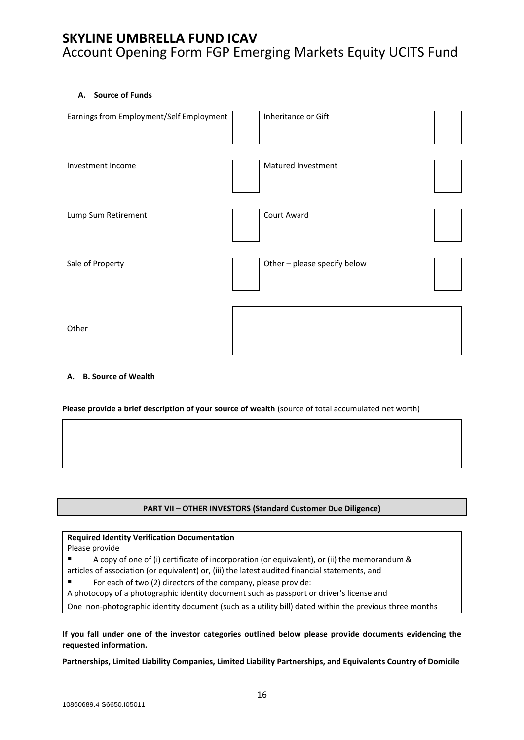**A. Source of Funds**

| | | | |
|---|---|---|---|
| Earnings from Employment/Self Employment | ☐ | Inheritance or Gift | ☐ |
| Investment Income | ☐ | Matured Investment | ☐ |
| Lump Sum Retirement | ☐ | Court Award | ☐ |
| Sale of Property | ☐ | Other – please specify below | ☐ |
| Other | | | |

**A. B. Source of Wealth**

**Please provide a brief description of your source of wealth** (source of total accumulated net worth)

| |
|---|
| |

## PART VII – OTHER INVESTORS (Standard Customer Due Diligence)

**Required Identity Verification Documentation**

Please provide

- A copy of one of (i) certificate of incorporation (or equivalent), or (ii) the memorandum & articles of association (or equivalent) or, (iii) the latest audited financial statements, and
- For each of two (2) directors of the company, please provide:

A photocopy of a photographic identity document such as passport or driver's license and

One non-photographic identity document (such as a utility bill) dated within the previous three months

**If you fall under one of the investor categories outlined below please provide documents evidencing the requested information.**

**Partnerships, Limited Liability Companies, Limited Liability Partnerships, and Equivalents Country of Domicile**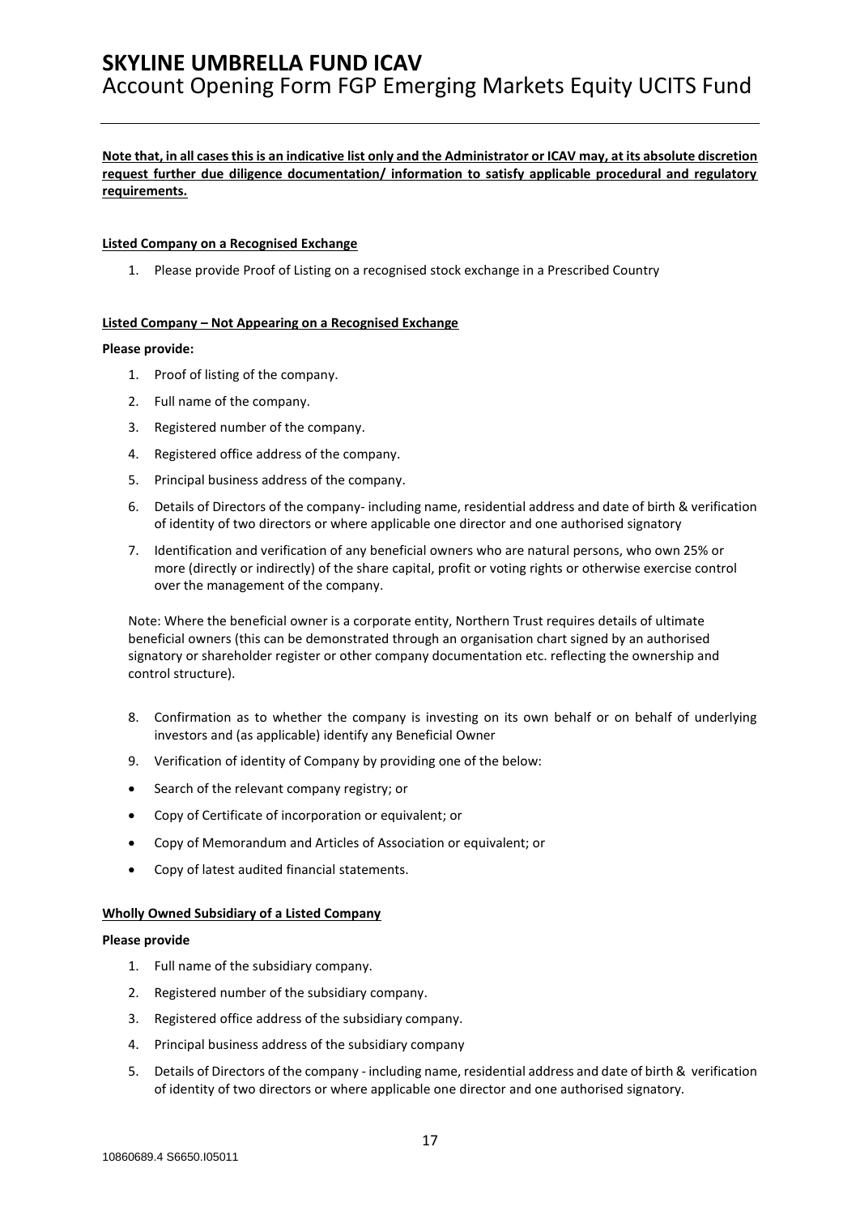**Note that, in all cases this is an indicative list only and the Administrator or ICAV may, at its absolute discretion request further due diligence documentation/ information to satisfy applicable procedural and regulatory requirements.**

**Listed Company on a Recognised Exchange**

1. Please provide Proof of Listing on a recognised stock exchange in a Prescribed Country

**Listed Company – Not Appearing on a Recognised Exchange**

**Please provide:**

1. Proof of listing of the company.
2. Full name of the company.
3. Registered number of the company.
4. Registered office address of the company.
5. Principal business address of the company.
6. Details of Directors of the company- including name, residential address and date of birth & verification of identity of two directors or where applicable one director and one authorised signatory
7. Identification and verification of any beneficial owners who are natural persons, who own 25% or more (directly or indirectly) of the share capital, profit or voting rights or otherwise exercise control over the management of the company.

   Note: Where the beneficial owner is a corporate entity, Northern Trust requires details of ultimate beneficial owners (this can be demonstrated through an organisation chart signed by an authorised signatory or shareholder register or other company documentation etc. reflecting the ownership and control structure).

8. Confirmation as to whether the company is investing on its own behalf or on behalf of underlying investors and (as applicable) identify any Beneficial Owner
9. Verification of identity of Company by providing one of the below:

- Search of the relevant company registry; or
- Copy of Certificate of incorporation or equivalent; or
- Copy of Memorandum and Articles of Association or equivalent; or
- Copy of latest audited financial statements.

**Wholly Owned Subsidiary of a Listed Company**

**Please provide**

1. Full name of the subsidiary company.
2. Registered number of the subsidiary company.
3. Registered office address of the subsidiary company.
4. Principal business address of the subsidiary company
5. Details of Directors of the company - including name, residential address and date of birth & verification of identity of two directors or where applicable one director and one authorised signatory.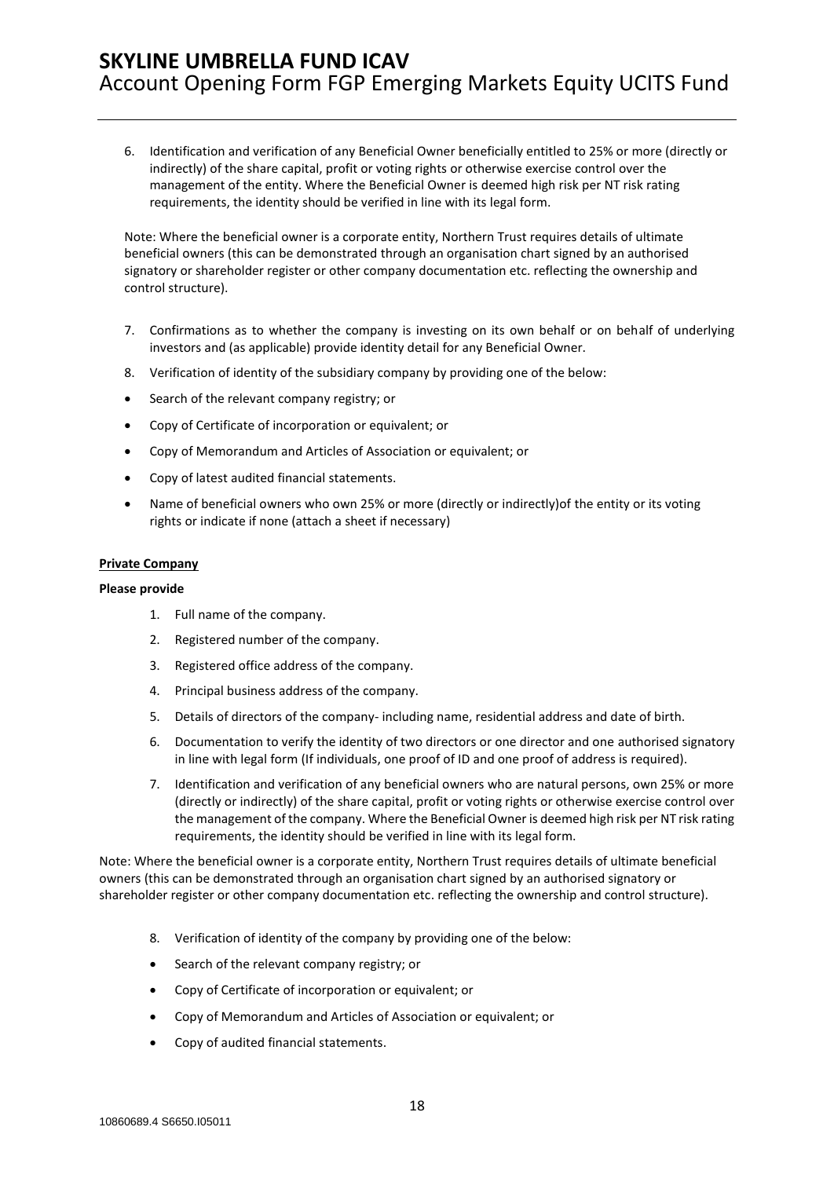6. Identification and verification of any Beneficial Owner beneficially entitled to 25% or more (directly or indirectly) of the share capital, profit or voting rights or otherwise exercise control over the management of the entity. Where the Beneficial Owner is deemed high risk per NT risk rating requirements, the identity should be verified in line with its legal form.

Note: Where the beneficial owner is a corporate entity, Northern Trust requires details of ultimate beneficial owners (this can be demonstrated through an organisation chart signed by an authorised signatory or shareholder register or other company documentation etc. reflecting the ownership and control structure).

7. Confirmations as to whether the company is investing on its own behalf or on behalf of underlying investors and (as applicable) provide identity detail for any Beneficial Owner.
8. Verification of identity of the subsidiary company by providing one of the below:

- Search of the relevant company registry; or
- Copy of Certificate of incorporation or equivalent; or
- Copy of Memorandum and Articles of Association or equivalent; or
- Copy of latest audited financial statements.
- Name of beneficial owners who own 25% or more (directly or indirectly)of the entity or its voting rights or indicate if none (attach a sheet if necessary)

**Private Company**

**Please provide**

1. Full name of the company.
2. Registered number of the company.
3. Registered office address of the company.
4. Principal business address of the company.
5. Details of directors of the company- including name, residential address and date of birth.
6. Documentation to verify the identity of two directors or one director and one authorised signatory in line with legal form (If individuals, one proof of ID and one proof of address is required).
7. Identification and verification of any beneficial owners who are natural persons, own 25% or more (directly or indirectly) of the share capital, profit or voting rights or otherwise exercise control over the management of the company. Where the Beneficial Owner is deemed high risk per NT risk rating requirements, the identity should be verified in line with its legal form.

Note: Where the beneficial owner is a corporate entity, Northern Trust requires details of ultimate beneficial owners (this can be demonstrated through an organisation chart signed by an authorised signatory or shareholder register or other company documentation etc. reflecting the ownership and control structure).

8. Verification of identity of the company by providing one of the below:

- Search of the relevant company registry; or
- Copy of Certificate of incorporation or equivalent; or
- Copy of Memorandum and Articles of Association or equivalent; or
- Copy of audited financial statements.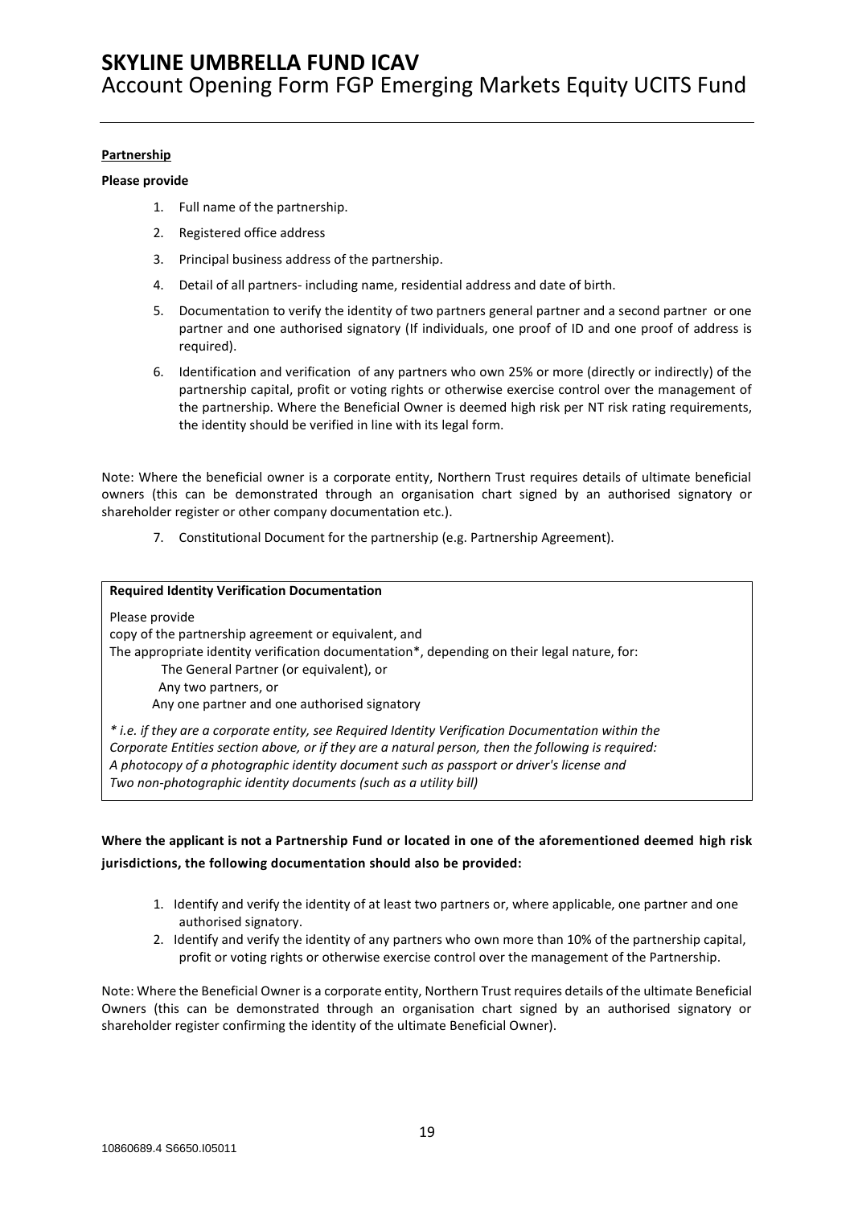**Partnership**

**Please provide**

1. Full name of the partnership.
2. Registered office address
3. Principal business address of the partnership.
4. Detail of all partners- including name, residential address and date of birth.
5. Documentation to verify the identity of two partners general partner and a second partner or one partner and one authorised signatory (If individuals, one proof of ID and one proof of address is required).
6. Identification and verification of any partners who own 25% or more (directly or indirectly) of the partnership capital, profit or voting rights or otherwise exercise control over the management of the partnership. Where the Beneficial Owner is deemed high risk per NT risk rating requirements, the identity should be verified in line with its legal form.

Note: Where the beneficial owner is a corporate entity, Northern Trust requires details of ultimate beneficial owners (this can be demonstrated through an organisation chart signed by an authorised signatory or shareholder register or other company documentation etc.).

7. Constitutional Document for the partnership (e.g. Partnership Agreement).

**Required Identity Verification Documentation**

Please provide
copy of the partnership agreement or equivalent, and
The appropriate identity verification documentation*, depending on their legal nature, for:
The General Partner (or equivalent), or
Any two partners, or
Any one partner and one authorised signatory

*\* i.e. if they are a corporate entity, see Required Identity Verification Documentation within the Corporate Entities section above, or if they are a natural person, then the following is required:*
*A photocopy of a photographic identity document such as passport or driver's license and*
*Two non-photographic identity documents (such as a utility bill)*

**Where the applicant is not a Partnership Fund or located in one of the aforementioned deemed high risk jurisdictions, the following documentation should also be provided:**

1. Identify and verify the identity of at least two partners or, where applicable, one partner and one authorised signatory.
2. Identify and verify the identity of any partners who own more than 10% of the partnership capital, profit or voting rights or otherwise exercise control over the management of the Partnership.

Note: Where the Beneficial Owner is a corporate entity, Northern Trust requires details of the ultimate Beneficial Owners (this can be demonstrated through an organisation chart signed by an authorised signatory or shareholder register confirming the identity of the ultimate Beneficial Owner).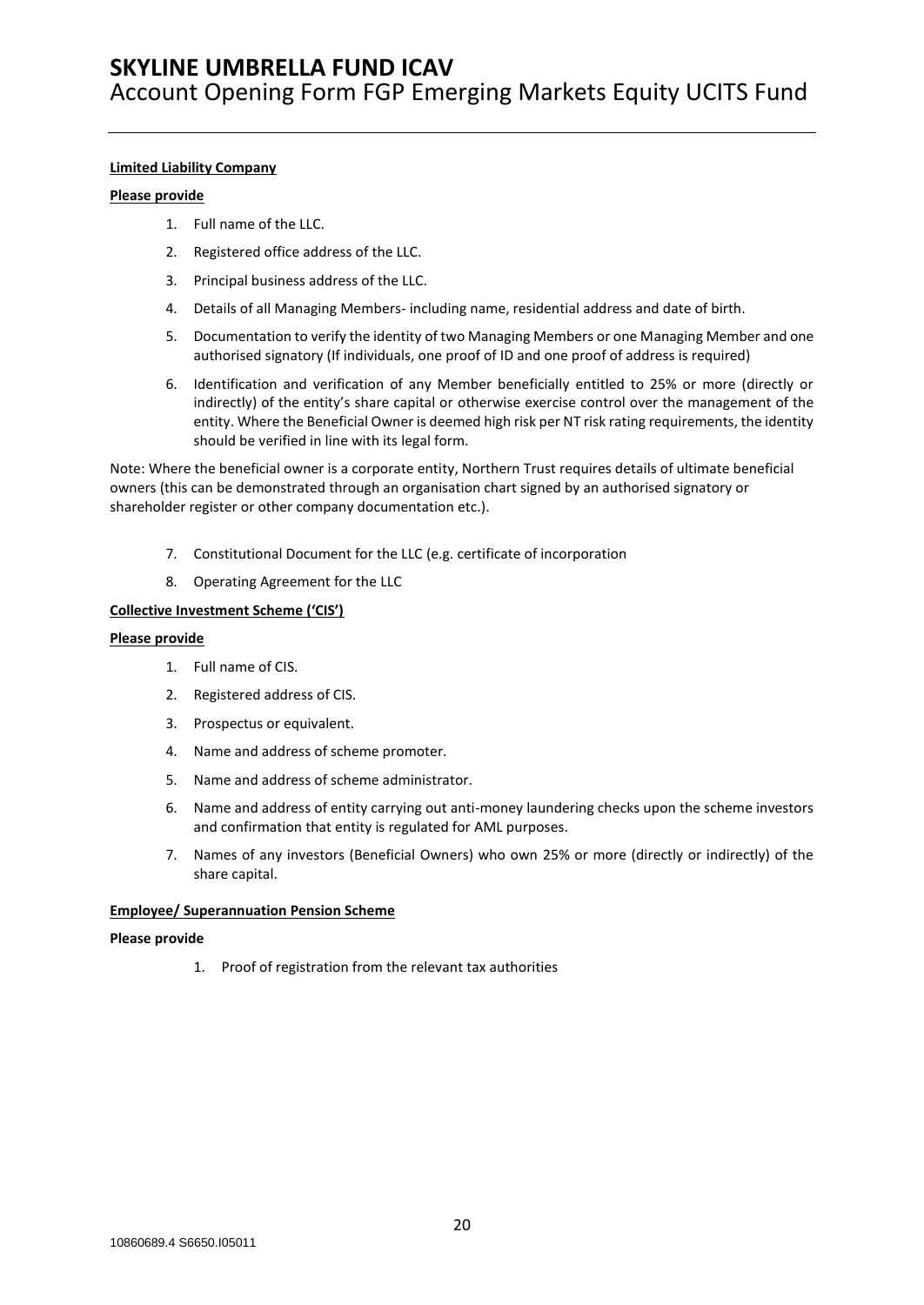**Limited Liability Company**

**Please provide**

1. Full name of the LLC.
2. Registered office address of the LLC.
3. Principal business address of the LLC.
4. Details of all Managing Members- including name, residential address and date of birth.
5. Documentation to verify the identity of two Managing Members or one Managing Member and one authorised signatory (If individuals, one proof of ID and one proof of address is required)
6. Identification and verification of any Member beneficially entitled to 25% or more (directly or indirectly) of the entity's share capital or otherwise exercise control over the management of the entity. Where the Beneficial Owner is deemed high risk per NT risk rating requirements, the identity should be verified in line with its legal form.

Note: Where the beneficial owner is a corporate entity, Northern Trust requires details of ultimate beneficial owners (this can be demonstrated through an organisation chart signed by an authorised signatory or shareholder register or other company documentation etc.).

7. Constitutional Document for the LLC (e.g. certificate of incorporation
8. Operating Agreement for the LLC

**Collective Investment Scheme ('CIS')**

**Please provide**

1. Full name of CIS.
2. Registered address of CIS.
3. Prospectus or equivalent.
4. Name and address of scheme promoter.
5. Name and address of scheme administrator.
6. Name and address of entity carrying out anti-money laundering checks upon the scheme investors and confirmation that entity is regulated for AML purposes.
7. Names of any investors (Beneficial Owners) who own 25% or more (directly or indirectly) of the share capital.

**Employee/ Superannuation Pension Scheme**

**Please provide**

1. Proof of registration from the relevant tax authorities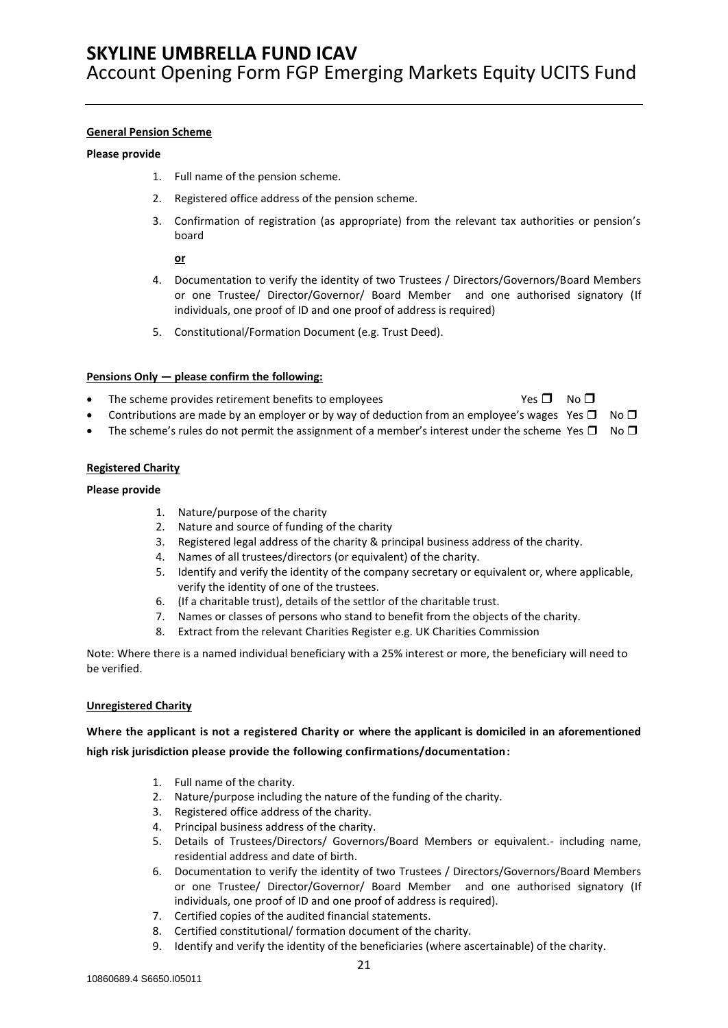**General Pension Scheme**

**Please provide**

1. Full name of the pension scheme.
2. Registered office address of the pension scheme.
3. Confirmation of registration (as appropriate) from the relevant tax authorities or pension's board

   **or**

4. Documentation to verify the identity of two Trustees / Directors/Governors/Board Members or one Trustee/ Director/Governor/ Board Member and one authorised signatory (If individuals, one proof of ID and one proof of address is required)
5. Constitutional/Formation Document (e.g. Trust Deed).

**Pensions Only — please confirm the following:**

- The scheme provides retirement benefits to employees Yes ☐ No ☐
- Contributions are made by an employer or by way of deduction from an employee's wages Yes ☐ No ☐
- The scheme's rules do not permit the assignment of a member's interest under the scheme Yes ☐ No ☐

**Registered Charity**

**Please provide**

1. Nature/purpose of the charity
2. Nature and source of funding of the charity
3. Registered legal address of the charity & principal business address of the charity.
4. Names of all trustees/directors (or equivalent) of the charity.
5. Identify and verify the identity of the company secretary or equivalent or, where applicable, verify the identity of one of the trustees.
6. (If a charitable trust), details of the settlor of the charitable trust.
7. Names or classes of persons who stand to benefit from the objects of the charity.
8. Extract from the relevant Charities Register e.g. UK Charities Commission

Note: Where there is a named individual beneficiary with a 25% interest or more, the beneficiary will need to be verified.

**Unregistered Charity**

**Where the applicant is not a registered Charity or where the applicant is domiciled in an aforementioned high risk jurisdiction please provide the following confirmations/documentation:**

1. Full name of the charity.
2. Nature/purpose including the nature of the funding of the charity.
3. Registered office address of the charity.
4. Principal business address of the charity.
5. Details of Trustees/Directors/ Governors/Board Members or equivalent.- including name, residential address and date of birth.
6. Documentation to verify the identity of two Trustees / Directors/Governors/Board Members or one Trustee/ Director/Governor/ Board Member and one authorised signatory (If individuals, one proof of ID and one proof of address is required).
7. Certified copies of the audited financial statements.
8. Certified constitutional/ formation document of the charity.
9. Identify and verify the identity of the beneficiaries (where ascertainable) of the charity.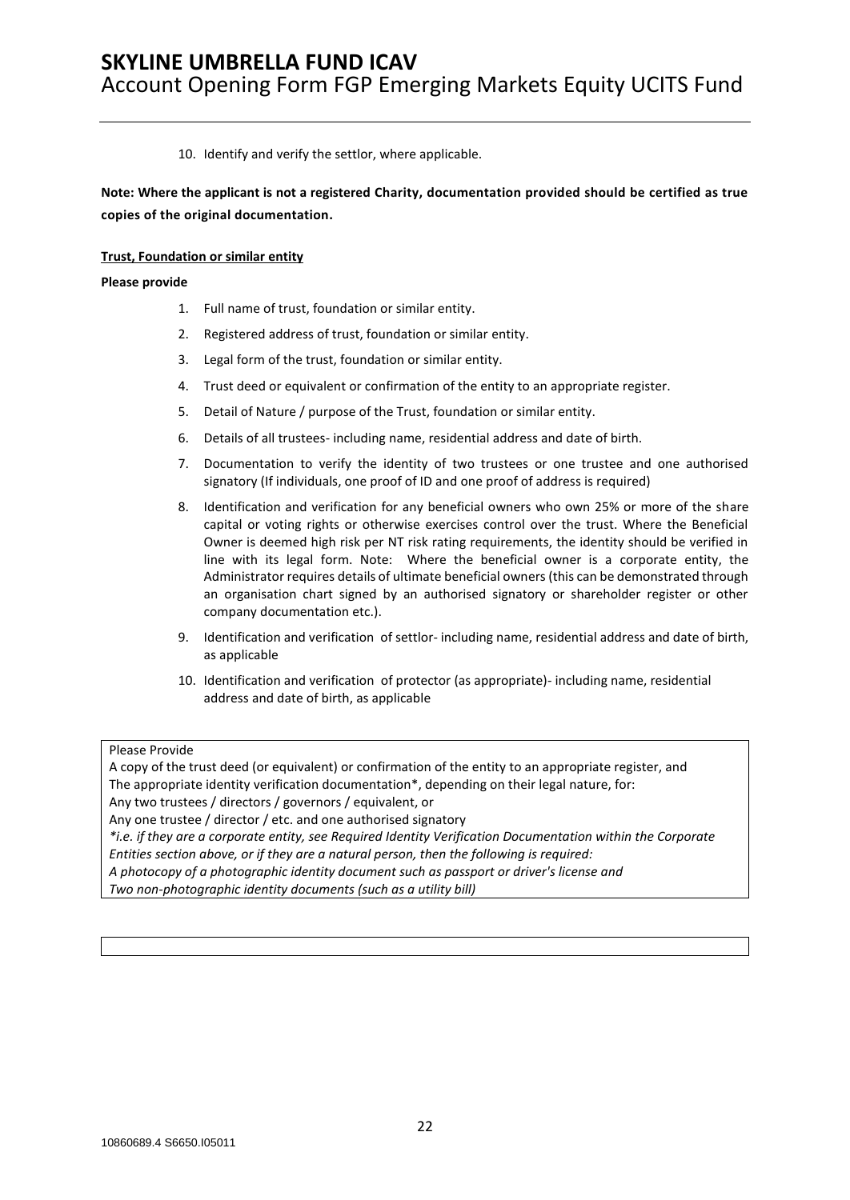10. Identify and verify the settlor, where applicable.

**Note: Where the applicant is not a registered Charity, documentation provided should be certified as true copies of the original documentation.**

**Trust, Foundation or similar entity**

**Please provide**

1. Full name of trust, foundation or similar entity.
2. Registered address of trust, foundation or similar entity.
3. Legal form of the trust, foundation or similar entity.
4. Trust deed or equivalent or confirmation of the entity to an appropriate register.
5. Detail of Nature / purpose of the Trust, foundation or similar entity.
6. Details of all trustees- including name, residential address and date of birth.
7. Documentation to verify the identity of two trustees or one trustee and one authorised signatory (If individuals, one proof of ID and one proof of address is required)
8. Identification and verification for any beneficial owners who own 25% or more of the share capital or voting rights or otherwise exercises control over the trust. Where the Beneficial Owner is deemed high risk per NT risk rating requirements, the identity should be verified in line with its legal form. Note: Where the beneficial owner is a corporate entity, the Administrator requires details of ultimate beneficial owners (this can be demonstrated through an organisation chart signed by an authorised signatory or shareholder register or other company documentation etc.).
9. Identification and verification of settlor- including name, residential address and date of birth, as applicable
10. Identification and verification of protector (as appropriate)- including name, residential address and date of birth, as applicable

| Please Provide<br>A copy of the trust deed (or equivalent) or confirmation of the entity to an appropriate register, and<br>The appropriate identity verification documentation*, depending on their legal nature, for:<br>Any two trustees / directors / governors / equivalent, or<br>Any one trustee / director / etc. and one authorised signatory<br>*\*i.e. if they are a corporate entity, see Required Identity Verification Documentation within the Corporate Entities section above, or if they are a natural person, then the following is required:*<br>*A photocopy of a photographic identity document such as passport or driver's license and*<br>*Two non-photographic identity documents (such as a utility bill)* |
|---|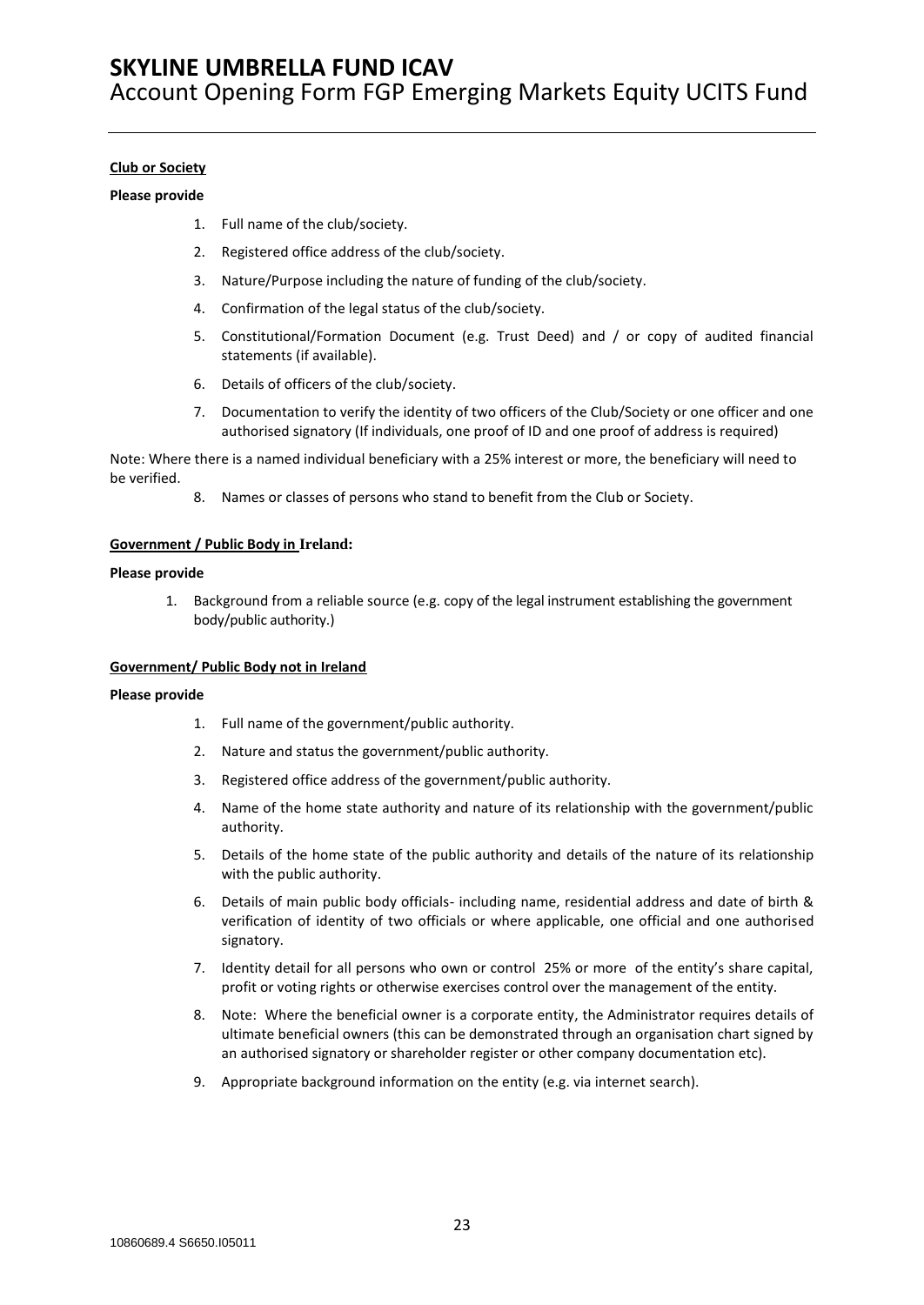**Club or Society**

**Please provide**

1. Full name of the club/society.
2. Registered office address of the club/society.
3. Nature/Purpose including the nature of funding of the club/society.
4. Confirmation of the legal status of the club/society.
5. Constitutional/Formation Document (e.g. Trust Deed) and / or copy of audited financial statements (if available).
6. Details of officers of the club/society.
7. Documentation to verify the identity of two officers of the Club/Society or one officer and one authorised signatory (If individuals, one proof of ID and one proof of address is required)

Note: Where there is a named individual beneficiary with a 25% interest or more, the beneficiary will need to be verified.

8. Names or classes of persons who stand to benefit from the Club or Society.

**Government / Public Body in Ireland:**

**Please provide**

1. Background from a reliable source (e.g. copy of the legal instrument establishing the government body/public authority.)

**Government/ Public Body not in Ireland**

**Please provide**

1. Full name of the government/public authority.
2. Nature and status the government/public authority.
3. Registered office address of the government/public authority.
4. Name of the home state authority and nature of its relationship with the government/public authority.
5. Details of the home state of the public authority and details of the nature of its relationship with the public authority.
6. Details of main public body officials- including name, residential address and date of birth & verification of identity of two officials or where applicable, one official and one authorised signatory.
7. Identity detail for all persons who own or control 25% or more of the entity's share capital, profit or voting rights or otherwise exercises control over the management of the entity.
8. Note: Where the beneficial owner is a corporate entity, the Administrator requires details of ultimate beneficial owners (this can be demonstrated through an organisation chart signed by an authorised signatory or shareholder register or other company documentation etc).
9. Appropriate background information on the entity (e.g. via internet search).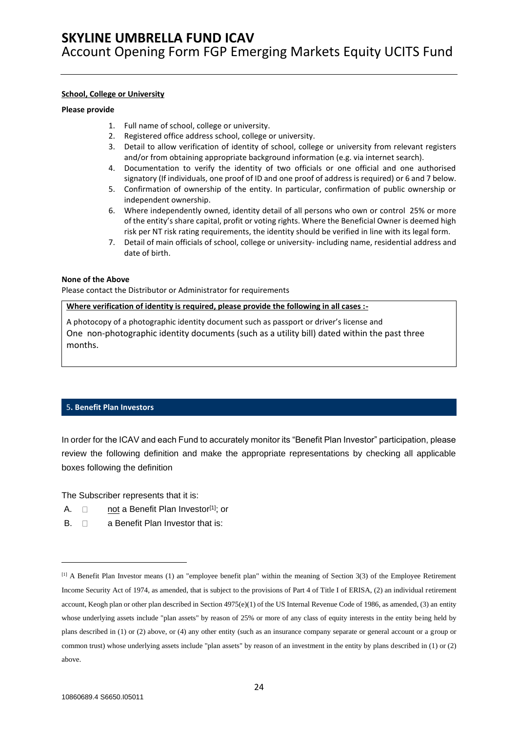**School, College or University**

**Please provide**

1. Full name of school, college or university.
2. Registered office address school, college or university.
3. Detail to allow verification of identity of school, college or university from relevant registers and/or from obtaining appropriate background information (e.g. via internet search).
4. Documentation to verify the identity of two officials or one official and one authorised signatory (If individuals, one proof of ID and one proof of address is required) or 6 and 7 below.
5. Confirmation of ownership of the entity. In particular, confirmation of public ownership or independent ownership.
6. Where independently owned, identity detail of all persons who own or control 25% or more of the entity's share capital, profit or voting rights. Where the Beneficial Owner is deemed high risk per NT risk rating requirements, the identity should be verified in line with its legal form.
7. Detail of main officials of school, college or university- including name, residential address and date of birth.

**None of the Above**

Please contact the Distributor or Administrator for requirements

**Where verification of identity is required, please provide the following in all cases :-**

A photocopy of a photographic identity document such as passport or driver's license and
One non-photographic identity documents (such as a utility bill) dated within the past three months.

## 5. Benefit Plan Investors

In order for the ICAV and each Fund to accurately monitor its "Benefit Plan Investor" participation, please review the following definition and make the appropriate representations by checking all applicable boxes following the definition

The Subscriber represents that it is:

A. ☐ not a Benefit Plan Investor[1]; or

B. ☐ a Benefit Plan Investor that is:

---

[1] A Benefit Plan Investor means (1) an "employee benefit plan" within the meaning of Section 3(3) of the Employee Retirement Income Security Act of 1974, as amended, that is subject to the provisions of Part 4 of Title I of ERISA, (2) an individual retirement account, Keogh plan or other plan described in Section 4975(e)(1) of the US Internal Revenue Code of 1986, as amended, (3) an entity whose underlying assets include "plan assets" by reason of 25% or more of any class of equity interests in the entity being held by plans described in (1) or (2) above, or (4) any other entity (such as an insurance company separate or general account or a group or common trust) whose underlying assets include "plan assets" by reason of an investment in the entity by plans described in (1) or (2) above.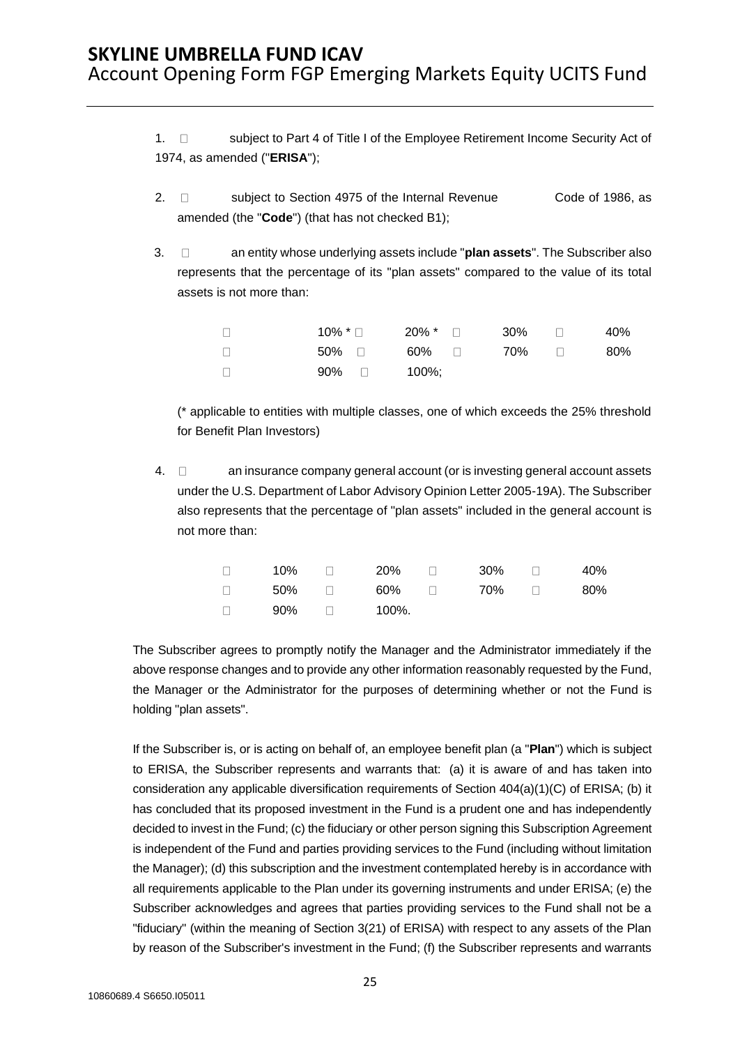1. ☐ subject to Part 4 of Title I of the Employee Retirement Income Security Act of 1974, as amended ("**ERISA**");

2. ☐ subject to Section 4975 of the Internal Revenue Code of 1986, as amended (the "**Code**") (that has not checked B1);

3. ☐ an entity whose underlying assets include "**plan assets**". The Subscriber also represents that the percentage of its "plan assets" compared to the value of its total assets is not more than:

   | | | | |
   |---|---|---|---|
   | ☐ 10% * | ☐ 20% * | ☐ 30% | ☐ 40% |
   | ☐ 50% | ☐ 60% | ☐ 70% | ☐ 80% |
   | ☐ 90% | ☐ 100%; | | |

   (* applicable to entities with multiple classes, one of which exceeds the 25% threshold for Benefit Plan Investors)

4. ☐ an insurance company general account (or is investing general account assets under the U.S. Department of Labor Advisory Opinion Letter 2005-19A). The Subscriber also represents that the percentage of "plan assets" included in the general account is not more than:

   | | | | |
   |---|---|---|---|
   | ☐ 10% | ☐ 20% | ☐ 30% | ☐ 40% |
   | ☐ 50% | ☐ 60% | ☐ 70% | ☐ 80% |
   | ☐ 90% | ☐ 100%. | | |

The Subscriber agrees to promptly notify the Manager and the Administrator immediately if the above response changes and to provide any other information reasonably requested by the Fund, the Manager or the Administrator for the purposes of determining whether or not the Fund is holding "plan assets".

If the Subscriber is, or is acting on behalf of, an employee benefit plan (a "**Plan**") which is subject to ERISA, the Subscriber represents and warrants that: (a) it is aware of and has taken into consideration any applicable diversification requirements of Section 404(a)(1)(C) of ERISA; (b) it has concluded that its proposed investment in the Fund is a prudent one and has independently decided to invest in the Fund; (c) the fiduciary or other person signing this Subscription Agreement is independent of the Fund and parties providing services to the Fund (including without limitation the Manager); (d) this subscription and the investment contemplated hereby is in accordance with all requirements applicable to the Plan under its governing instruments and under ERISA; (e) the Subscriber acknowledges and agrees that parties providing services to the Fund shall not be a "fiduciary" (within the meaning of Section 3(21) of ERISA) with respect to any assets of the Plan by reason of the Subscriber's investment in the Fund; (f) the Subscriber represents and warrants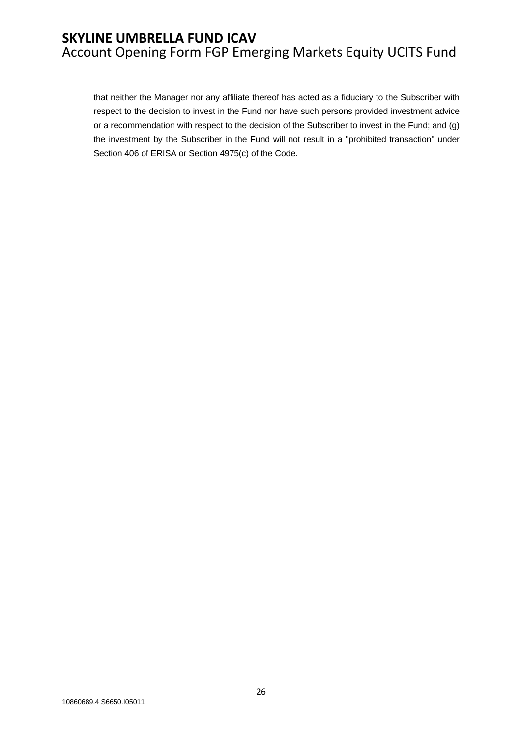that neither the Manager nor any affiliate thereof has acted as a fiduciary to the Subscriber with respect to the decision to invest in the Fund nor have such persons provided investment advice or a recommendation with respect to the decision of the Subscriber to invest in the Fund; and (g) the investment by the Subscriber in the Fund will not result in a "prohibited transaction" under Section 406 of ERISA or Section 4975(c) of the Code.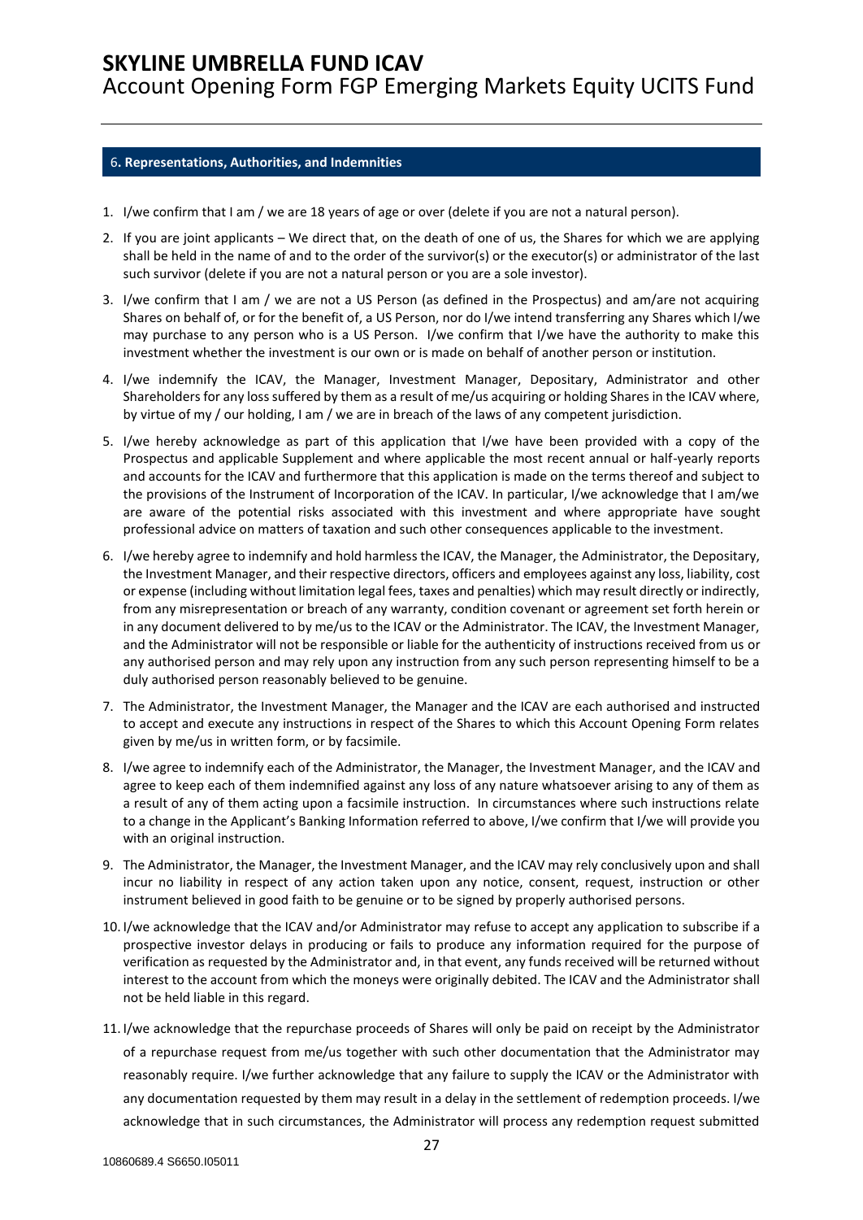## 6. Representations, Authorities, and Indemnities

1. I/we confirm that I am / we are 18 years of age or over (delete if you are not a natural person).
2. If you are joint applicants – We direct that, on the death of one of us, the Shares for which we are applying shall be held in the name of and to the order of the survivor(s) or the executor(s) or administrator of the last such survivor (delete if you are not a natural person or you are a sole investor).
3. I/we confirm that I am / we are not a US Person (as defined in the Prospectus) and am/are not acquiring Shares on behalf of, or for the benefit of, a US Person, nor do I/we intend transferring any Shares which I/we may purchase to any person who is a US Person. I/we confirm that I/we have the authority to make this investment whether the investment is our own or is made on behalf of another person or institution.
4. I/we indemnify the ICAV, the Manager, Investment Manager, Depositary, Administrator and other Shareholders for any loss suffered by them as a result of me/us acquiring or holding Shares in the ICAV where, by virtue of my / our holding, I am / we are in breach of the laws of any competent jurisdiction.
5. I/we hereby acknowledge as part of this application that I/we have been provided with a copy of the Prospectus and applicable Supplement and where applicable the most recent annual or half-yearly reports and accounts for the ICAV and furthermore that this application is made on the terms thereof and subject to the provisions of the Instrument of Incorporation of the ICAV. In particular, I/we acknowledge that I am/we are aware of the potential risks associated with this investment and where appropriate have sought professional advice on matters of taxation and such other consequences applicable to the investment.
6. I/we hereby agree to indemnify and hold harmless the ICAV, the Manager, the Administrator, the Depositary, the Investment Manager, and their respective directors, officers and employees against any loss, liability, cost or expense (including without limitation legal fees, taxes and penalties) which may result directly or indirectly, from any misrepresentation or breach of any warranty, condition covenant or agreement set forth herein or in any document delivered to by me/us to the ICAV or the Administrator. The ICAV, the Investment Manager, and the Administrator will not be responsible or liable for the authenticity of instructions received from us or any authorised person and may rely upon any instruction from any such person representing himself to be a duly authorised person reasonably believed to be genuine.
7. The Administrator, the Investment Manager, the Manager and the ICAV are each authorised and instructed to accept and execute any instructions in respect of the Shares to which this Account Opening Form relates given by me/us in written form, or by facsimile.
8. I/we agree to indemnify each of the Administrator, the Manager, the Investment Manager, and the ICAV and agree to keep each of them indemnified against any loss of any nature whatsoever arising to any of them as a result of any of them acting upon a facsimile instruction. In circumstances where such instructions relate to a change in the Applicant's Banking Information referred to above, I/we confirm that I/we will provide you with an original instruction.
9. The Administrator, the Manager, the Investment Manager, and the ICAV may rely conclusively upon and shall incur no liability in respect of any action taken upon any notice, consent, request, instruction or other instrument believed in good faith to be genuine or to be signed by properly authorised persons.
10. I/we acknowledge that the ICAV and/or Administrator may refuse to accept any application to subscribe if a prospective investor delays in producing or fails to produce any information required for the purpose of verification as requested by the Administrator and, in that event, any funds received will be returned without interest to the account from which the moneys were originally debited. The ICAV and the Administrator shall not be held liable in this regard.
11. I/we acknowledge that the repurchase proceeds of Shares will only be paid on receipt by the Administrator of a repurchase request from me/us together with such other documentation that the Administrator may reasonably require. I/we further acknowledge that any failure to supply the ICAV or the Administrator with any documentation requested by them may result in a delay in the settlement of redemption proceeds. I/we acknowledge that in such circumstances, the Administrator will process any redemption request submitted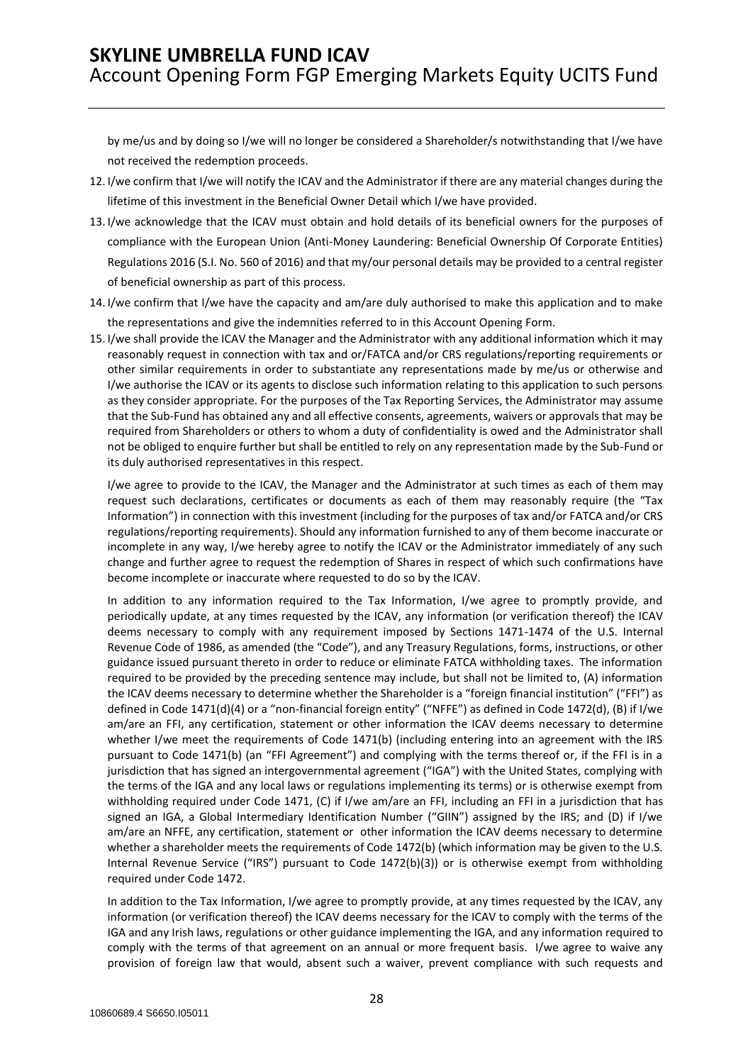by me/us and by doing so I/we will no longer be considered a Shareholder/s notwithstanding that I/we have not received the redemption proceeds.

12. I/we confirm that I/we will notify the ICAV and the Administrator if there are any material changes during the lifetime of this investment in the Beneficial Owner Detail which I/we have provided.
13. I/we acknowledge that the ICAV must obtain and hold details of its beneficial owners for the purposes of compliance with the European Union (Anti-Money Laundering: Beneficial Ownership Of Corporate Entities) Regulations 2016 (S.I. No. 560 of 2016) and that my/our personal details may be provided to a central register of beneficial ownership as part of this process.
14. I/we confirm that I/we have the capacity and am/are duly authorised to make this application and to make the representations and give the indemnities referred to in this Account Opening Form.
15. I/we shall provide the ICAV the Manager and the Administrator with any additional information which it may reasonably request in connection with tax and or/FATCA and/or CRS regulations/reporting requirements or other similar requirements in order to substantiate any representations made by me/us or otherwise and I/we authorise the ICAV or its agents to disclose such information relating to this application to such persons as they consider appropriate. For the purposes of the Tax Reporting Services, the Administrator may assume that the Sub-Fund has obtained any and all effective consents, agreements, waivers or approvals that may be required from Shareholders or others to whom a duty of confidentiality is owed and the Administrator shall not be obliged to enquire further but shall be entitled to rely on any representation made by the Sub-Fund or its duly authorised representatives in this respect.

    I/we agree to provide to the ICAV, the Manager and the Administrator at such times as each of them may request such declarations, certificates or documents as each of them may reasonably require (the "Tax Information") in connection with this investment (including for the purposes of tax and/or FATCA and/or CRS regulations/reporting requirements). Should any information furnished to any of them become inaccurate or incomplete in any way, I/we hereby agree to notify the ICAV or the Administrator immediately of any such change and further agree to request the redemption of Shares in respect of which such confirmations have become incomplete or inaccurate where requested to do so by the ICAV.

    In addition to any information required to the Tax Information, I/we agree to promptly provide, and periodically update, at any times requested by the ICAV, any information (or verification thereof) the ICAV deems necessary to comply with any requirement imposed by Sections 1471-1474 of the U.S. Internal Revenue Code of 1986, as amended (the "Code"), and any Treasury Regulations, forms, instructions, or other guidance issued pursuant thereto in order to reduce or eliminate FATCA withholding taxes. The information required to be provided by the preceding sentence may include, but shall not be limited to, (A) information the ICAV deems necessary to determine whether the Shareholder is a "foreign financial institution" ("FFI") as defined in Code 1471(d)(4) or a "non-financial foreign entity" ("NFFE") as defined in Code 1472(d), (B) if I/we am/are an FFI, any certification, statement or other information the ICAV deems necessary to determine whether I/we meet the requirements of Code 1471(b) (including entering into an agreement with the IRS pursuant to Code 1471(b) (an "FFI Agreement") and complying with the terms thereof or, if the FFI is in a jurisdiction that has signed an intergovernmental agreement ("IGA") with the United States, complying with the terms of the IGA and any local laws or regulations implementing its terms) or is otherwise exempt from withholding required under Code 1471, (C) if I/we am/are an FFI, including an FFI in a jurisdiction that has signed an IGA, a Global Intermediary Identification Number ("GIIN") assigned by the IRS; and (D) if I/we am/are an NFFE, any certification, statement or other information the ICAV deems necessary to determine whether a shareholder meets the requirements of Code 1472(b) (which information may be given to the U.S. Internal Revenue Service ("IRS") pursuant to Code 1472(b)(3)) or is otherwise exempt from withholding required under Code 1472.

    In addition to the Tax Information, I/we agree to promptly provide, at any times requested by the ICAV, any information (or verification thereof) the ICAV deems necessary for the ICAV to comply with the terms of the IGA and any Irish laws, regulations or other guidance implementing the IGA, and any information required to comply with the terms of that agreement on an annual or more frequent basis. I/we agree to waive any provision of foreign law that would, absent such a waiver, prevent compliance with such requests and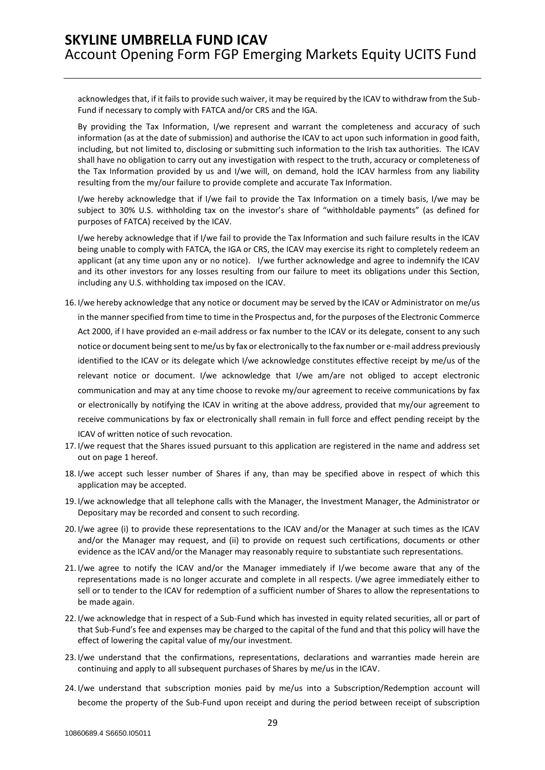acknowledges that, if it fails to provide such waiver, it may be required by the ICAV to withdraw from the Sub-Fund if necessary to comply with FATCA and/or CRS and the IGA.

By providing the Tax Information, I/we represent and warrant the completeness and accuracy of such information (as at the date of submission) and authorise the ICAV to act upon such information in good faith, including, but not limited to, disclosing or submitting such information to the Irish tax authorities. The ICAV shall have no obligation to carry out any investigation with respect to the truth, accuracy or completeness of the Tax Information provided by us and I/we will, on demand, hold the ICAV harmless from any liability resulting from the my/our failure to provide complete and accurate Tax Information.

I/we hereby acknowledge that if I/we fail to provide the Tax Information on a timely basis, I/we may be subject to 30% U.S. withholding tax on the investor's share of "withholdable payments" (as defined for purposes of FATCA) received by the ICAV.

I/we hereby acknowledge that if I/we fail to provide the Tax Information and such failure results in the ICAV being unable to comply with FATCA, the IGA or CRS, the ICAV may exercise its right to completely redeem an applicant (at any time upon any or no notice). I/we further acknowledge and agree to indemnify the ICAV and its other investors for any losses resulting from our failure to meet its obligations under this Section, including any U.S. withholding tax imposed on the ICAV.

16. I/we hereby acknowledge that any notice or document may be served by the ICAV or Administrator on me/us in the manner specified from time to time in the Prospectus and, for the purposes of the Electronic Commerce Act 2000, if I have provided an e-mail address or fax number to the ICAV or its delegate, consent to any such notice or document being sent to me/us by fax or electronically to the fax number or e-mail address previously identified to the ICAV or its delegate which I/we acknowledge constitutes effective receipt by me/us of the relevant notice or document. I/we acknowledge that I/we am/are not obliged to accept electronic communication and may at any time choose to revoke my/our agreement to receive communications by fax or electronically by notifying the ICAV in writing at the above address, provided that my/our agreement to receive communications by fax or electronically shall remain in full force and effect pending receipt by the ICAV of written notice of such revocation.
17. I/we request that the Shares issued pursuant to this application are registered in the name and address set out on page 1 hereof.
18. I/we accept such lesser number of Shares if any, than may be specified above in respect of which this application may be accepted.
19. I/we acknowledge that all telephone calls with the Manager, the Investment Manager, the Administrator or Depositary may be recorded and consent to such recording.
20. I/we agree (i) to provide these representations to the ICAV and/or the Manager at such times as the ICAV and/or the Manager may request, and (ii) to provide on request such certifications, documents or other evidence as the ICAV and/or the Manager may reasonably require to substantiate such representations.
21. I/we agree to notify the ICAV and/or the Manager immediately if I/we become aware that any of the representations made is no longer accurate and complete in all respects. I/we agree immediately either to sell or to tender to the ICAV for redemption of a sufficient number of Shares to allow the representations to be made again.
22. I/we acknowledge that in respect of a Sub-Fund which has invested in equity related securities, all or part of that Sub-Fund's fee and expenses may be charged to the capital of the fund and that this policy will have the effect of lowering the capital value of my/our investment.
23. I/we understand that the confirmations, representations, declarations and warranties made herein are continuing and apply to all subsequent purchases of Shares by me/us in the ICAV.
24. I/we understand that subscription monies paid by me/us into a Subscription/Redemption account will become the property of the Sub-Fund upon receipt and during the period between receipt of subscription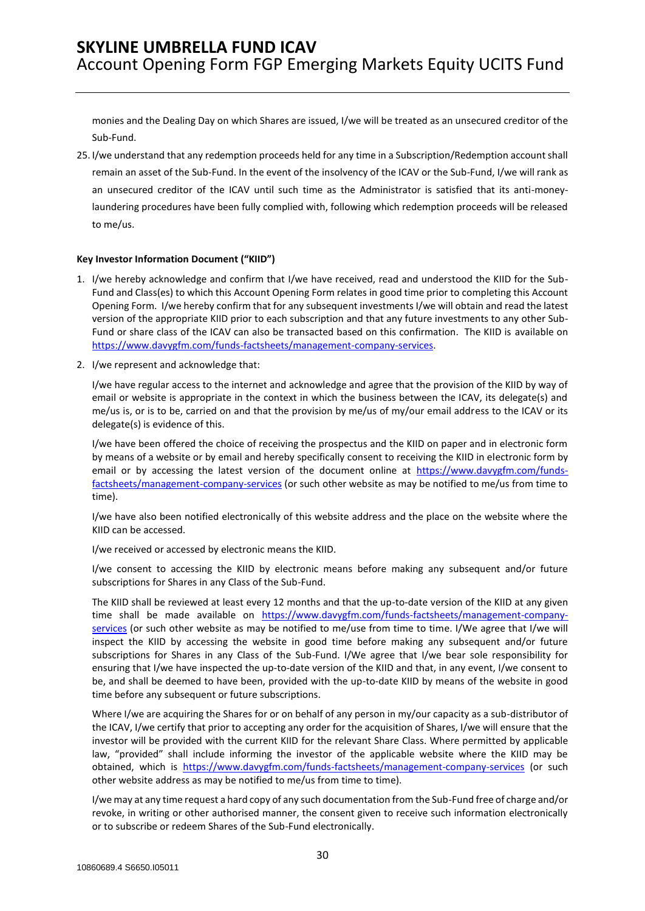monies and the Dealing Day on which Shares are issued, I/we will be treated as an unsecured creditor of the Sub-Fund.

25. I/we understand that any redemption proceeds held for any time in a Subscription/Redemption account shall remain an asset of the Sub-Fund. In the event of the insolvency of the ICAV or the Sub-Fund, I/we will rank as an unsecured creditor of the ICAV until such time as the Administrator is satisfied that its anti-money-laundering procedures have been fully complied with, following which redemption proceeds will be released to me/us.

**Key Investor Information Document ("KIID")**

1. I/we hereby acknowledge and confirm that I/we have received, read and understood the KIID for the Sub-Fund and Class(es) to which this Account Opening Form relates in good time prior to completing this Account Opening Form. I/we hereby confirm that for any subsequent investments I/we will obtain and read the latest version of the appropriate KIID prior to each subscription and that any future investments to any other Sub-Fund or share class of the ICAV can also be transacted based on this confirmation. The KIID is available on https://www.davygfm.com/funds-factsheets/management-company-services.

2. I/we represent and acknowledge that:

   I/we have regular access to the internet and acknowledge and agree that the provision of the KIID by way of email or website is appropriate in the context in which the business between the ICAV, its delegate(s) and me/us is, or is to be, carried on and that the provision by me/us of my/our email address to the ICAV or its delegate(s) is evidence of this.

   I/we have been offered the choice of receiving the prospectus and the KIID on paper and in electronic form by means of a website or by email and hereby specifically consent to receiving the KIID in electronic form by email or by accessing the latest version of the document online at https://www.davygfm.com/funds-factsheets/management-company-services (or such other website as may be notified to me/us from time to time).

   I/we have also been notified electronically of this website address and the place on the website where the KIID can be accessed.

   I/we received or accessed by electronic means the KIID.

   I/we consent to accessing the KIID by electronic means before making any subsequent and/or future subscriptions for Shares in any Class of the Sub-Fund.

   The KIID shall be reviewed at least every 12 months and that the up-to-date version of the KIID at any given time shall be made available on https://www.davygfm.com/funds-factsheets/management-company-services (or such other website as may be notified to me/use from time to time. I/We agree that I/we will inspect the KIID by accessing the website in good time before making any subsequent and/or future subscriptions for Shares in any Class of the Sub-Fund. I/We agree that I/we bear sole responsibility for ensuring that I/we have inspected the up-to-date version of the KIID and that, in any event, I/we consent to be, and shall be deemed to have been, provided with the up-to-date KIID by means of the website in good time before any subsequent or future subscriptions.

   Where I/we are acquiring the Shares for or on behalf of any person in my/our capacity as a sub-distributor of the ICAV, I/we certify that prior to accepting any order for the acquisition of Shares, I/we will ensure that the investor will be provided with the current KIID for the relevant Share Class. Where permitted by applicable law, "provided" shall include informing the investor of the applicable website where the KIID may be obtained, which is https://www.davygfm.com/funds-factsheets/management-company-services (or such other website address as may be notified to me/us from time to time).

   I/we may at any time request a hard copy of any such documentation from the Sub-Fund free of charge and/or revoke, in writing or other authorised manner, the consent given to receive such information electronically or to subscribe or redeem Shares of the Sub-Fund electronically.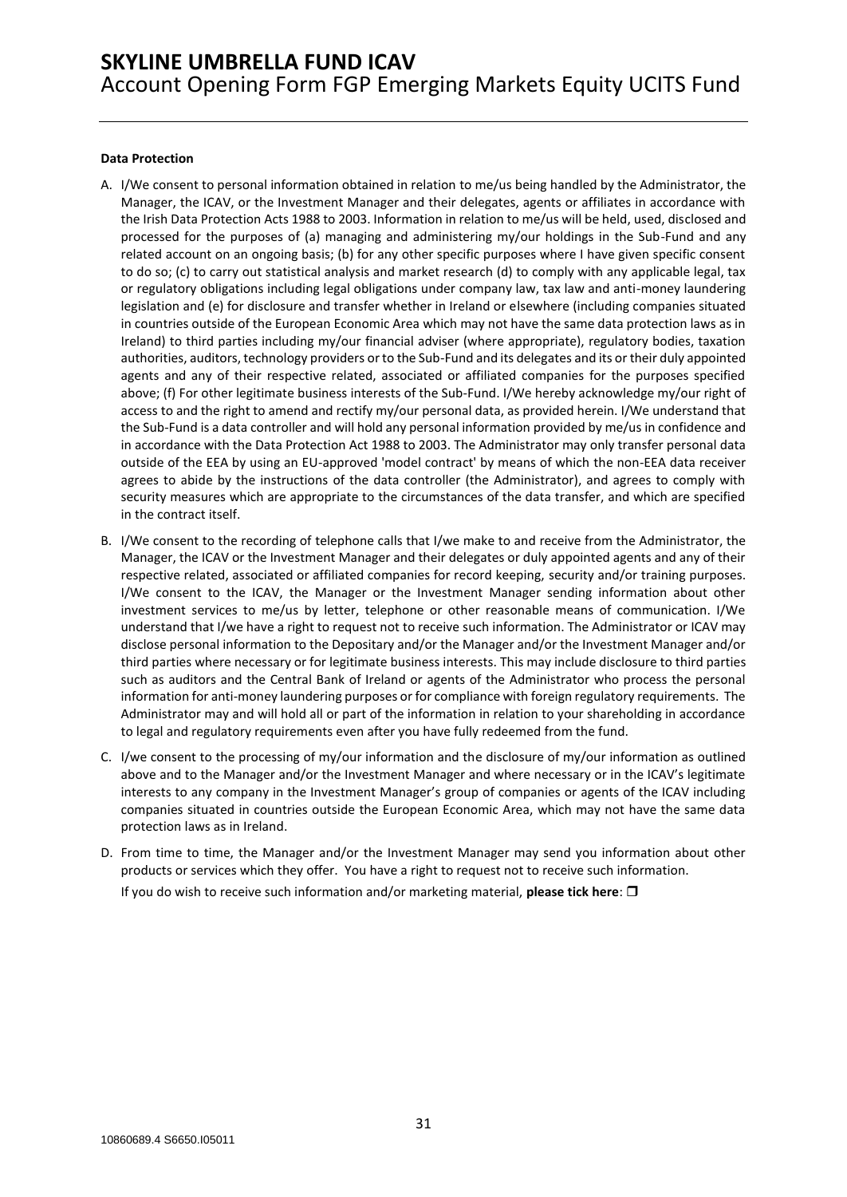**Data Protection**

A. I/We consent to personal information obtained in relation to me/us being handled by the Administrator, the Manager, the ICAV, or the Investment Manager and their delegates, agents or affiliates in accordance with the Irish Data Protection Acts 1988 to 2003. Information in relation to me/us will be held, used, disclosed and processed for the purposes of (a) managing and administering my/our holdings in the Sub-Fund and any related account on an ongoing basis; (b) for any other specific purposes where I have given specific consent to do so; (c) to carry out statistical analysis and market research (d) to comply with any applicable legal, tax or regulatory obligations including legal obligations under company law, tax law and anti-money laundering legislation and (e) for disclosure and transfer whether in Ireland or elsewhere (including companies situated in countries outside of the European Economic Area which may not have the same data protection laws as in Ireland) to third parties including my/our financial adviser (where appropriate), regulatory bodies, taxation authorities, auditors, technology providers or to the Sub-Fund and its delegates and its or their duly appointed agents and any of their respective related, associated or affiliated companies for the purposes specified above; (f) For other legitimate business interests of the Sub-Fund. I/We hereby acknowledge my/our right of access to and the right to amend and rectify my/our personal data, as provided herein. I/We understand that the Sub-Fund is a data controller and will hold any personal information provided by me/us in confidence and in accordance with the Data Protection Act 1988 to 2003. The Administrator may only transfer personal data outside of the EEA by using an EU-approved 'model contract' by means of which the non-EEA data receiver agrees to abide by the instructions of the data controller (the Administrator), and agrees to comply with security measures which are appropriate to the circumstances of the data transfer, and which are specified in the contract itself.

B. I/We consent to the recording of telephone calls that I/we make to and receive from the Administrator, the Manager, the ICAV or the Investment Manager and their delegates or duly appointed agents and any of their respective related, associated or affiliated companies for record keeping, security and/or training purposes. I/We consent to the ICAV, the Manager or the Investment Manager sending information about other investment services to me/us by letter, telephone or other reasonable means of communication. I/We understand that I/we have a right to request not to receive such information. The Administrator or ICAV may disclose personal information to the Depositary and/or the Manager and/or the Investment Manager and/or third parties where necessary or for legitimate business interests. This may include disclosure to third parties such as auditors and the Central Bank of Ireland or agents of the Administrator who process the personal information for anti-money laundering purposes or for compliance with foreign regulatory requirements. The Administrator may and will hold all or part of the information in relation to your shareholding in accordance to legal and regulatory requirements even after you have fully redeemed from the fund.

C. I/we consent to the processing of my/our information and the disclosure of my/our information as outlined above and to the Manager and/or the Investment Manager and where necessary or in the ICAV's legitimate interests to any company in the Investment Manager's group of companies or agents of the ICAV including companies situated in countries outside the European Economic Area, which may not have the same data protection laws as in Ireland.

D. From time to time, the Manager and/or the Investment Manager may send you information about other products or services which they offer. You have a right to request not to receive such information.

   If you do wish to receive such information and/or marketing material, **please tick here**: ❒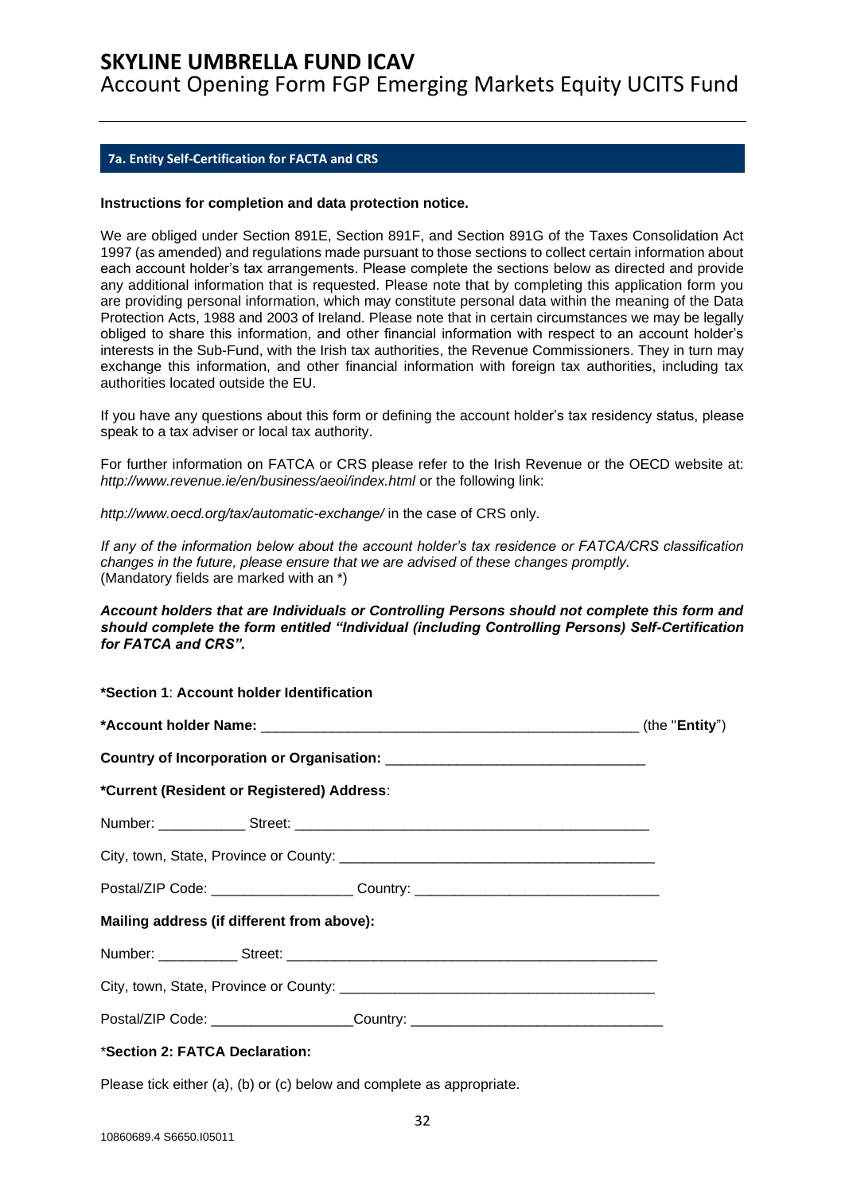## 7a. Entity Self-Certification for FACTA and CRS

**Instructions for completion and data protection notice.**

We are obliged under Section 891E, Section 891F, and Section 891G of the Taxes Consolidation Act 1997 (as amended) and regulations made pursuant to those sections to collect certain information about each account holder's tax arrangements. Please complete the sections below as directed and provide any additional information that is requested. Please note that by completing this application form you are providing personal information, which may constitute personal data within the meaning of the Data Protection Acts, 1988 and 2003 of Ireland. Please note that in certain circumstances we may be legally obliged to share this information, and other financial information with respect to an account holder's interests in the Sub-Fund, with the Irish tax authorities, the Revenue Commissioners. They in turn may exchange this information, and other financial information with foreign tax authorities, including tax authorities located outside the EU.

If you have any questions about this form or defining the account holder's tax residency status, please speak to a tax adviser or local tax authority.

For further information on FATCA or CRS please refer to the Irish Revenue or the OECD website at: *http://www.revenue.ie/en/business/aeoi/index.html* or the following link:

*http://www.oecd.org/tax/automatic-exchange/* in the case of CRS only.

*If any of the information below about the account holder's tax residence or FATCA/CRS classification changes in the future, please ensure that we are advised of these changes promptly.*
(Mandatory fields are marked with an *)

***Account holders that are Individuals or Controlling Persons should not complete this form and should complete the form entitled "Individual (including Controlling Persons) Self-Certification for FATCA and CRS".***

**\*Section 1**: **Account holder Identification**

**\*Account holder Name:** ________________________________________________ (the "**Entity**")

**Country of Incorporation or Organisation:** ________________________________

**\*Current (Resident or Registered) Address**:

Number: ___________ Street: ______________________________________________

City, town, State, Province or County: ________________________________________

Postal/ZIP Code: __________________ Country: ______________________________

**Mailing address (if different from above):**

Number: __________ Street: ________________________________________________

City, town, State, Province or County: ________________________________________

Postal/ZIP Code: __________________Country: _______________________________

\***Section 2: FATCA Declaration:**

Please tick either (a), (b) or (c) below and complete as appropriate.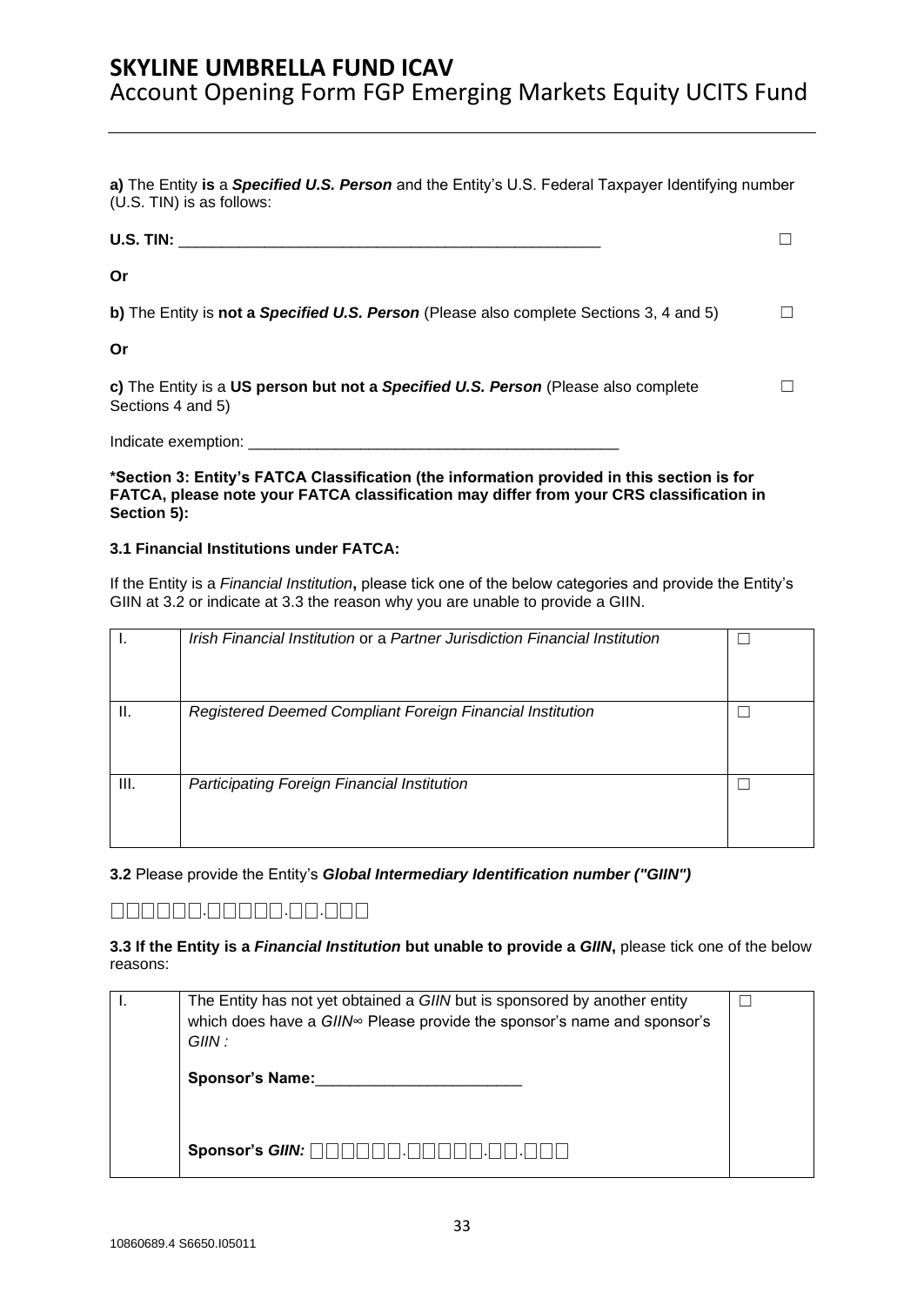**a)** The Entity **is** a ***Specified U.S. Person*** and the Entity's U.S. Federal Taxpayer Identifying number (U.S. TIN) is as follows:

**U.S. TIN:** ___________________________________________________ ☐

**Or**

**b)** The Entity is **not a *Specified U.S. Person*** (Please also complete Sections 3, 4 and 5) ☐

**Or**

**c)** The Entity is a **US person but not a *Specified U.S. Person*** (Please also complete Sections 4 and 5) ☐

Indicate exemption: ____________________________________________

**\*Section 3: Entity's FATCA Classification (the information provided in this section is for FATCA, please note your FATCA classification may differ from your CRS classification in Section 5):**

**3.1 Financial Institutions under FATCA:**

If the Entity is a *Financial Institution***,** please tick one of the below categories and provide the Entity's GIIN at 3.2 or indicate at 3.3 the reason why you are unable to provide a GIIN.

| | | |
|---|---|---|
| I. | *Irish Financial Institution* or a *Partner Jurisdiction Financial Institution* | ☐ |
| II. | *Registered Deemed Compliant Foreign Financial Institution* | ☐ |
| III. | *Participating Foreign Financial Institution* | ☐ |

**3.2** Please provide the Entity's ***Global Intermediary Identification number ("GIIN")***

□□□□□□.□□□□□.□□.□□□

**3.3 If the Entity is a *Financial Institution* but unable to provide a *GIIN*,** please tick one of the below reasons:

| | | |
|---|---|---|
| I. | The Entity has not yet obtained a *GIIN* but is sponsored by another entity which does have a *GIIN*∞ Please provide the sponsor's name and sponsor's *GIIN :*<br><br>**Sponsor's Name:**________________________<br><br>**Sponsor's *GIIN:*** □□□□□□.□□□□□.□□.□□□ | ☐ |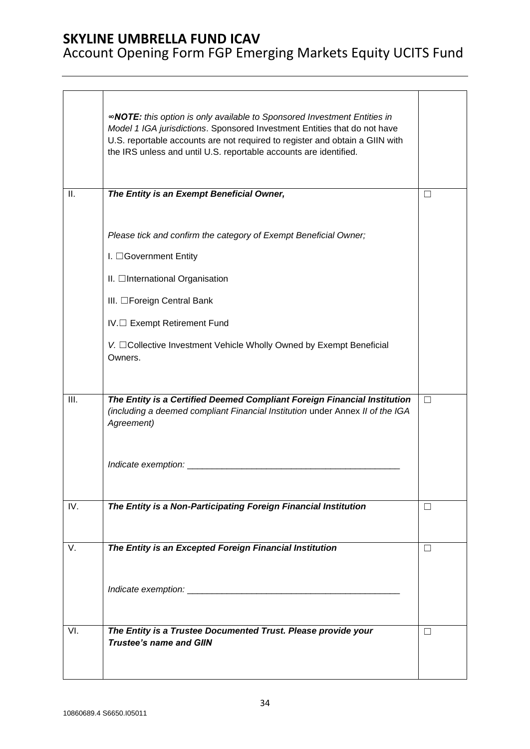| | | |
|---|---|---|
| | *∞**NOTE:** this option is only available to Sponsored Investment Entities in Model 1 IGA jurisdictions*. Sponsored Investment Entities that do not have U.S. reportable accounts are not required to register and obtain a GIIN with the IRS unless and until U.S. reportable accounts are identified. | |
| II. | ***The Entity is an Exempt Beneficial Owner,***<br><br>*Please tick and confirm the category of Exempt Beneficial Owner;*<br><br>I. ☐Government Entity<br><br>II. ☐International Organisation<br><br>III. ☐Foreign Central Bank<br><br>IV.☐ Exempt Retirement Fund<br><br>*V.* ☐Collective Investment Vehicle Wholly Owned by Exempt Beneficial Owners. | ☐ |
| III. | ***The Entity is a Certified Deemed Compliant Foreign Financial Institution*** *(including a deemed compliant Financial Institution* under Annex *II of the IGA Agreement)*<br><br>*Indicate exemption:* \_\_\_\_\_\_\_\_\_\_\_\_\_\_\_\_\_\_\_\_\_\_\_\_\_\_\_\_\_\_\_\_\_\_\_\_\_\_\_\_\_\_\_\_ | ☐ |
| IV. | ***The Entity is a Non-Participating Foreign Financial Institution*** | ☐ |
| V. | ***The Entity is an Excepted Foreign Financial Institution***<br><br>*Indicate exemption:* \_\_\_\_\_\_\_\_\_\_\_\_\_\_\_\_\_\_\_\_\_\_\_\_\_\_\_\_\_\_\_\_\_\_\_\_\_\_\_\_\_\_\_\_ | ☐ |
| VI. | ***The Entity is a Trustee Documented Trust. Please provide your Trustee's name and GIIN*** | ☐ |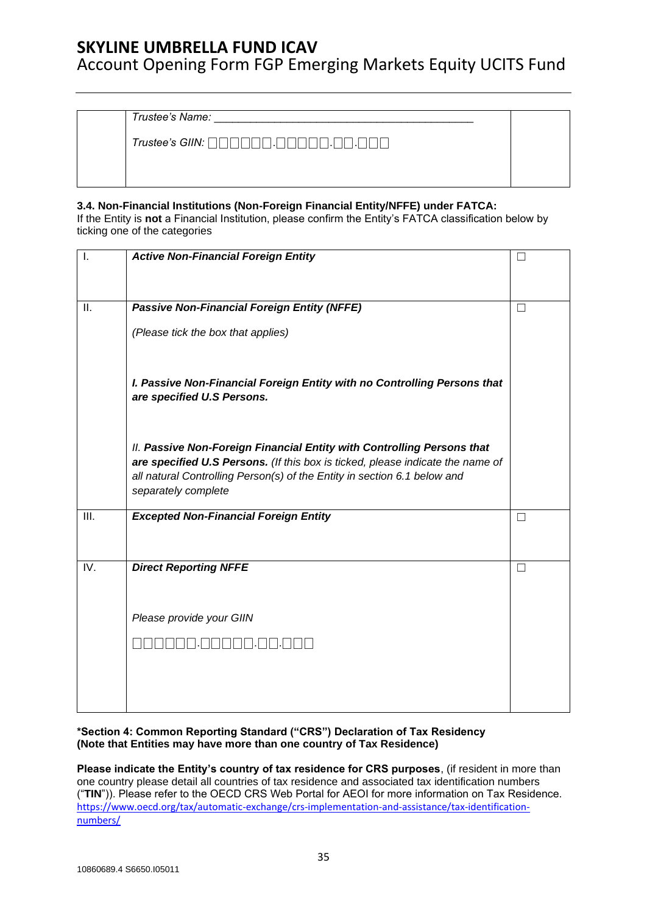| | *Trustee's Name:* ___________________________________________ <br><br> *Trustee's GIIN:* ☐☐☐☐☐☐.☐☐☐☐☐.☐☐.☐☐☐ | |
|---|---|---|

### 3.4. Non-Financial Institutions (Non-Foreign Financial Entity/NFFE) under FATCA:

If the Entity is **not** a Financial Institution, please confirm the Entity's FATCA classification below by ticking one of the categories

| | | |
|---|---|---|
| I. | ***Active Non-Financial Foreign Entity*** | ☐ |
| II. | ***Passive Non-Financial Foreign Entity (NFFE)*** <br><br> *(Please tick the box that applies)* <br><br> ***I. Passive Non-Financial Foreign Entity with no Controlling Persons that are specified U.S Persons.*** <br><br> *II.* ***Passive Non-Foreign Financial Entity with Controlling Persons that are specified U.S Persons.*** *(If this box is ticked, please indicate the name of all natural Controlling Person(s) of the Entity in section 6.1 below and separately complete* | ☐ |
| III. | ***Excepted Non-Financial Foreign Entity*** | ☐ |
| IV. | ***Direct Reporting NFFE*** <br><br> *Please provide your GIIN* <br><br> ☐☐☐☐☐☐.☐☐☐☐☐.☐☐.☐☐☐ | ☐ |

**\*Section 4: Common Reporting Standard ("CRS") Declaration of Tax Residency (Note that Entities may have more than one country of Tax Residence)**

**Please indicate the Entity's country of tax residence for CRS purposes**, (if resident in more than one country please detail all countries of tax residence and associated tax identification numbers ("**TIN**")). Please refer to the OECD CRS Web Portal for AEOI for more information on Tax Residence. https://www.oecd.org/tax/automatic-exchange/crs-implementation-and-assistance/tax-identification-numbers/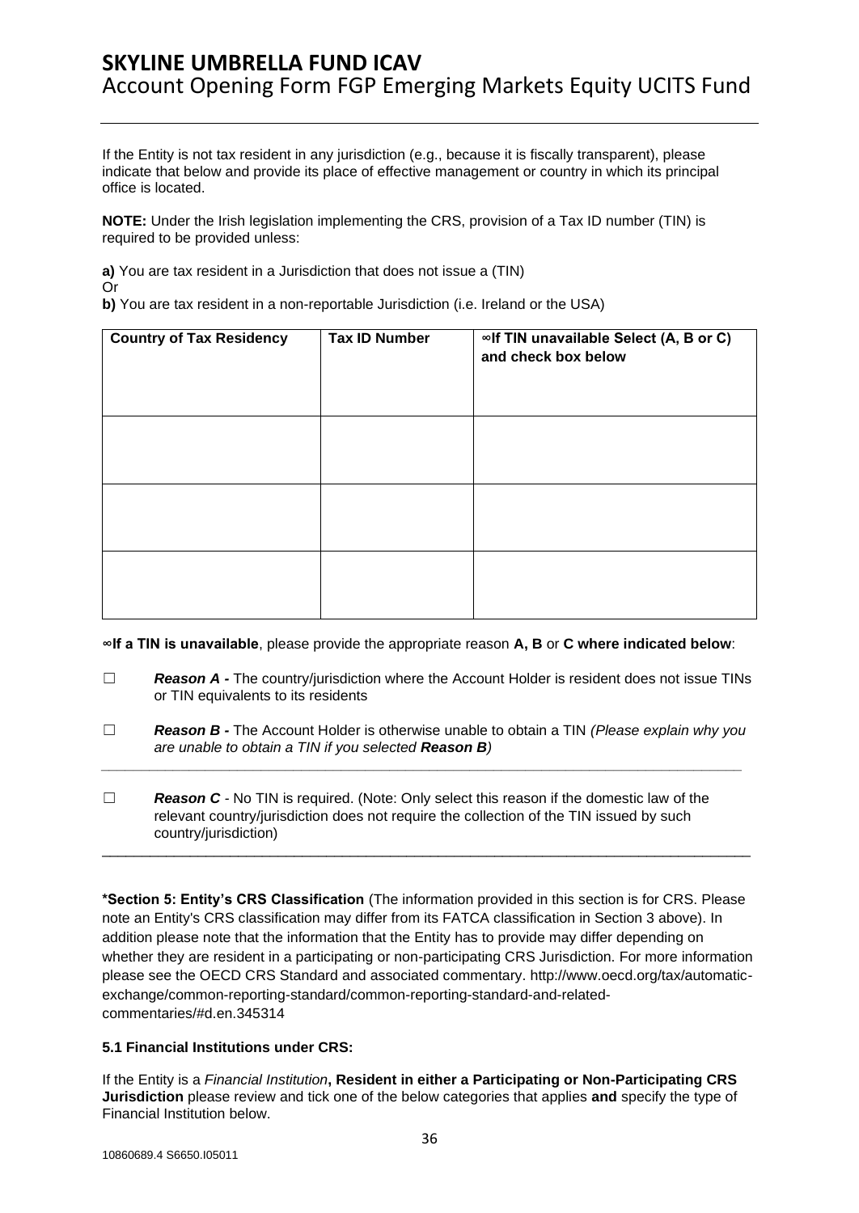If the Entity is not tax resident in any jurisdiction (e.g., because it is fiscally transparent), please indicate that below and provide its place of effective management or country in which its principal office is located.

**NOTE:** Under the Irish legislation implementing the CRS, provision of a Tax ID number (TIN) is required to be provided unless:

**a)** You are tax resident in a Jurisdiction that does not issue a (TIN)
Or
**b)** You are tax resident in a non-reportable Jurisdiction (i.e. Ireland or the USA)

| Country of Tax Residency | Tax ID Number | ∞If TIN unavailable Select (A, B or C) and check box below |
|---|---|---|
| | | |
| | | |
| | | |

**∞If a TIN is unavailable**, please provide the appropriate reason **A, B** or **C where indicated below**:

☐ ***Reason A -*** The country/jurisdiction where the Account Holder is resident does not issue TINs or TIN equivalents to its residents

☐ ***Reason B -*** The Account Holder is otherwise unable to obtain a TIN *(Please explain why you are unable to obtain a TIN if you selected **Reason B**)*

______________________________________________________________________________

☐ ***Reason C*** - No TIN is required. (Note: Only select this reason if the domestic law of the relevant country/jurisdiction does not require the collection of the TIN issued by such country/jurisdiction)

______________________________________________________________________________

**\*Section 5: Entity's CRS Classification** (The information provided in this section is for CRS. Please note an Entity's CRS classification may differ from its FATCA classification in Section 3 above). In addition please note that the information that the Entity has to provide may differ depending on whether they are resident in a participating or non-participating CRS Jurisdiction. For more information please see the OECD CRS Standard and associated commentary. http://www.oecd.org/tax/automatic-exchange/common-reporting-standard/common-reporting-standard-and-related-commentaries/#d.en.345314

**5.1 Financial Institutions under CRS:**

If the Entity is a *Financial Institution***, Resident in either a Participating or Non-Participating CRS Jurisdiction** please review and tick one of the below categories that applies **and** specify the type of Financial Institution below.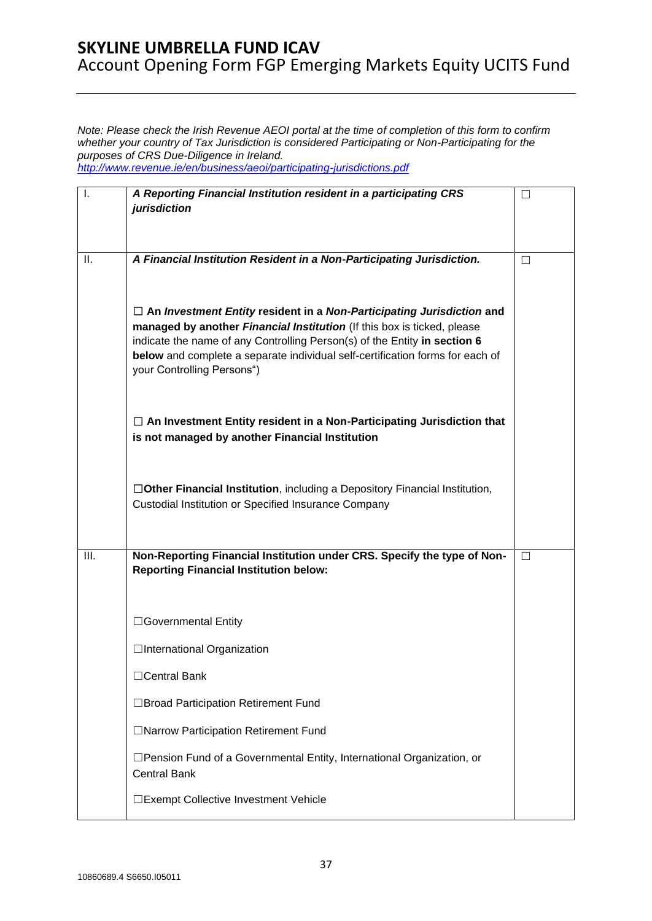*Note: Please check the Irish Revenue AEOI portal at the time of completion of this form to confirm whether your country of Tax Jurisdiction is considered Participating or Non-Participating for the purposes of CRS Due-Diligence in Ireland.*
*http://www.revenue.ie/en/business/aeoi/participating-jurisdictions.pdf*

| | | |
|---|---|---|
| I. | ***A Reporting Financial Institution resident in a participating CRS jurisdiction*** | ☐ |
| II. | ***A Financial Institution Resident in a Non-Participating Jurisdiction.***<br><br>☐ **An *Investment Entity* resident in a *Non-Participating Jurisdiction* and managed by another *Financial Institution*** (If this box is ticked, please indicate the name of any Controlling Person(s) of the Entity **in section 6 below** and complete a separate individual self-certification forms for each of your Controlling Persons")<br><br>☐ **An Investment Entity resident in a Non-Participating Jurisdiction that is not managed by another Financial Institution**<br><br>☐**Other Financial Institution**, including a Depository Financial Institution, Custodial Institution or Specified Insurance Company | ☐ |
| III. | **Non-Reporting Financial Institution under CRS. Specify the type of Non-Reporting Financial Institution below:**<br><br>☐Governmental Entity<br><br>☐International Organization<br><br>☐Central Bank<br><br>☐Broad Participation Retirement Fund<br><br>☐Narrow Participation Retirement Fund<br><br>☐Pension Fund of a Governmental Entity, International Organization, or Central Bank<br><br>☐Exempt Collective Investment Vehicle | ☐ |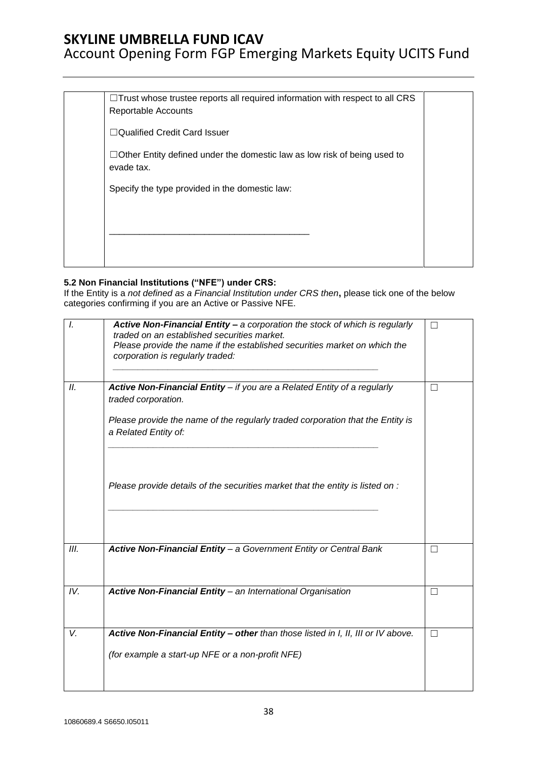| | ☐Trust whose trustee reports all required information with respect to all CRS Reportable Accounts<br><br>☐Qualified Credit Card Issuer<br><br>☐Other Entity defined under the domestic law as low risk of being used to evade tax.<br><br>Specify the type provided in the domestic law:<br><br>_______________________________________ | |
|---|---|---|

**5.2 Non Financial Institutions ("NFE") under CRS:**
If the Entity is a *not defined as a Financial Institution under CRS then*, please tick one of the below categories confirming if you are an Active or Passive NFE.

| | | |
|---|---|---|
| *I.* | ***Active Non-Financial Entity –*** *a corporation the stock of which is regularly traded on an established securities market.*<br>*Please provide the name if the established securities market on which the corporation is regularly traded:*<br><br>_______________________________________ | ☐ |
| *II.* | ***Active Non-Financial Entity*** *– if you are a Related Entity of a regularly traded corporation.*<br><br>*Please provide the name of the regularly traded corporation that the Entity is a Related Entity of:*<br><br>_______________________________________<br><br>*Please provide details of the securities market that the entity is listed on :*<br><br>_______________________________________ | ☐ |
| *III.* | ***Active Non-Financial Entity*** *– a Government Entity or Central Bank* | ☐ |
| *IV.* | ***Active Non-Financial Entity*** *– an International Organisation* | ☐ |
| *V.* | ***Active Non-Financial Entity – other*** *than those listed in I, II, III or IV above.*<br><br>*(for example a start-up NFE or a non-profit NFE)* | ☐ |

10860689.4 S6650.I05011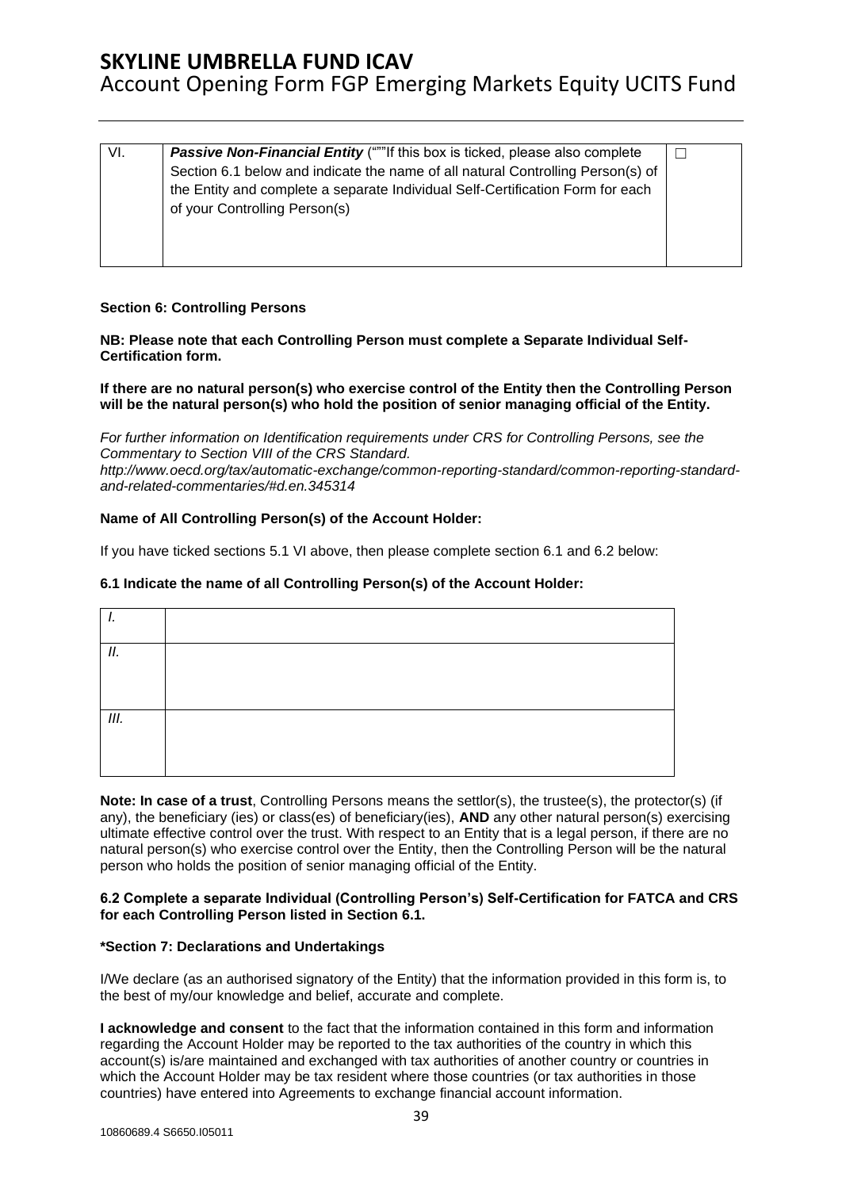| VI. | ***Passive Non-Financial Entity*** (“”"If this box is ticked, please also complete Section 6.1 below and indicate the name of all natural Controlling Person(s) of the Entity and complete a separate Individual Self-Certification Form for each of your Controlling Person(s) | ☐ |
|---|---|---|

**Section 6: Controlling Persons**

**NB: Please note that each Controlling Person must complete a Separate Individual Self-Certification form.**

**If there are no natural person(s) who exercise control of the Entity then the Controlling Person will be the natural person(s) who hold the position of senior managing official of the Entity.**

*For further information on Identification requirements under CRS for Controlling Persons, see the Commentary to Section VIII of the CRS Standard. http://www.oecd.org/tax/automatic-exchange/common-reporting-standard/common-reporting-standard-and-related-commentaries/#d.en.345314*

**Name of All Controlling Person(s) of the Account Holder:**

If you have ticked sections 5.1 VI above, then please complete section 6.1 and 6.2 below:

**6.1 Indicate the name of all Controlling Person(s) of the Account Holder:**

| *I.* | |
|---|---|
| *II.* | |
| *III.* | |

**Note: In case of a trust**, Controlling Persons means the settlor(s), the trustee(s), the protector(s) (if any), the beneficiary (ies) or class(es) of beneficiary(ies), **AND** any other natural person(s) exercising ultimate effective control over the trust. With respect to an Entity that is a legal person, if there are no natural person(s) who exercise control over the Entity, then the Controlling Person will be the natural person who holds the position of senior managing official of the Entity.

**6.2 Complete a separate Individual (Controlling Person's) Self-Certification for FATCA and CRS for each Controlling Person listed in Section 6.1.**

**\*Section 7: Declarations and Undertakings**

I/We declare (as an authorised signatory of the Entity) that the information provided in this form is, to the best of my/our knowledge and belief, accurate and complete.

**I acknowledge and consent** to the fact that the information contained in this form and information regarding the Account Holder may be reported to the tax authorities of the country in which this account(s) is/are maintained and exchanged with tax authorities of another country or countries in which the Account Holder may be tax resident where those countries (or tax authorities in those countries) have entered into Agreements to exchange financial account information.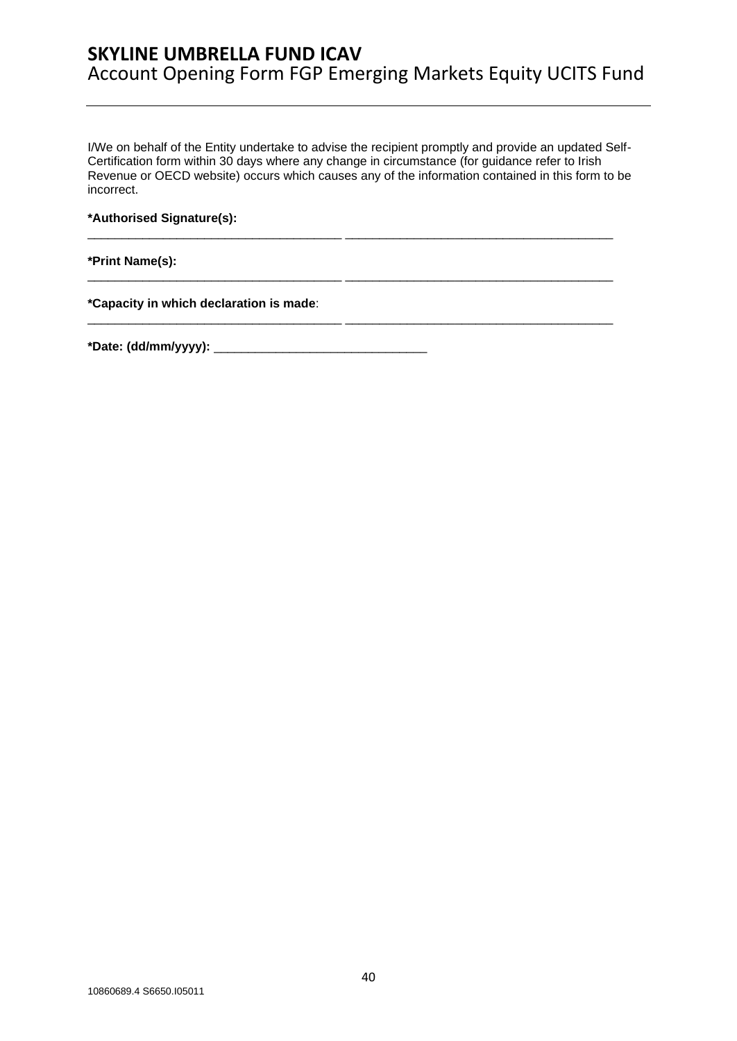I/We on behalf of the Entity undertake to advise the recipient promptly and provide an updated Self-Certification form within 30 days where any change in circumstance (for guidance refer to Irish Revenue or OECD website) occurs which causes any of the information contained in this form to be incorrect.

**\*Authorised Signature(s):**

___________________________________ ___________________________________

**\*Print Name(s):**

___________________________________ ___________________________________

**\*Capacity in which declaration is made**:

___________________________________ ___________________________________

**\*Date: (dd/mm/yyyy):** ______________________________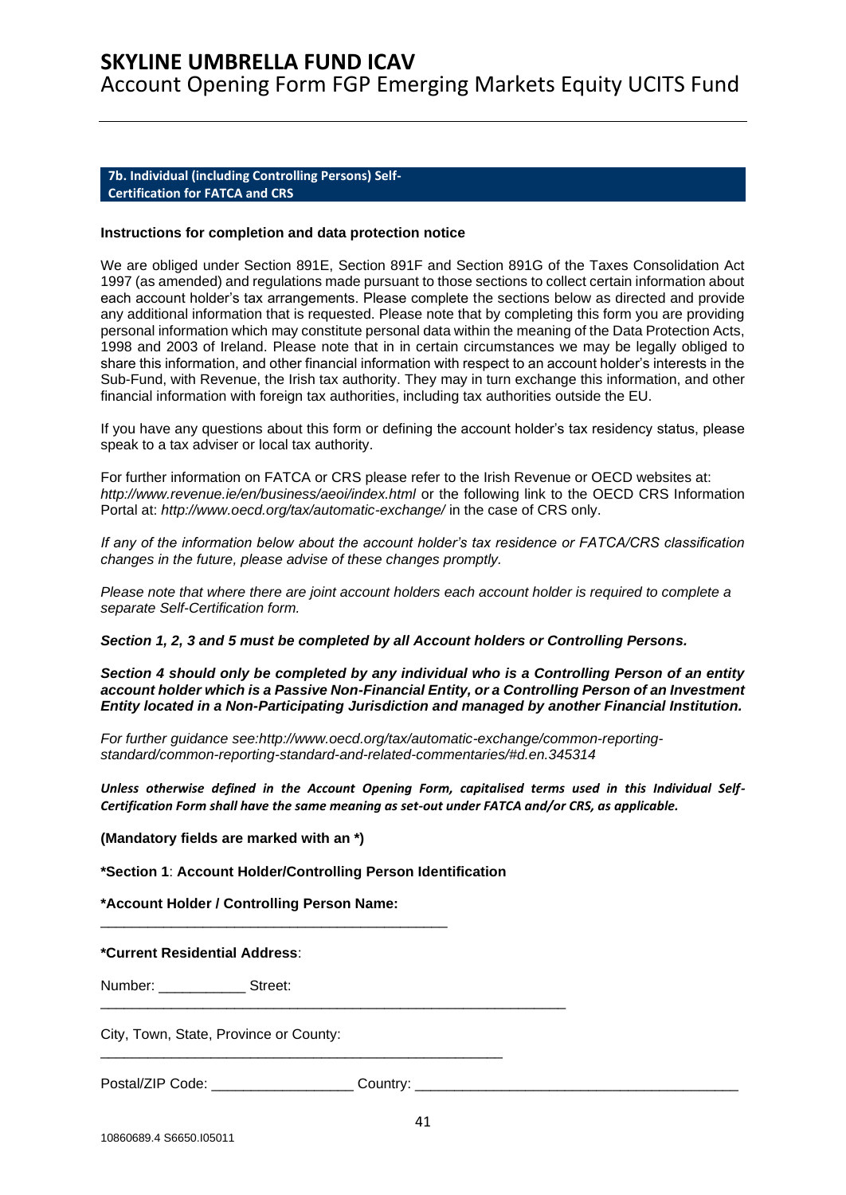## 7b. Individual (including Controlling Persons) Self-Certification for FATCA and CRS

**Instructions for completion and data protection notice**

We are obliged under Section 891E, Section 891F and Section 891G of the Taxes Consolidation Act 1997 (as amended) and regulations made pursuant to those sections to collect certain information about each account holder's tax arrangements. Please complete the sections below as directed and provide any additional information that is requested. Please note that by completing this form you are providing personal information which may constitute personal data within the meaning of the Data Protection Acts, 1998 and 2003 of Ireland. Please note that in in certain circumstances we may be legally obliged to share this information, and other financial information with respect to an account holder's interests in the Sub-Fund, with Revenue, the Irish tax authority. They may in turn exchange this information, and other financial information with foreign tax authorities, including tax authorities outside the EU.

If you have any questions about this form or defining the account holder's tax residency status, please speak to a tax adviser or local tax authority.

For further information on FATCA or CRS please refer to the Irish Revenue or OECD websites at: *http://www.revenue.ie/en/business/aeoi/index.html* or the following link to the OECD CRS Information Portal at: *http://www.oecd.org/tax/automatic-exchange/* in the case of CRS only.

*If any of the information below about the account holder's tax residence or FATCA/CRS classification changes in the future, please advise of these changes promptly.*

*Please note that where there are joint account holders each account holder is required to complete a separate Self-Certification form.*

***Section 1, 2, 3 and 5 must be completed by all Account holders or Controlling Persons.***

***Section 4 should only be completed by any individual who is a Controlling Person of an entity account holder which is a Passive Non-Financial Entity, or a Controlling Person of an Investment Entity located in a Non-Participating Jurisdiction and managed by another Financial Institution.***

*For further guidance see:http://www.oecd.org/tax/automatic-exchange/common-reporting-standard/common-reporting-standard-and-related-commentaries/#d.en.345314*

***Unless otherwise defined in the Account Opening Form, capitalised terms used in this Individual Self-Certification Form shall have the same meaning as set-out under FATCA and/or CRS, as applicable.***

**(Mandatory fields are marked with an *)**

**\*Section 1**: **Account Holder/Controlling Person Identification**

**\*Account Holder / Controlling Person Name:**

_____________________________________________

**\*Current Residential Address**:

Number: ___________ Street: ___________________________________________________________

City, Town, State, Province or County: ____________________________________________________

Postal/ZIP Code: __________________ Country: ________________________________________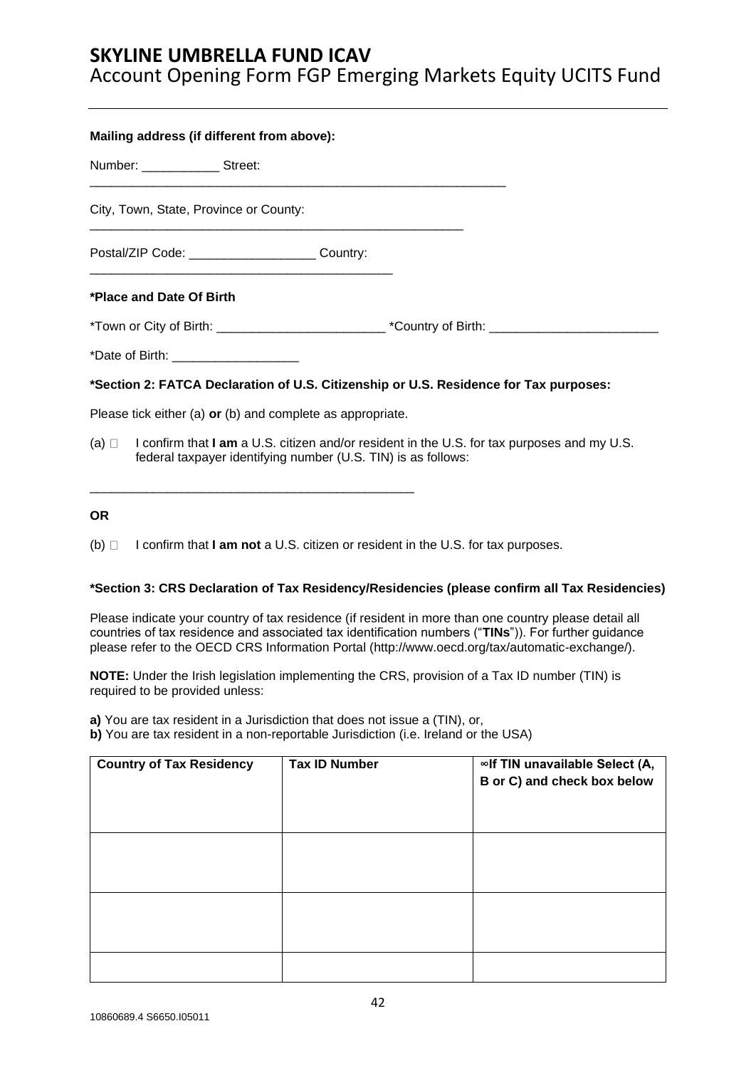**Mailing address (if different from above):**

Number: ___________ Street: ___________________________________________________________

City, Town, State, Province or County: _______________________________________________________

Postal/ZIP Code: __________________ Country: ___________________________________________

**\*Place and Date Of Birth**

\*Town or City of Birth: ________________________ \*Country of Birth: ________________________

\*Date of Birth: __________________

**\*Section 2: FATCA Declaration of U.S. Citizenship or U.S. Residence for Tax purposes:**

Please tick either (a) **or** (b) and complete as appropriate.

(a) ☐ I confirm that **I am** a U.S. citizen and/or resident in the U.S. for tax purposes and my U.S. federal taxpayer identifying number (U.S. TIN) is as follows:

_______________________________________________

**OR**

(b) ☐ I confirm that **I am not** a U.S. citizen or resident in the U.S. for tax purposes.

**\*Section 3: CRS Declaration of Tax Residency/Residencies (please confirm all Tax Residencies)**

Please indicate your country of tax residence (if resident in more than one country please detail all countries of tax residence and associated tax identification numbers ("**TINs**")). For further guidance please refer to the OECD CRS Information Portal (http://www.oecd.org/tax/automatic-exchange/).

**NOTE:** Under the Irish legislation implementing the CRS, provision of a Tax ID number (TIN) is required to be provided unless:

**a)** You are tax resident in a Jurisdiction that does not issue a (TIN), or,
**b)** You are tax resident in a non-reportable Jurisdiction (i.e. Ireland or the USA)

| Country of Tax Residency | Tax ID Number | ∞If TIN unavailable Select (A, B or C) and check box below |
|---|---|---|
| | | |
| | | |
| | | |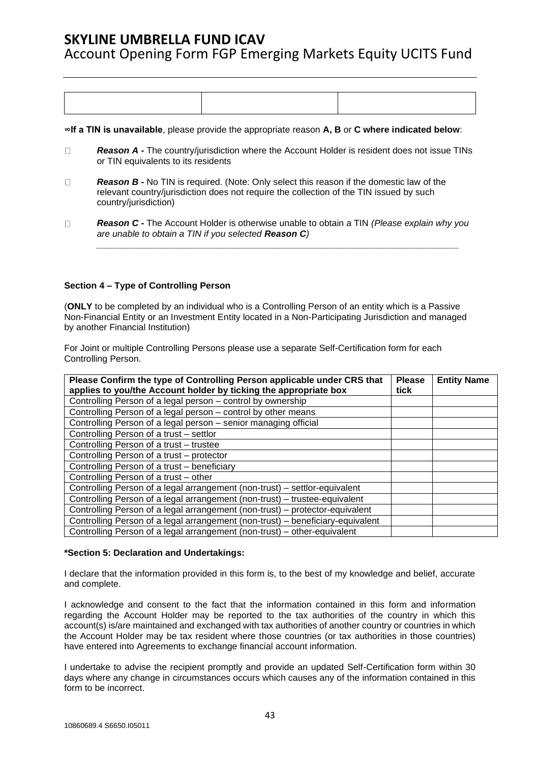| | | |
|---|---|---|
| | | |

**∞If a TIN is unavailable**, please provide the appropriate reason **A, B** or **C where indicated below**:

☐ ***Reason A -*** The country/jurisdiction where the Account Holder is resident does not issue TINs or TIN equivalents to its residents

☐ ***Reason B -*** No TIN is required. (Note: Only select this reason if the domestic law of the relevant country/jurisdiction does not require the collection of the TIN issued by such country/jurisdiction)

☐ ***Reason C -*** The Account Holder is otherwise unable to obtain a TIN *(Please explain why you are unable to obtain a TIN if you selected **Reason C**)*

\_\_\_\_\_\_\_\_\_\_\_\_\_\_\_\_\_\_\_\_\_\_\_\_\_\_\_\_\_\_\_\_\_\_\_\_\_\_\_\_\_\_\_\_\_\_\_\_\_\_\_\_\_\_\_\_\_\_\_\_\_\_\_\_\_\_\_\_\_\_

**Section 4 – Type of Controlling Person**

(**ONLY** to be completed by an individual who is a Controlling Person of an entity which is a Passive Non-Financial Entity or an Investment Entity located in a Non-Participating Jurisdiction and managed by another Financial Institution)

For Joint or multiple Controlling Persons please use a separate Self-Certification form for each Controlling Person.

| Please Confirm the type of Controlling Person applicable under CRS that applies to you/the Account holder by ticking the appropriate box | Please tick | Entity Name |
|---|---|---|
| Controlling Person of a legal person – control by ownership | | |
| Controlling Person of a legal person – control by other means | | |
| Controlling Person of a legal person – senior managing official | | |
| Controlling Person of a trust – settlor | | |
| Controlling Person of a trust – trustee | | |
| Controlling Person of a trust – protector | | |
| Controlling Person of a trust – beneficiary | | |
| Controlling Person of a trust – other | | |
| Controlling Person of a legal arrangement (non-trust) – settlor-equivalent | | |
| Controlling Person of a legal arrangement (non-trust) – trustee-equivalent | | |
| Controlling Person of a legal arrangement (non-trust) – protector-equivalent | | |
| Controlling Person of a legal arrangement (non-trust) – beneficiary-equivalent | | |
| Controlling Person of a legal arrangement (non-trust) – other-equivalent | | |

**\*Section 5: Declaration and Undertakings:**

I declare that the information provided in this form is, to the best of my knowledge and belief, accurate and complete.

I acknowledge and consent to the fact that the information contained in this form and information regarding the Account Holder may be reported to the tax authorities of the country in which this account(s) is/are maintained and exchanged with tax authorities of another country or countries in which the Account Holder may be tax resident where those countries (or tax authorities in those countries) have entered into Agreements to exchange financial account information.

I undertake to advise the recipient promptly and provide an updated Self-Certification form within 30 days where any change in circumstances occurs which causes any of the information contained in this form to be incorrect.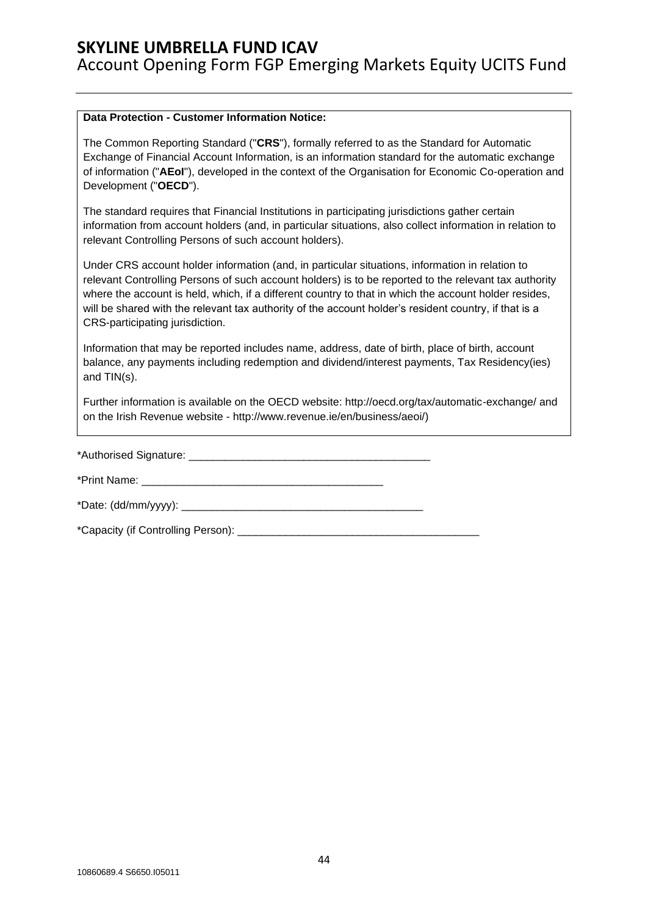**Data Protection - Customer Information Notice:**

The Common Reporting Standard ("**CRS**"), formally referred to as the Standard for Automatic Exchange of Financial Account Information, is an information standard for the automatic exchange of information ("**AEoI**"), developed in the context of the Organisation for Economic Co-operation and Development ("**OECD**").

The standard requires that Financial Institutions in participating jurisdictions gather certain information from account holders (and, in particular situations, also collect information in relation to relevant Controlling Persons of such account holders).

Under CRS account holder information (and, in particular situations, information in relation to relevant Controlling Persons of such account holders) is to be reported to the relevant tax authority where the account is held, which, if a different country to that in which the account holder resides, will be shared with the relevant tax authority of the account holder's resident country, if that is a CRS-participating jurisdiction.

Information that may be reported includes name, address, date of birth, place of birth, account balance, any payments including redemption and dividend/interest payments, Tax Residency(ies) and TIN(s).

Further information is available on the OECD website: http://oecd.org/tax/automatic-exchange/ and on the Irish Revenue website - http://www.revenue.ie/en/business/aeoi/)

*Authorised Signature: ________________________________________

*Print Name: ________________________________________

*Date: (dd/mm/yyyy): ________________________________________

*Capacity (if Controlling Person): ________________________________________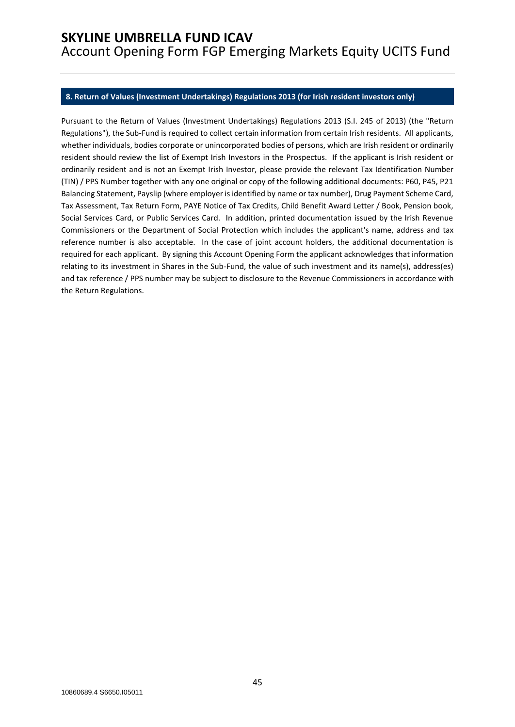## 8. Return of Values (Investment Undertakings) Regulations 2013 (for Irish resident investors only)

Pursuant to the Return of Values (Investment Undertakings) Regulations 2013 (S.I. 245 of 2013) (the "Return Regulations"), the Sub-Fund is required to collect certain information from certain Irish residents. All applicants, whether individuals, bodies corporate or unincorporated bodies of persons, which are Irish resident or ordinarily resident should review the list of Exempt Irish Investors in the Prospectus. If the applicant is Irish resident or ordinarily resident and is not an Exempt Irish Investor, please provide the relevant Tax Identification Number (TIN) / PPS Number together with any one original or copy of the following additional documents: P60, P45, P21 Balancing Statement, Payslip (where employer is identified by name or tax number), Drug Payment Scheme Card, Tax Assessment, Tax Return Form, PAYE Notice of Tax Credits, Child Benefit Award Letter / Book, Pension book, Social Services Card, or Public Services Card. In addition, printed documentation issued by the Irish Revenue Commissioners or the Department of Social Protection which includes the applicant's name, address and tax reference number is also acceptable. In the case of joint account holders, the additional documentation is required for each applicant. By signing this Account Opening Form the applicant acknowledges that information relating to its investment in Shares in the Sub-Fund, the value of such investment and its name(s), address(es) and tax reference / PPS number may be subject to disclosure to the Revenue Commissioners in accordance with the Return Regulations.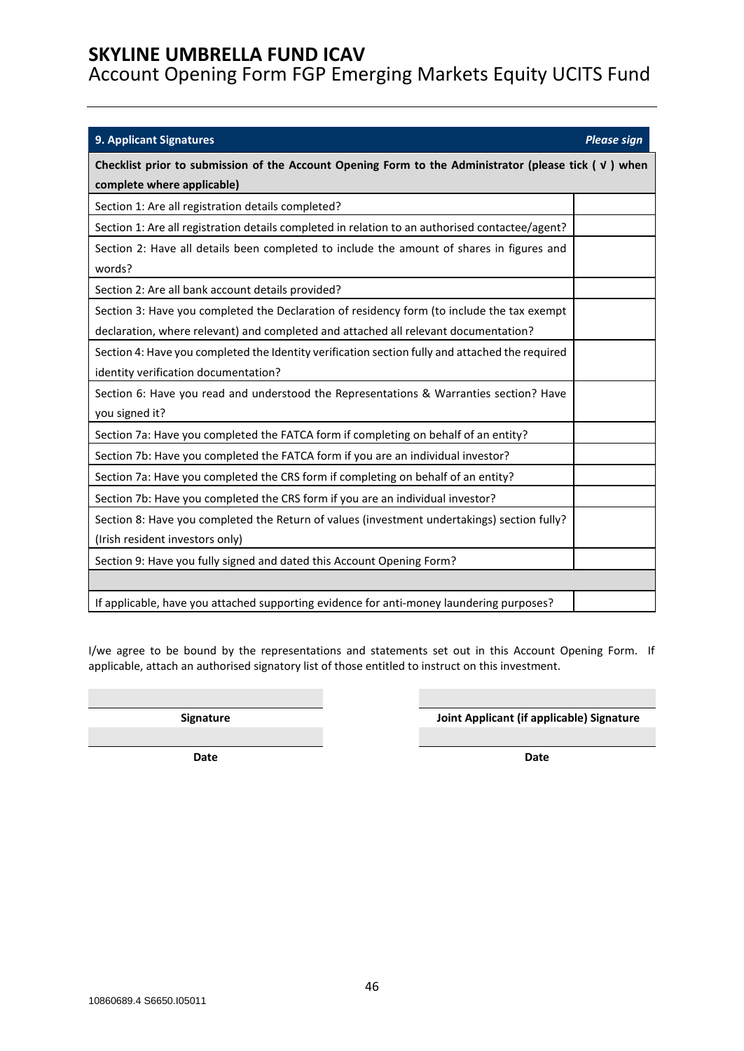# SKYLINE UMBRELLA FUND ICAV
## Account Opening Form FGP Emerging Markets Equity UCITS Fund

| **9. Applicant Signatures** | ***Please sign*** |
|---|---|
| **Checklist prior to submission of the Account Opening Form to the Administrator (please tick ( √ ) when complete where applicable)** | |
| Section 1: Are all registration details completed? | |
| Section 1: Are all registration details completed in relation to an authorised contactee/agent? | |
| Section 2: Have all details been completed to include the amount of shares in figures and words? | |
| Section 2: Are all bank account details provided? | |
| Section 3: Have you completed the Declaration of residency form (to include the tax exempt declaration, where relevant) and completed and attached all relevant documentation? | |
| Section 4: Have you completed the Identity verification section fully and attached the required identity verification documentation? | |
| Section 6: Have you read and understood the Representations & Warranties section? Have you signed it? | |
| Section 7a: Have you completed the FATCA form if completing on behalf of an entity? | |
| Section 7b: Have you completed the FATCA form if you are an individual investor? | |
| Section 7a: Have you completed the CRS form if completing on behalf of an entity? | |
| Section 7b: Have you completed the CRS form if you are an individual investor? | |
| Section 8: Have you completed the Return of values (investment undertakings) section fully? (Irish resident investors only) | |
| Section 9: Have you fully signed and dated this Account Opening Form? | |
| | |
| If applicable, have you attached supporting evidence for anti-money laundering purposes? | |

I/we agree to be bound by the representations and statements set out in this Account Opening Form. If applicable, attach an authorised signatory list of those entitled to instruct on this investment.

| | |
|---|---|
| **Signature** | **Joint Applicant (if applicable) Signature** |
| **Date** | **Date** |

10860689.4 S6650.I05011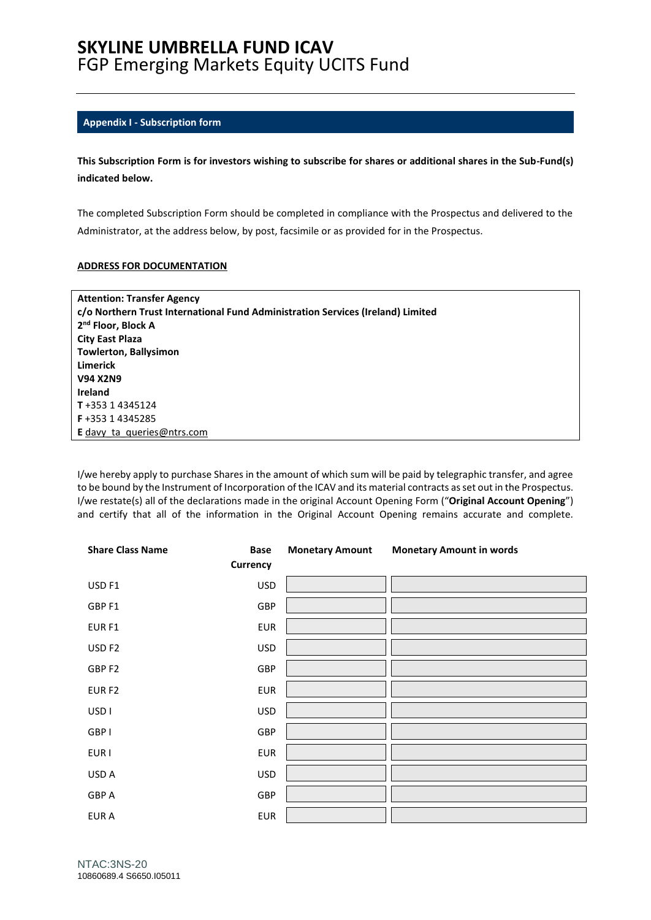## Appendix I - Subscription form

**This Subscription Form is for investors wishing to subscribe for shares or additional shares in the Sub-Fund(s) indicated below.**

The completed Subscription Form should be completed in compliance with the Prospectus and delivered to the Administrator, at the address below, by post, facsimile or as provided for in the Prospectus.

**ADDRESS FOR DOCUMENTATION**

**Attention: Transfer Agency**
**c/o Northern Trust International Fund Administration Services (Ireland) Limited**
**2nd Floor, Block A**
**City East Plaza**
**Towlerton, Ballysimon**
**Limerick**
**V94 X2N9**
**Ireland**
**T** +353 1 4345124
**F** +353 1 4345285
**E** davy_ta_queries@ntrs.com

I/we hereby apply to purchase Shares in the amount of which sum will be paid by telegraphic transfer, and agree to be bound by the Instrument of Incorporation of the ICAV and its material contracts as set out in the Prospectus. I/we restate(s) all of the declarations made in the original Account Opening Form ("**Original Account Opening**") and certify that all of the information in the Original Account Opening remains accurate and complete.

| Share Class Name | Base Currency | Monetary Amount | Monetary Amount in words |
|---|---|---|---|
| USD F1 | USD | | |
| GBP F1 | GBP | | |
| EUR F1 | EUR | | |
| USD F2 | USD | | |
| GBP F2 | GBP | | |
| EUR F2 | EUR | | |
| USD I | USD | | |
| GBP I | GBP | | |
| EUR I | EUR | | |
| USD A | USD | | |
| GBP A | GBP | | |
| EUR A | EUR | | |

NTAC:3NS-20
10860689.4 S6650.I05011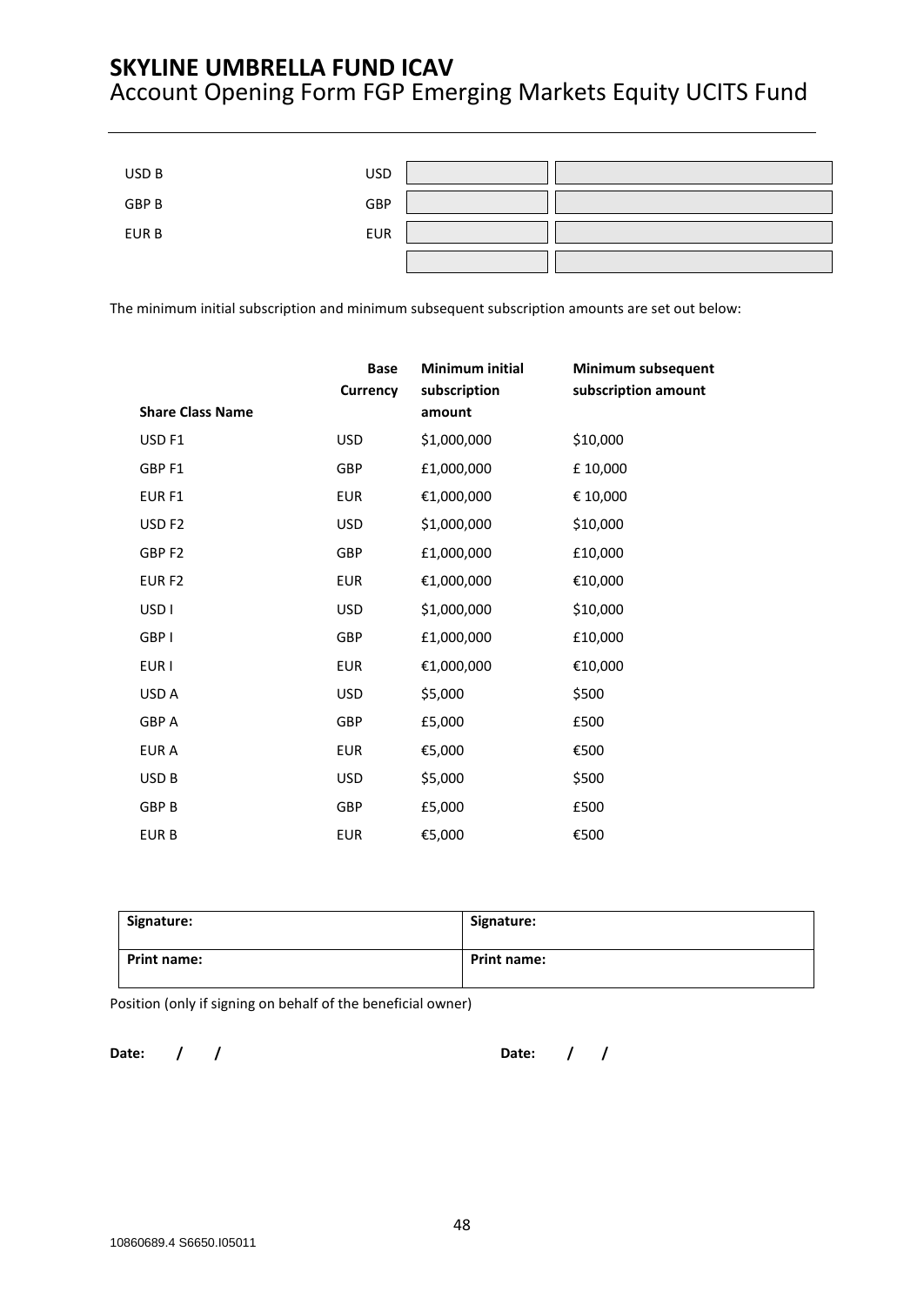| | | | |
|---|---|---|---|
| USD B | USD | | |
| GBP B | GBP | | |
| EUR B | EUR | | |
| | | | |

The minimum initial subscription and minimum subsequent subscription amounts are set out below:

| Share Class Name | Base Currency | Minimum initial subscription amount | Minimum subsequent subscription amount |
|---|---|---|---|
| USD F1 | USD | $1,000,000 | $10,000 |
| GBP F1 | GBP | £1,000,000 | £ 10,000 |
| EUR F1 | EUR | €1,000,000 | € 10,000 |
| USD F2 | USD | $1,000,000 | $10,000 |
| GBP F2 | GBP | £1,000,000 | £10,000 |
| EUR F2 | EUR | €1,000,000 | €10,000 |
| USD I | USD | $1,000,000 | $10,000 |
| GBP I | GBP | £1,000,000 | £10,000 |
| EUR I | EUR | €1,000,000 | €10,000 |
| USD A | USD | $5,000 | $500 |
| GBP A | GBP | £5,000 | £500 |
| EUR A | EUR | €5,000 | €500 |
| USD B | USD | $5,000 | $500 |
| GBP B | GBP | £5,000 | £500 |
| EUR B | EUR | €5,000 | €500 |

| Signature: | Signature: |
|---|---|
| **Print name:** | **Print name:** |

Position (only if signing on behalf of the beneficial owner)

**Date: / /** **Date: / /**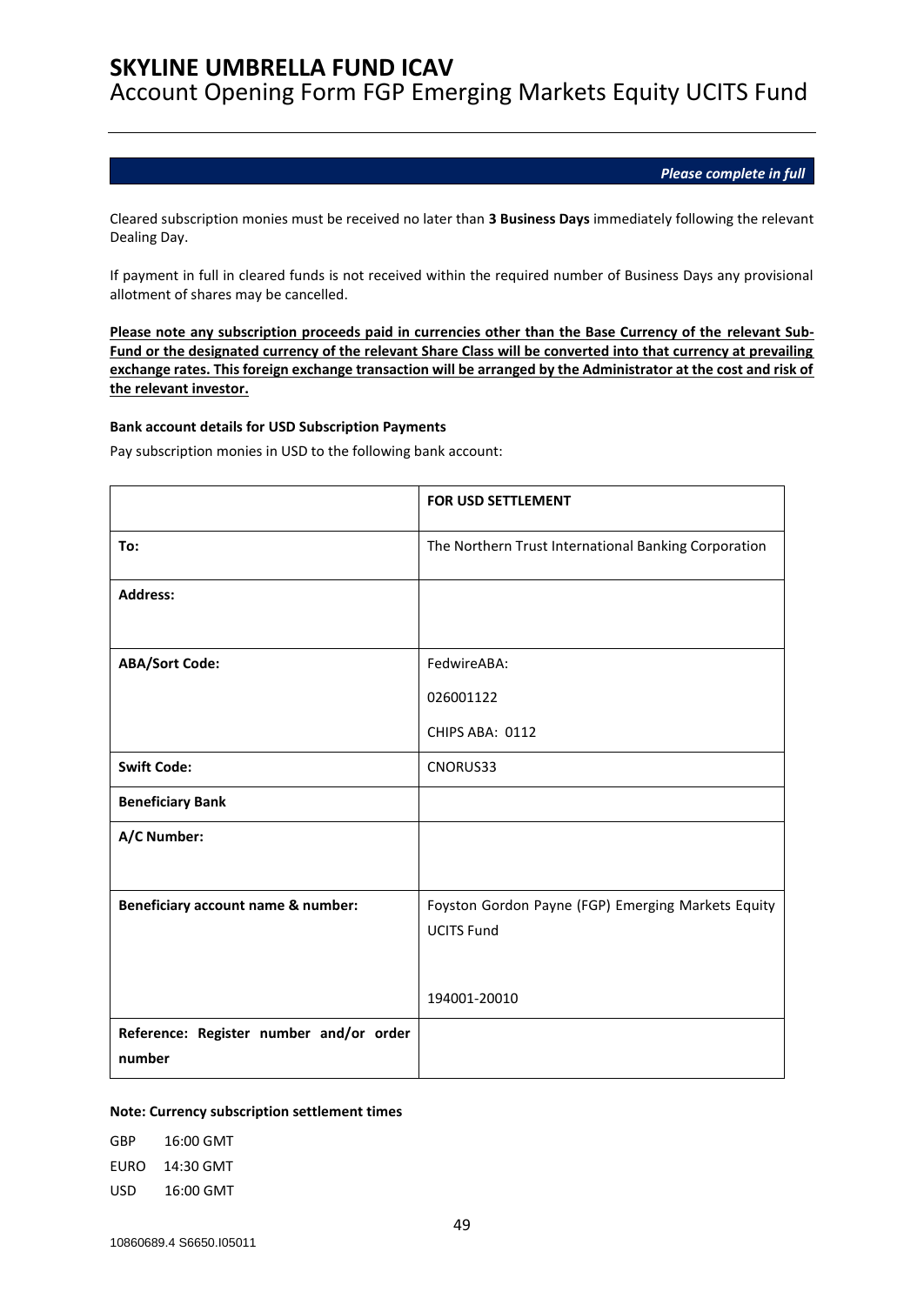# SKYLINE UMBRELLA FUND ICAV

Account Opening Form FGP Emerging Markets Equity UCITS Fund

***Please complete in full***

Cleared subscription monies must be received no later than **3 Business Days** immediately following the relevant Dealing Day.

If payment in full in cleared funds is not received within the required number of Business Days any provisional allotment of shares may be cancelled.

**Please note any subscription proceeds paid in currencies other than the Base Currency of the relevant Sub-Fund or the designated currency of the relevant Share Class will be converted into that currency at prevailing exchange rates. This foreign exchange transaction will be arranged by the Administrator at the cost and risk of the relevant investor.**

**Bank account details for USD Subscription Payments**

Pay subscription monies in USD to the following bank account:

| | **FOR USD SETTLEMENT** |
|---|---|
| **To:** | The Northern Trust International Banking Corporation |
| **Address:** | |
| **ABA/Sort Code:** | FedwireABA: 026001122 CHIPS ABA: 0112 |
| **Swift Code:** | CNORUS33 |
| **Beneficiary Bank** | |
| **A/C Number:** | |
| **Beneficiary account name & number:** | Foyston Gordon Payne (FGP) Emerging Markets Equity UCITS Fund 194001-20010 |
| **Reference: Register number and/or order number** | |

**Note: Currency subscription settlement times**

GBP 16:00 GMT

EURO 14:30 GMT

USD 16:00 GMT

10860689.4 S6650.I05011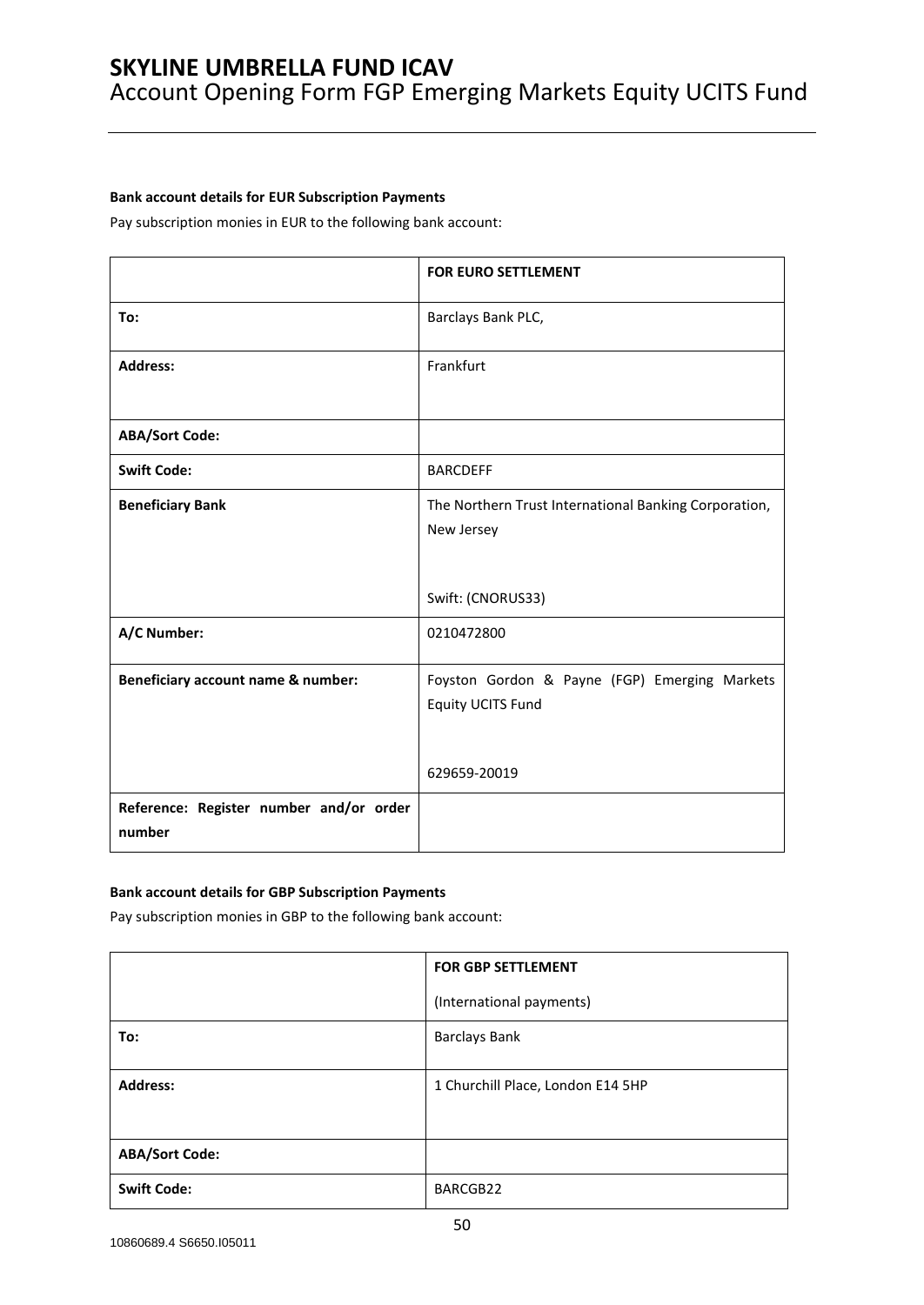**Bank account details for EUR Subscription Payments**

Pay subscription monies in EUR to the following bank account:

| | **FOR EURO SETTLEMENT** |
|---|---|
| **To:** | Barclays Bank PLC, |
| **Address:** | Frankfurt |
| **ABA/Sort Code:** | |
| **Swift Code:** | BARCDEFF |
| **Beneficiary Bank** | The Northern Trust International Banking Corporation, New Jersey<br><br>Swift: (CNORUS33) |
| **A/C Number:** | 0210472800 |
| **Beneficiary account name & number:** | Foyston Gordon & Payne (FGP) Emerging Markets Equity UCITS Fund<br><br>629659-20019 |
| **Reference: Register number and/or order number** | |

**Bank account details for GBP Subscription Payments**

Pay subscription monies in GBP to the following bank account:

| | **FOR GBP SETTLEMENT**<br>(International payments) |
|---|---|
| **To:** | Barclays Bank |
| **Address:** | 1 Churchill Place, London E14 5HP |
| **ABA/Sort Code:** | |
| **Swift Code:** | BARCGB22 |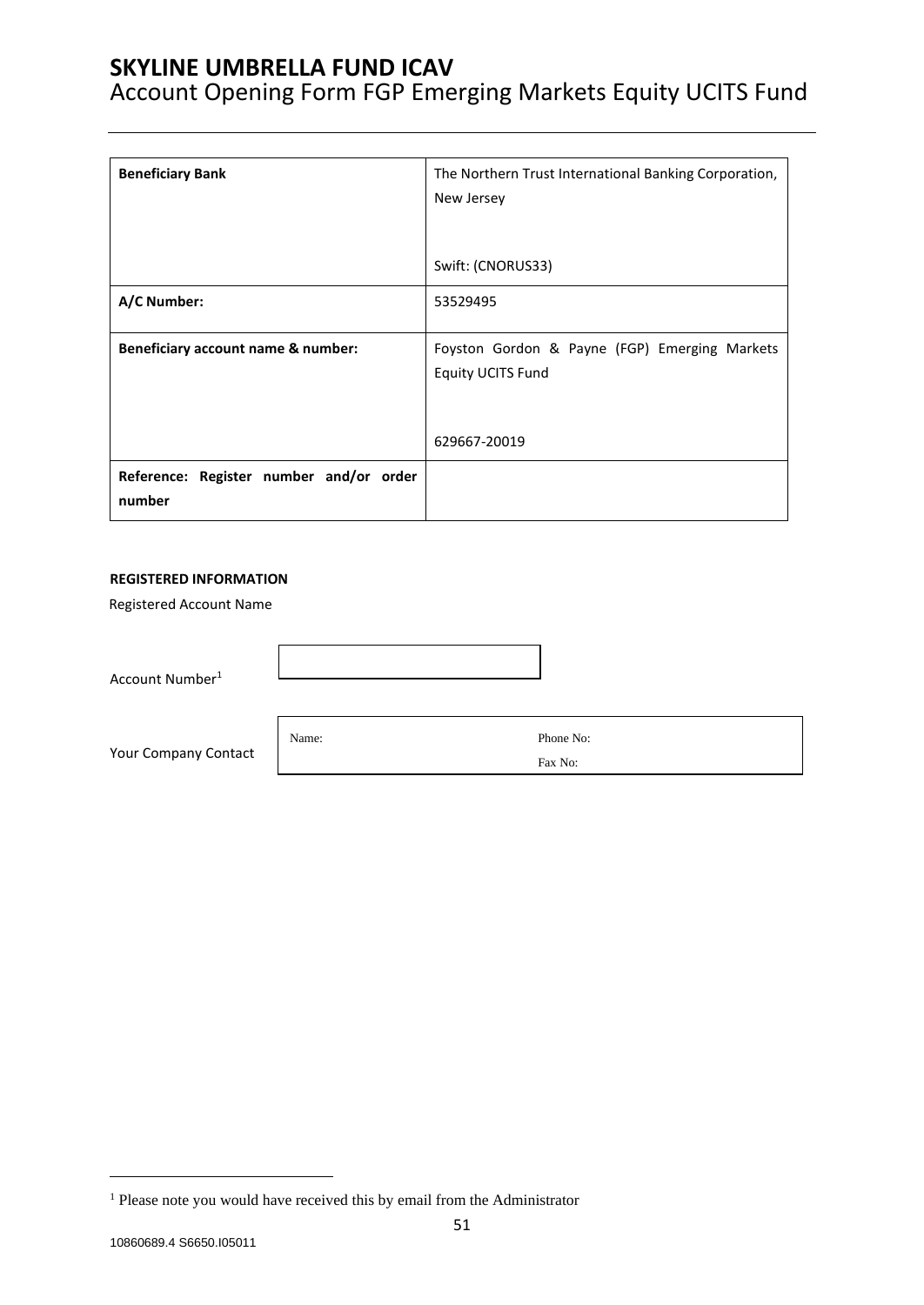# SKYLINE UMBRELLA FUND ICAV

Account Opening Form FGP Emerging Markets Equity UCITS Fund

| | |
|---|---|
| **Beneficiary Bank** | The Northern Trust International Banking Corporation, New Jersey<br><br>Swift: (CNORUS33) |
| **A/C Number:** | 53529495 |
| **Beneficiary account name & number:** | Foyston Gordon & Payne (FGP) Emerging Markets Equity UCITS Fund<br><br>629667-20019 |
| **Reference: Register number and/or order number** | |

**REGISTERED INFORMATION**

Registered Account Name

Account Number[1]

Your Company Contact

| | |
|---|---|
| Name: | Phone No:<br>Fax No: |

[1] Please note you would have received this by email from the Administrator

10860689.4 S6650.I05011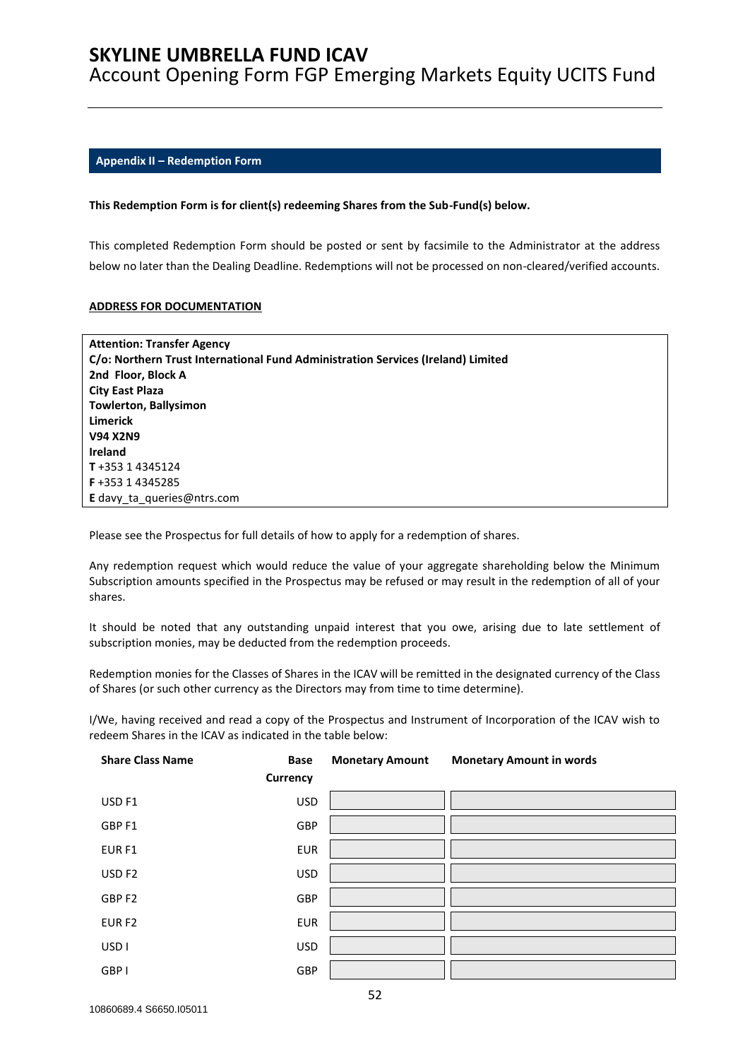## Appendix II – Redemption Form

**This Redemption Form is for client(s) redeeming Shares from the Sub-Fund(s) below.**

This completed Redemption Form should be posted or sent by facsimile to the Administrator at the address below no later than the Dealing Deadline. Redemptions will not be processed on non-cleared/verified accounts.

**ADDRESS FOR DOCUMENTATION**

**Attention: Transfer Agency**
**C/o: Northern Trust International Fund Administration Services (Ireland) Limited**
**2nd Floor, Block A**
**City East Plaza**
**Towlerton, Ballysimon**
**Limerick**
**V94 X2N9**
**Ireland**
**T** +353 1 4345124
**F** +353 1 4345285
**E** davy_ta_queries@ntrs.com

Please see the Prospectus for full details of how to apply for a redemption of shares.

Any redemption request which would reduce the value of your aggregate shareholding below the Minimum Subscription amounts specified in the Prospectus may be refused or may result in the redemption of all of your shares.

It should be noted that any outstanding unpaid interest that you owe, arising due to late settlement of subscription monies, may be deducted from the redemption proceeds.

Redemption monies for the Classes of Shares in the ICAV will be remitted in the designated currency of the Class of Shares (or such other currency as the Directors may from time to time determine).

I/We, having received and read a copy of the Prospectus and Instrument of Incorporation of the ICAV wish to redeem Shares in the ICAV as indicated in the table below:

| Share Class Name | Base Currency | Monetary Amount | Monetary Amount in words |
|---|---|---|---|
| USD F1 | USD | | |
| GBP F1 | GBP | | |
| EUR F1 | EUR | | |
| USD F2 | USD | | |
| GBP F2 | GBP | | |
| EUR F2 | EUR | | |
| USD I | USD | | |
| GBP I | GBP | | |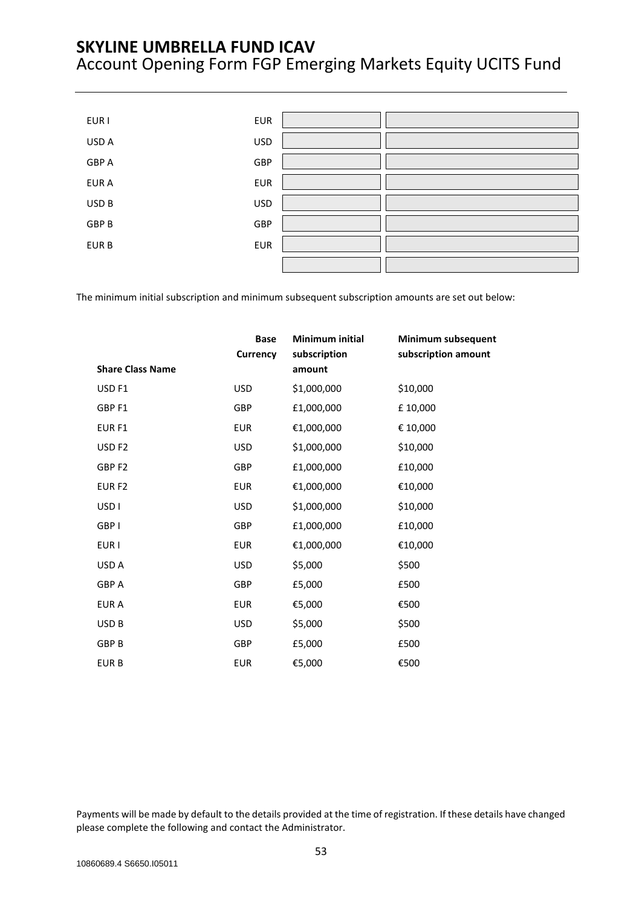| | | | |
|---|---|---|---|
| EUR I | EUR | | |
| USD A | USD | | |
| GBP A | GBP | | |
| EUR A | EUR | | |
| USD B | USD | | |
| GBP B | GBP | | |
| EUR B | EUR | | |
| | | | |

The minimum initial subscription and minimum subsequent subscription amounts are set out below:

| Share Class Name | Base Currency | Minimum initial subscription amount | Minimum subsequent subscription amount |
|---|---|---|---|
| USD F1 | USD | $1,000,000 | $10,000 |
| GBP F1 | GBP | £1,000,000 | £ 10,000 |
| EUR F1 | EUR | €1,000,000 | € 10,000 |
| USD F2 | USD | $1,000,000 | $10,000 |
| GBP F2 | GBP | £1,000,000 | £10,000 |
| EUR F2 | EUR | €1,000,000 | €10,000 |
| USD I | USD | $1,000,000 | $10,000 |
| GBP I | GBP | £1,000,000 | £10,000 |
| EUR I | EUR | €1,000,000 | €10,000 |
| USD A | USD | $5,000 | $500 |
| GBP A | GBP | £5,000 | £500 |
| EUR A | EUR | €5,000 | €500 |
| USD B | USD | $5,000 | $500 |
| GBP B | GBP | £5,000 | £500 |
| EUR B | EUR | €5,000 | €500 |

Payments will be made by default to the details provided at the time of registration. If these details have changed please complete the following and contact the Administrator.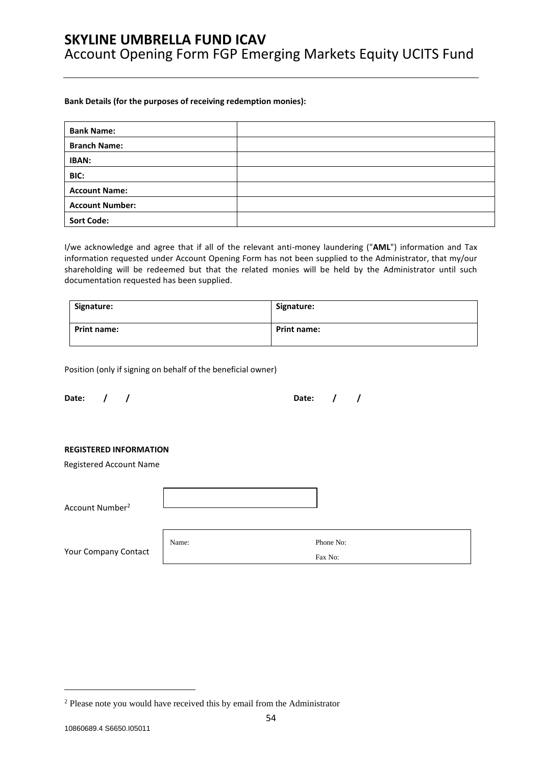**Bank Details (for the purposes of receiving redemption monies):**

| | |
|---|---|
| **Bank Name:** | |
| **Branch Name:** | |
| **IBAN:** | |
| **BIC:** | |
| **Account Name:** | |
| **Account Number:** | |
| **Sort Code:** | |

I/we acknowledge and agree that if all of the relevant anti-money laundering ("**AML**") information and Tax information requested under Account Opening Form has not been supplied to the Administrator, that my/our shareholding will be redeemed but that the related monies will be held by the Administrator until such documentation requested has been supplied.

| | |
|---|---|
| **Signature:** | **Signature:** |
| **Print name:** | **Print name:** |

Position (only if signing on behalf of the beneficial owner)

**Date: / /** **Date: / /**

**REGISTERED INFORMATION**

Registered Account Name

Account Number[2]

Your Company Contact

| | |
|---|---|
| Name: | Phone No: |
| | Fax No: |

[2] Please note you would have received this by email from the Administrator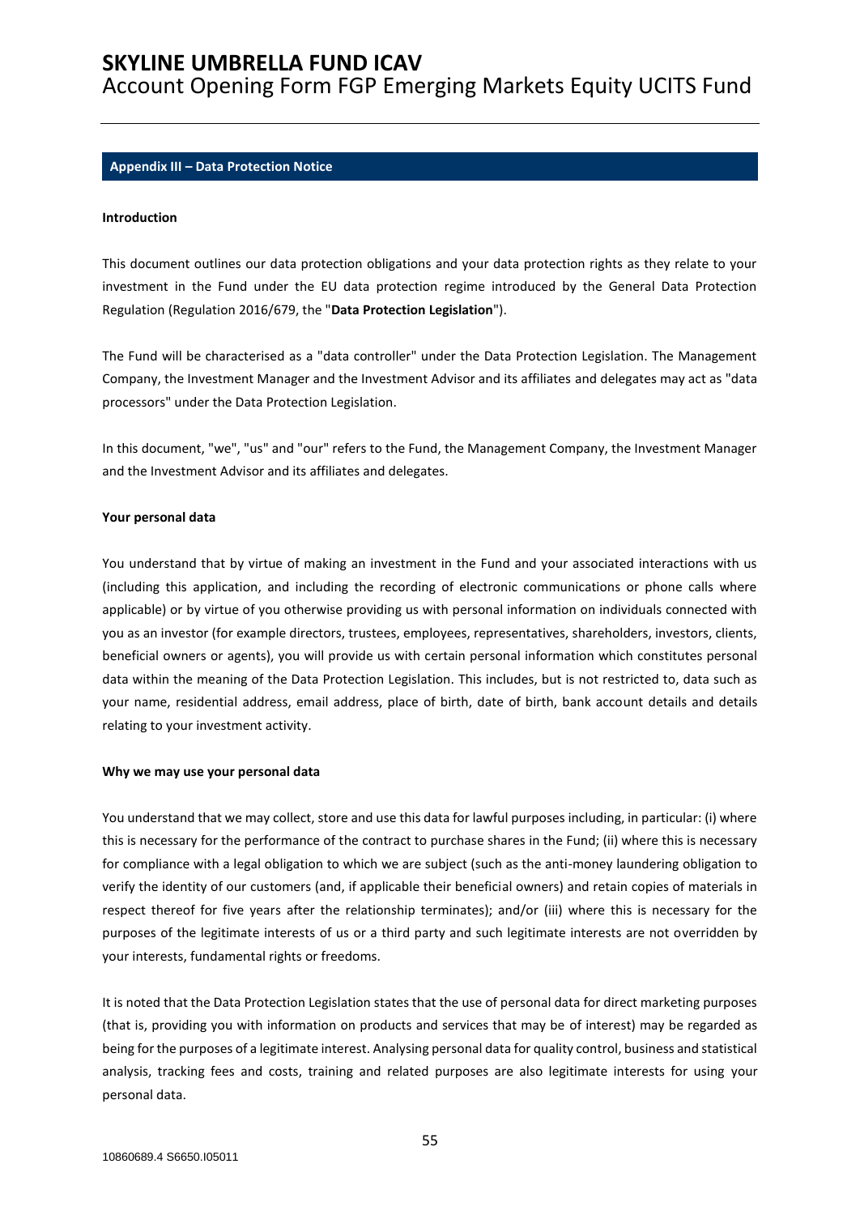## Appendix III – Data Protection Notice

**Introduction**

This document outlines our data protection obligations and your data protection rights as they relate to your investment in the Fund under the EU data protection regime introduced by the General Data Protection Regulation (Regulation 2016/679, the "**Data Protection Legislation**").

The Fund will be characterised as a "data controller" under the Data Protection Legislation. The Management Company, the Investment Manager and the Investment Advisor and its affiliates and delegates may act as "data processors" under the Data Protection Legislation.

In this document, "we", "us" and "our" refers to the Fund, the Management Company, the Investment Manager and the Investment Advisor and its affiliates and delegates.

**Your personal data**

You understand that by virtue of making an investment in the Fund and your associated interactions with us (including this application, and including the recording of electronic communications or phone calls where applicable) or by virtue of you otherwise providing us with personal information on individuals connected with you as an investor (for example directors, trustees, employees, representatives, shareholders, investors, clients, beneficial owners or agents), you will provide us with certain personal information which constitutes personal data within the meaning of the Data Protection Legislation. This includes, but is not restricted to, data such as your name, residential address, email address, place of birth, date of birth, bank account details and details relating to your investment activity.

**Why we may use your personal data**

You understand that we may collect, store and use this data for lawful purposes including, in particular: (i) where this is necessary for the performance of the contract to purchase shares in the Fund; (ii) where this is necessary for compliance with a legal obligation to which we are subject (such as the anti-money laundering obligation to verify the identity of our customers (and, if applicable their beneficial owners) and retain copies of materials in respect thereof for five years after the relationship terminates); and/or (iii) where this is necessary for the purposes of the legitimate interests of us or a third party and such legitimate interests are not overridden by your interests, fundamental rights or freedoms.

It is noted that the Data Protection Legislation states that the use of personal data for direct marketing purposes (that is, providing you with information on products and services that may be of interest) may be regarded as being for the purposes of a legitimate interest. Analysing personal data for quality control, business and statistical analysis, tracking fees and costs, training and related purposes are also legitimate interests for using your personal data.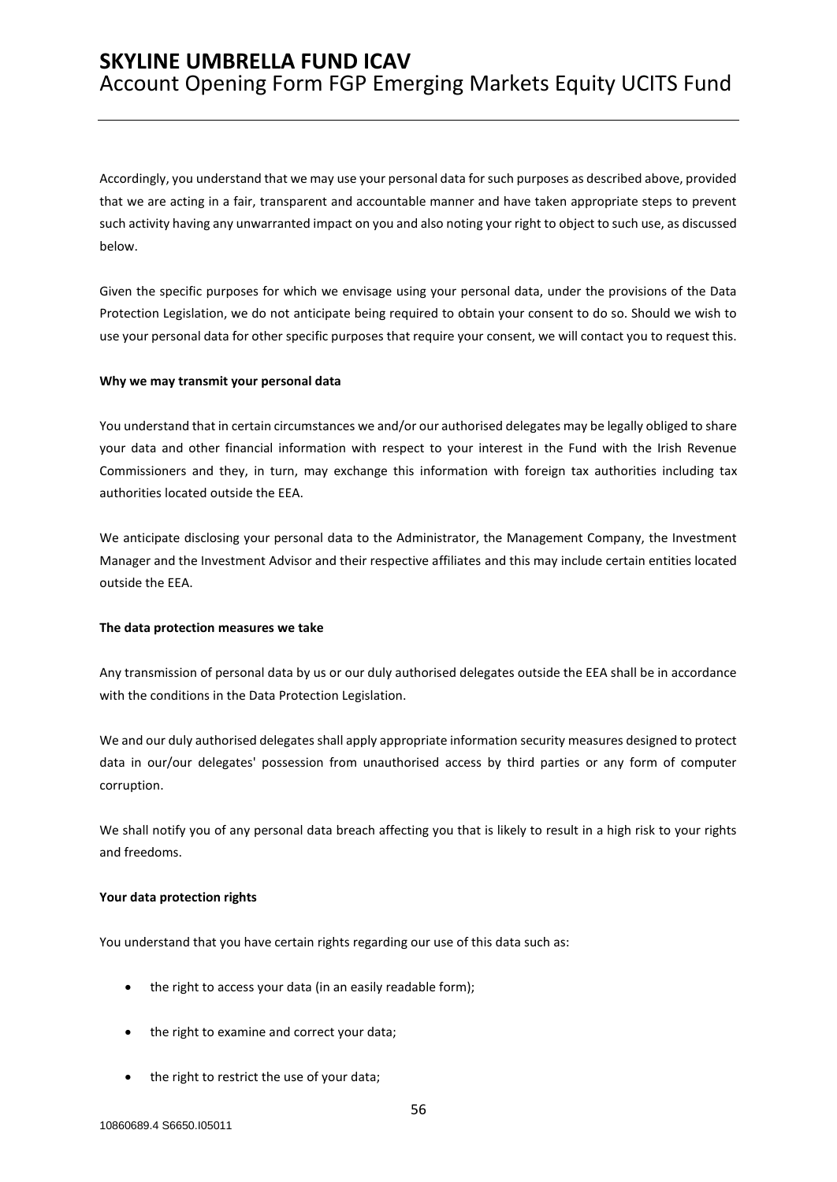Accordingly, you understand that we may use your personal data for such purposes as described above, provided that we are acting in a fair, transparent and accountable manner and have taken appropriate steps to prevent such activity having any unwarranted impact on you and also noting your right to object to such use, as discussed below.

Given the specific purposes for which we envisage using your personal data, under the provisions of the Data Protection Legislation, we do not anticipate being required to obtain your consent to do so. Should we wish to use your personal data for other specific purposes that require your consent, we will contact you to request this.

**Why we may transmit your personal data**

You understand that in certain circumstances we and/or our authorised delegates may be legally obliged to share your data and other financial information with respect to your interest in the Fund with the Irish Revenue Commissioners and they, in turn, may exchange this information with foreign tax authorities including tax authorities located outside the EEA.

We anticipate disclosing your personal data to the Administrator, the Management Company, the Investment Manager and the Investment Advisor and their respective affiliates and this may include certain entities located outside the EEA.

**The data protection measures we take**

Any transmission of personal data by us or our duly authorised delegates outside the EEA shall be in accordance with the conditions in the Data Protection Legislation.

We and our duly authorised delegates shall apply appropriate information security measures designed to protect data in our/our delegates' possession from unauthorised access by third parties or any form of computer corruption.

We shall notify you of any personal data breach affecting you that is likely to result in a high risk to your rights and freedoms.

**Your data protection rights**

You understand that you have certain rights regarding our use of this data such as:

- the right to access your data (in an easily readable form);
- the right to examine and correct your data;
- the right to restrict the use of your data;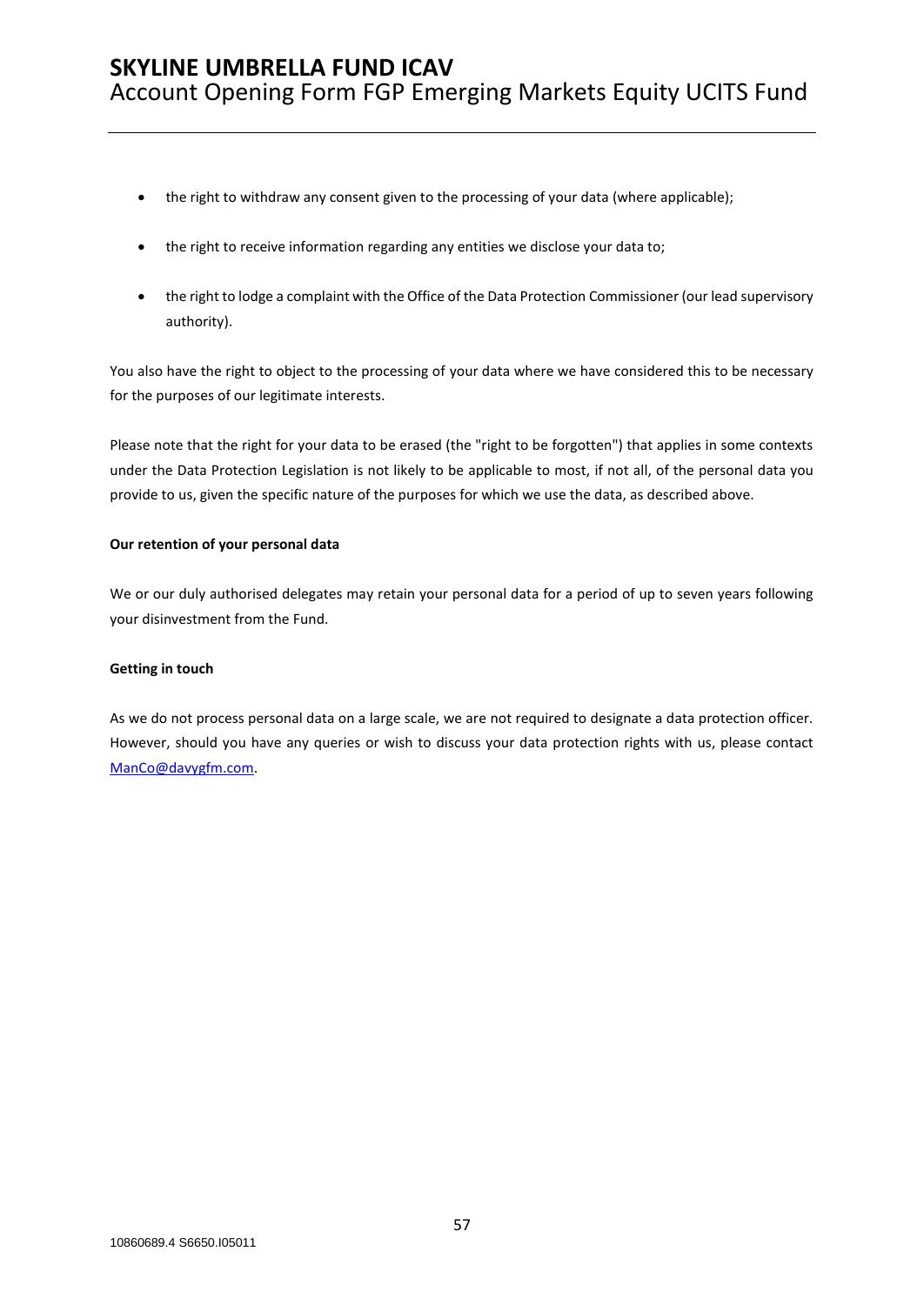- the right to withdraw any consent given to the processing of your data (where applicable);
- the right to receive information regarding any entities we disclose your data to;
- the right to lodge a complaint with the Office of the Data Protection Commissioner (our lead supervisory authority).

You also have the right to object to the processing of your data where we have considered this to be necessary for the purposes of our legitimate interests.

Please note that the right for your data to be erased (the "right to be forgotten") that applies in some contexts under the Data Protection Legislation is not likely to be applicable to most, if not all, of the personal data you provide to us, given the specific nature of the purposes for which we use the data, as described above.

**Our retention of your personal data**

We or our duly authorised delegates may retain your personal data for a period of up to seven years following your disinvestment from the Fund.

**Getting in touch**

As we do not process personal data on a large scale, we are not required to designate a data protection officer. However, should you have any queries or wish to discuss your data protection rights with us, please contact ManCo@davygfm.com.